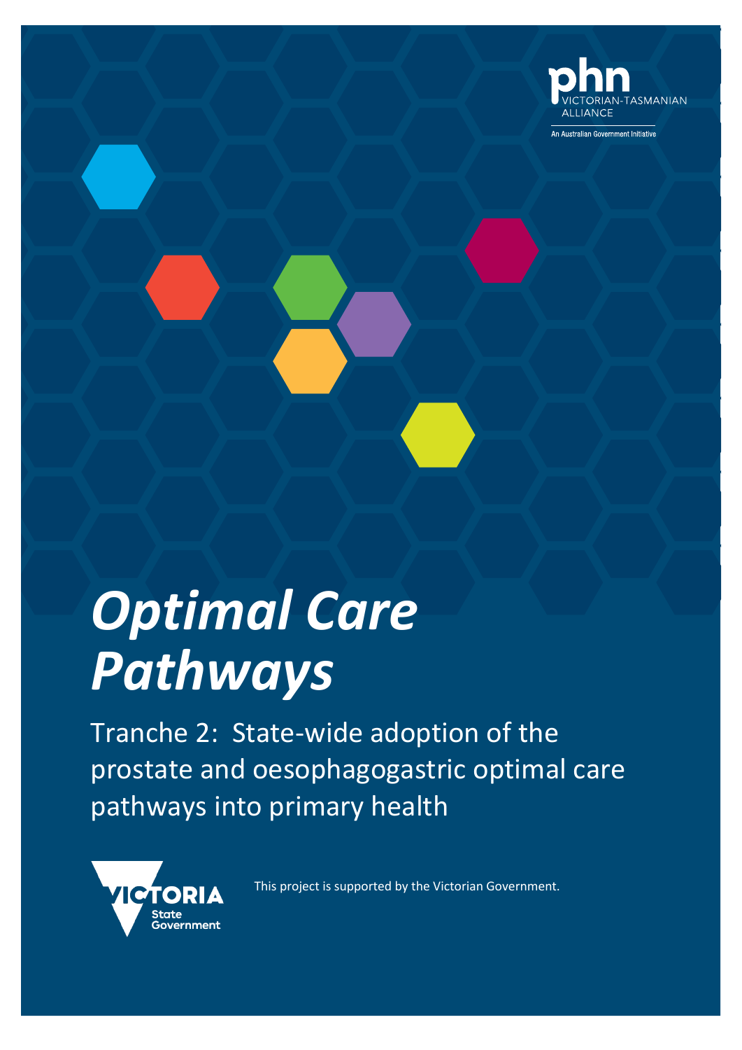phn VICTORIAN-TASMANIAN ALLIANCE

An Australian Government Initiative

# *Optimal Care Pathways*

Tranche 2: State-wide adoption of the prostate and oesophagogastric optimal care pathways into primary health

VICTORIA State Government

This project is supported by the Victorian Government.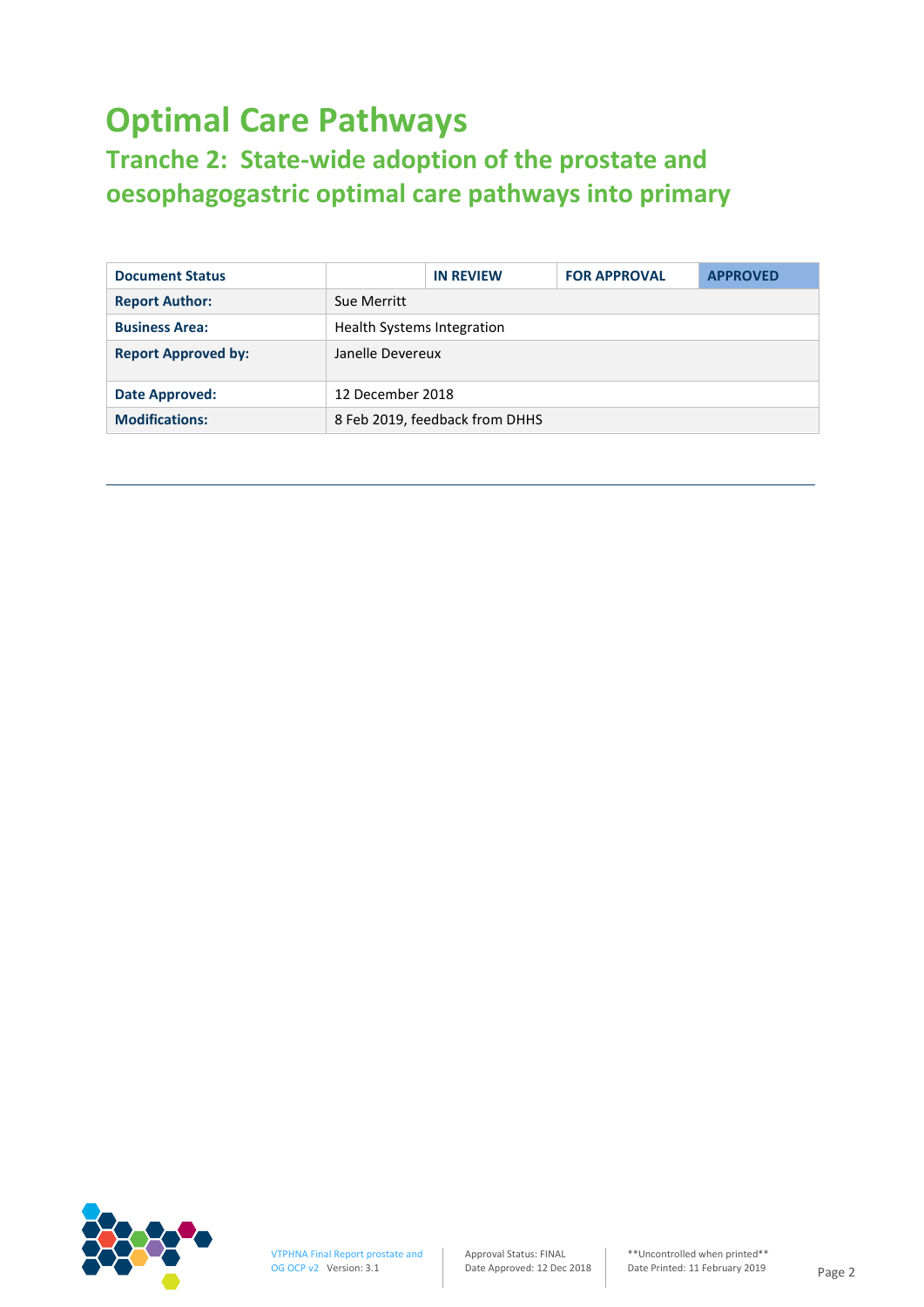# Optimal Care Pathways

## Tranche 2: State-wide adoption of the prostate and oesophagogastric optimal care pathways into primary

| Document Status | | IN REVIEW | FOR APPROVAL | APPROVED |
|---|---|---|---|---|
| **Report Author:** | Sue Merritt | | | |
| **Business Area:** | Health Systems Integration | | | |
| **Report Approved by:** | Janelle Devereux | | | |
| **Date Approved:** | 12 December 2018 | | | |
| **Modifications:** | 8 Feb 2019, feedback from DHHS | | | |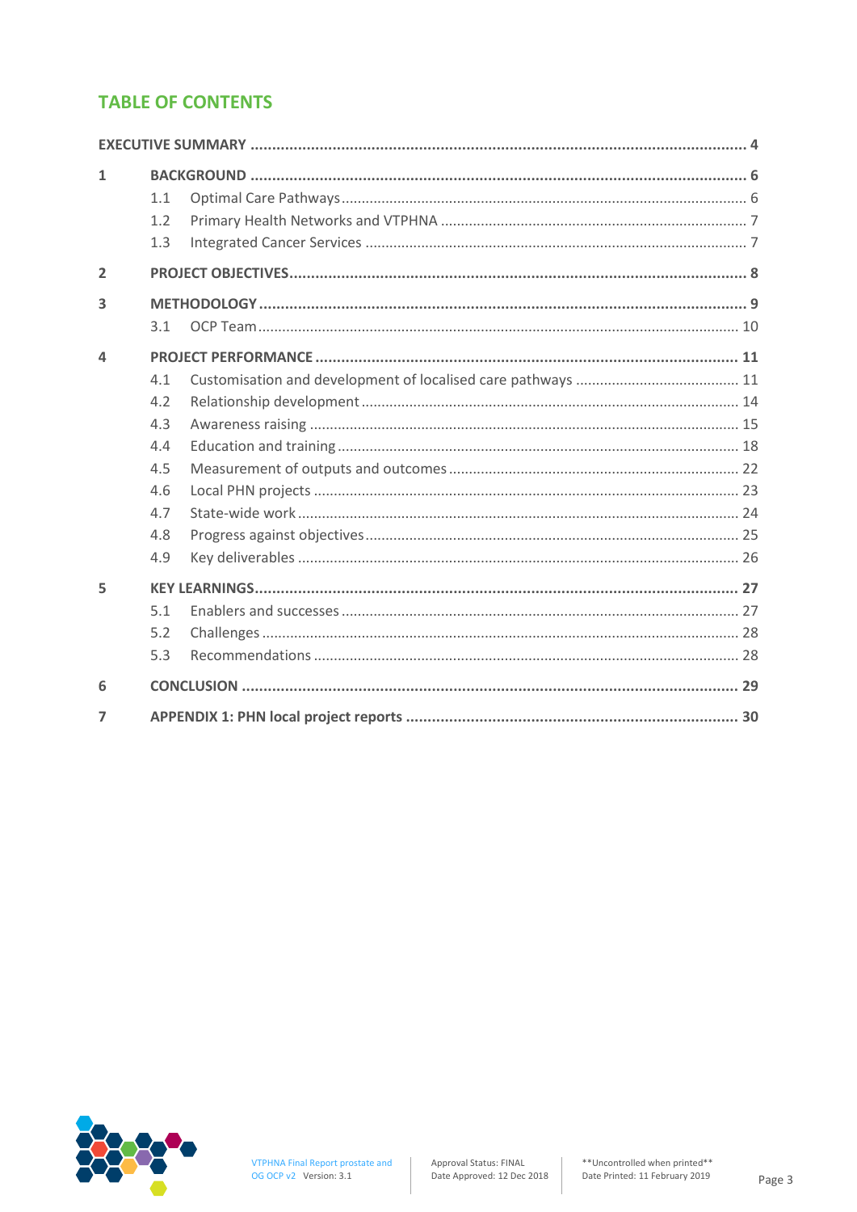## TABLE OF CONTENTS

EXECUTIVE SUMMARY ........................................ 4

1 BACKGROUND ........................................ 6
- 1.1 Optimal Care Pathways ........................................ 6
- 1.2 Primary Health Networks and VTPHNA ........................................ 7
- 1.3 Integrated Cancer Services ........................................ 7

2 PROJECT OBJECTIVES ........................................ 8

3 METHODOLOGY ........................................ 9
- 3.1 OCP Team ........................................ 10

4 PROJECT PERFORMANCE ........................................ 11
- 4.1 Customisation and development of localised care pathways ........................................ 11
- 4.2 Relationship development ........................................ 14
- 4.3 Awareness raising ........................................ 15
- 4.4 Education and training ........................................ 18
- 4.5 Measurement of outputs and outcomes ........................................ 22
- 4.6 Local PHN projects ........................................ 23
- 4.7 State-wide work ........................................ 24
- 4.8 Progress against objectives ........................................ 25
- 4.9 Key deliverables ........................................ 26

5 KEY LEARNINGS ........................................ 27
- 5.1 Enablers and successes ........................................ 27
- 5.2 Challenges ........................................ 28
- 5.3 Recommendations ........................................ 28

6 CONCLUSION ........................................ 29

7 APPENDIX 1: PHN local project reports ........................................ 30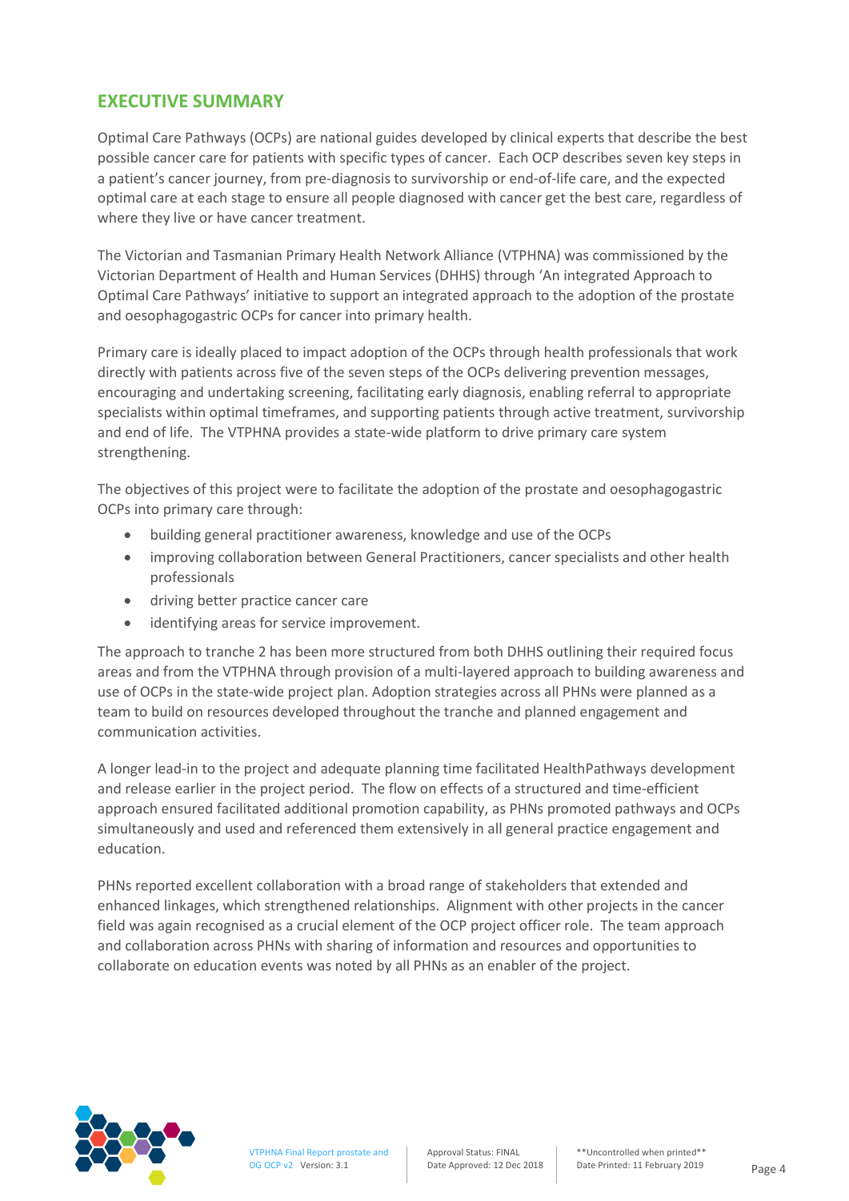## EXECUTIVE SUMMARY

Optimal Care Pathways (OCPs) are national guides developed by clinical experts that describe the best possible cancer care for patients with specific types of cancer. Each OCP describes seven key steps in a patient's cancer journey, from pre-diagnosis to survivorship or end-of-life care, and the expected optimal care at each stage to ensure all people diagnosed with cancer get the best care, regardless of where they live or have cancer treatment.

The Victorian and Tasmanian Primary Health Network Alliance (VTPHNA) was commissioned by the Victorian Department of Health and Human Services (DHHS) through 'An integrated Approach to Optimal Care Pathways' initiative to support an integrated approach to the adoption of the prostate and oesophagogastric OCPs for cancer into primary health.

Primary care is ideally placed to impact adoption of the OCPs through health professionals that work directly with patients across five of the seven steps of the OCPs delivering prevention messages, encouraging and undertaking screening, facilitating early diagnosis, enabling referral to appropriate specialists within optimal timeframes, and supporting patients through active treatment, survivorship and end of life. The VTPHNA provides a state-wide platform to drive primary care system strengthening.

The objectives of this project were to facilitate the adoption of the prostate and oesophagogastric OCPs into primary care through:

- building general practitioner awareness, knowledge and use of the OCPs
- improving collaboration between General Practitioners, cancer specialists and other health professionals
- driving better practice cancer care
- identifying areas for service improvement.

The approach to tranche 2 has been more structured from both DHHS outlining their required focus areas and from the VTPHNA through provision of a multi-layered approach to building awareness and use of OCPs in the state-wide project plan. Adoption strategies across all PHNs were planned as a team to build on resources developed throughout the tranche and planned engagement and communication activities.

A longer lead-in to the project and adequate planning time facilitated HealthPathways development and release earlier in the project period. The flow on effects of a structured and time-efficient approach ensured facilitated additional promotion capability, as PHNs promoted pathways and OCPs simultaneously and used and referenced them extensively in all general practice engagement and education.

PHNs reported excellent collaboration with a broad range of stakeholders that extended and enhanced linkages, which strengthened relationships. Alignment with other projects in the cancer field was again recognised as a crucial element of the OCP project officer role. The team approach and collaboration across PHNs with sharing of information and resources and opportunities to collaborate on education events was noted by all PHNs as an enabler of the project.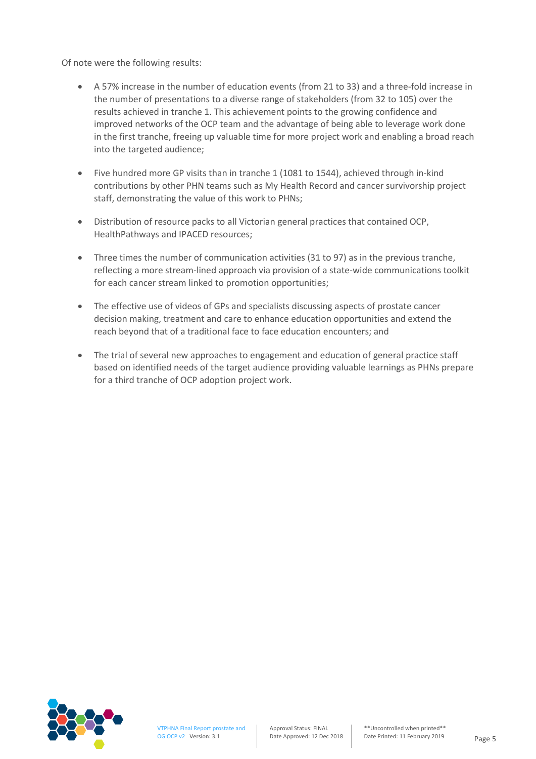Of note were the following results:

- A 57% increase in the number of education events (from 21 to 33) and a three-fold increase in the number of presentations to a diverse range of stakeholders (from 32 to 105) over the results achieved in tranche 1. This achievement points to the growing confidence and improved networks of the OCP team and the advantage of being able to leverage work done in the first tranche, freeing up valuable time for more project work and enabling a broad reach into the targeted audience;

- Five hundred more GP visits than in tranche 1 (1081 to 1544), achieved through in-kind contributions by other PHN teams such as My Health Record and cancer survivorship project staff, demonstrating the value of this work to PHNs;

- Distribution of resource packs to all Victorian general practices that contained OCP, HealthPathways and IPACED resources;

- Three times the number of communication activities (31 to 97) as in the previous tranche, reflecting a more stream-lined approach via provision of a state-wide communications toolkit for each cancer stream linked to promotion opportunities;

- The effective use of videos of GPs and specialists discussing aspects of prostate cancer decision making, treatment and care to enhance education opportunities and extend the reach beyond that of a traditional face to face education encounters; and

- The trial of several new approaches to engagement and education of general practice staff based on identified needs of the target audience providing valuable learnings as PHNs prepare for a third tranche of OCP adoption project work.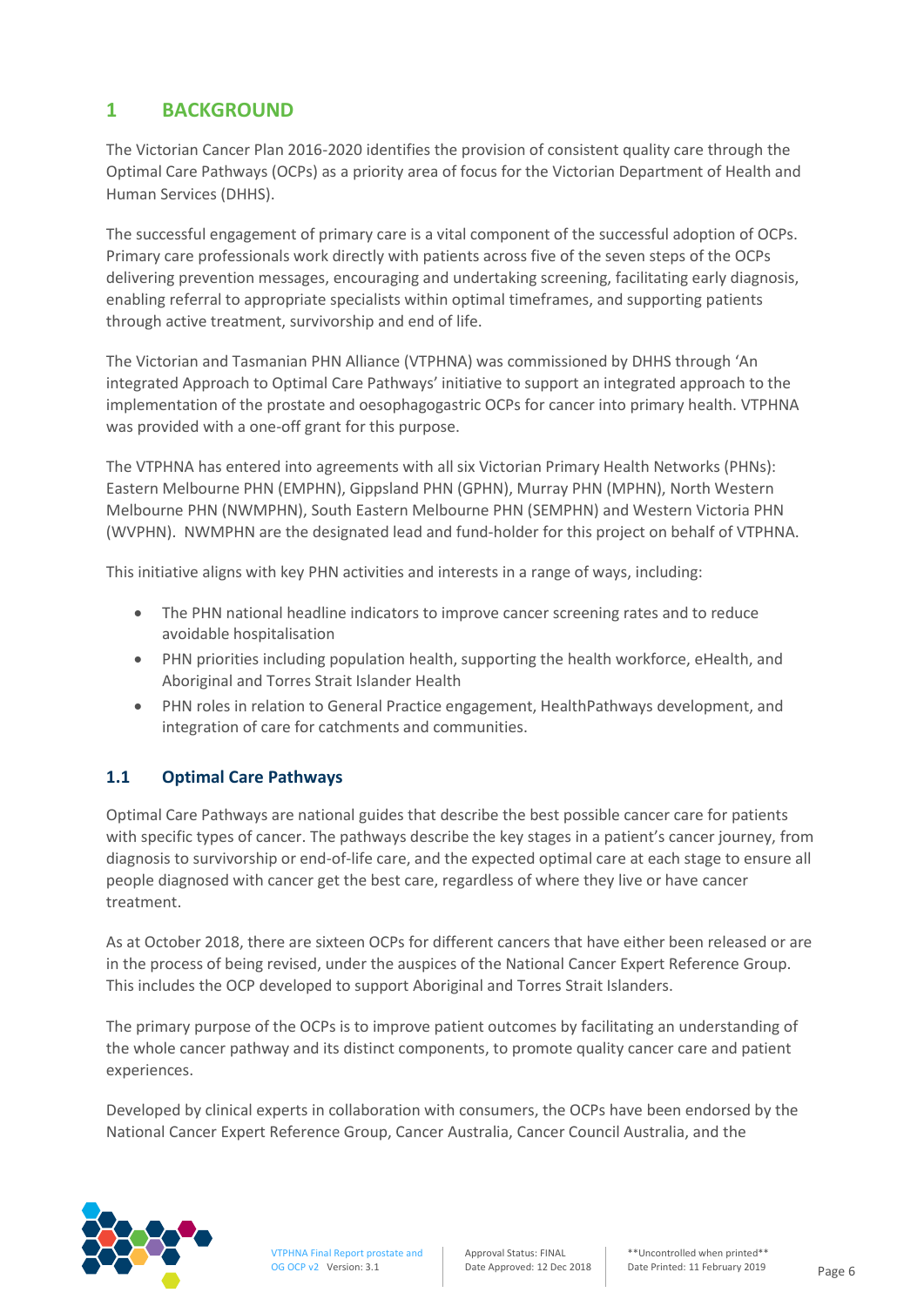# 1 BACKGROUND

The Victorian Cancer Plan 2016-2020 identifies the provision of consistent quality care through the Optimal Care Pathways (OCPs) as a priority area of focus for the Victorian Department of Health and Human Services (DHHS).

The successful engagement of primary care is a vital component of the successful adoption of OCPs. Primary care professionals work directly with patients across five of the seven steps of the OCPs delivering prevention messages, encouraging and undertaking screening, facilitating early diagnosis, enabling referral to appropriate specialists within optimal timeframes, and supporting patients through active treatment, survivorship and end of life.

The Victorian and Tasmanian PHN Alliance (VTPHNA) was commissioned by DHHS through 'An integrated Approach to Optimal Care Pathways' initiative to support an integrated approach to the implementation of the prostate and oesophagogastric OCPs for cancer into primary health. VTPHNA was provided with a one-off grant for this purpose.

The VTPHNA has entered into agreements with all six Victorian Primary Health Networks (PHNs): Eastern Melbourne PHN (EMPHN), Gippsland PHN (GPHN), Murray PHN (MPHN), North Western Melbourne PHN (NWMPHN), South Eastern Melbourne PHN (SEMPHN) and Western Victoria PHN (WVPHN). NWMPHN are the designated lead and fund-holder for this project on behalf of VTPHNA.

This initiative aligns with key PHN activities and interests in a range of ways, including:

- The PHN national headline indicators to improve cancer screening rates and to reduce avoidable hospitalisation
- PHN priorities including population health, supporting the health workforce, eHealth, and Aboriginal and Torres Strait Islander Health
- PHN roles in relation to General Practice engagement, HealthPathways development, and integration of care for catchments and communities.

## 1.1 Optimal Care Pathways

Optimal Care Pathways are national guides that describe the best possible cancer care for patients with specific types of cancer. The pathways describe the key stages in a patient's cancer journey, from diagnosis to survivorship or end-of-life care, and the expected optimal care at each stage to ensure all people diagnosed with cancer get the best care, regardless of where they live or have cancer treatment.

As at October 2018, there are sixteen OCPs for different cancers that have either been released or are in the process of being revised, under the auspices of the National Cancer Expert Reference Group. This includes the OCP developed to support Aboriginal and Torres Strait Islanders.

The primary purpose of the OCPs is to improve patient outcomes by facilitating an understanding of the whole cancer pathway and its distinct components, to promote quality cancer care and patient experiences.

Developed by clinical experts in collaboration with consumers, the OCPs have been endorsed by the National Cancer Expert Reference Group, Cancer Australia, Cancer Council Australia, and the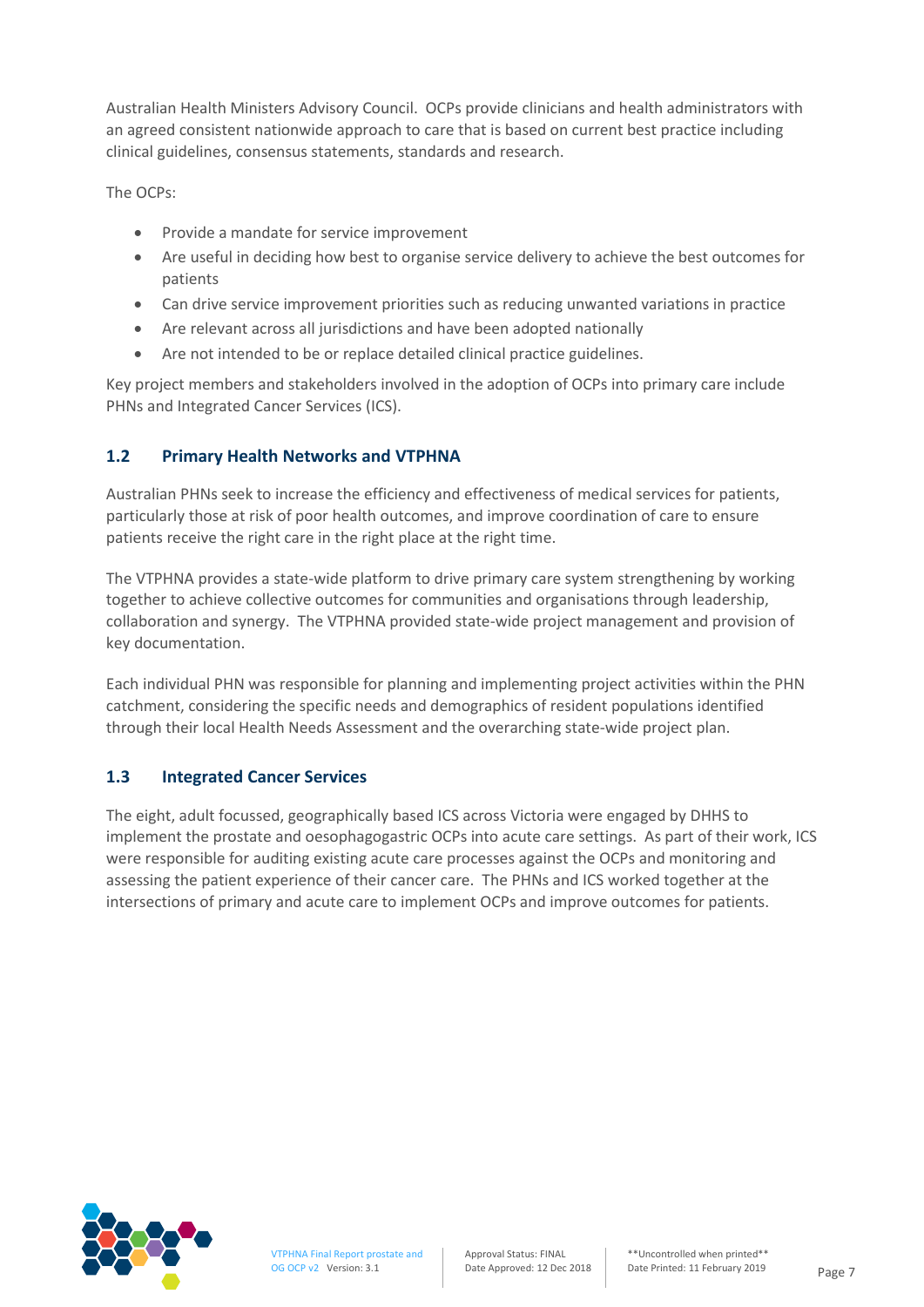Australian Health Ministers Advisory Council. OCPs provide clinicians and health administrators with an agreed consistent nationwide approach to care that is based on current best practice including clinical guidelines, consensus statements, standards and research.

The OCPs:

- Provide a mandate for service improvement
- Are useful in deciding how best to organise service delivery to achieve the best outcomes for patients
- Can drive service improvement priorities such as reducing unwanted variations in practice
- Are relevant across all jurisdictions and have been adopted nationally
- Are not intended to be or replace detailed clinical practice guidelines.

Key project members and stakeholders involved in the adoption of OCPs into primary care include PHNs and Integrated Cancer Services (ICS).

## 1.2 Primary Health Networks and VTPHNA

Australian PHNs seek to increase the efficiency and effectiveness of medical services for patients, particularly those at risk of poor health outcomes, and improve coordination of care to ensure patients receive the right care in the right place at the right time.

The VTPHNA provides a state-wide platform to drive primary care system strengthening by working together to achieve collective outcomes for communities and organisations through leadership, collaboration and synergy. The VTPHNA provided state-wide project management and provision of key documentation.

Each individual PHN was responsible for planning and implementing project activities within the PHN catchment, considering the specific needs and demographics of resident populations identified through their local Health Needs Assessment and the overarching state-wide project plan.

## 1.3 Integrated Cancer Services

The eight, adult focussed, geographically based ICS across Victoria were engaged by DHHS to implement the prostate and oesophagogastric OCPs into acute care settings. As part of their work, ICS were responsible for auditing existing acute care processes against the OCPs and monitoring and assessing the patient experience of their cancer care. The PHNs and ICS worked together at the intersections of primary and acute care to implement OCPs and improve outcomes for patients.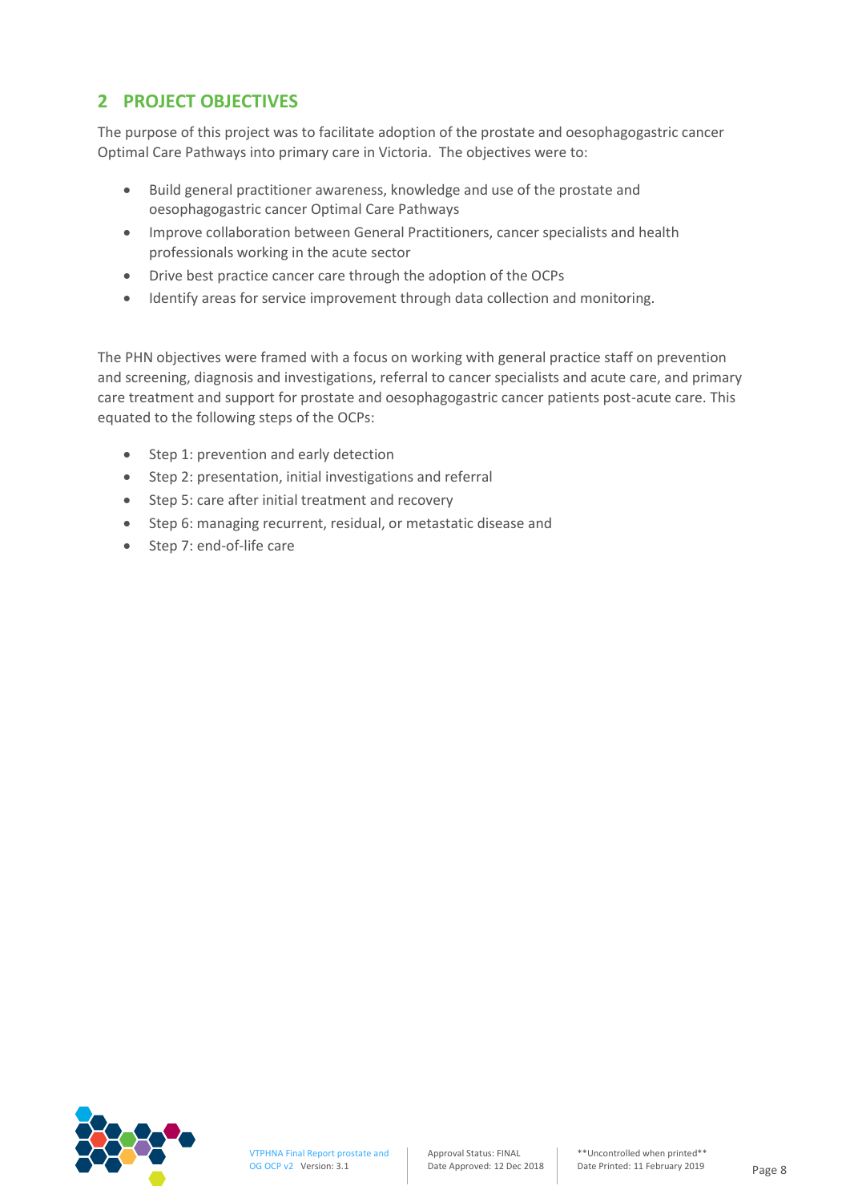## 2 PROJECT OBJECTIVES

The purpose of this project was to facilitate adoption of the prostate and oesophagogastric cancer Optimal Care Pathways into primary care in Victoria. The objectives were to:

- Build general practitioner awareness, knowledge and use of the prostate and oesophagogastric cancer Optimal Care Pathways
- Improve collaboration between General Practitioners, cancer specialists and health professionals working in the acute sector
- Drive best practice cancer care through the adoption of the OCPs
- Identify areas for service improvement through data collection and monitoring.

The PHN objectives were framed with a focus on working with general practice staff on prevention and screening, diagnosis and investigations, referral to cancer specialists and acute care, and primary care treatment and support for prostate and oesophagogastric cancer patients post-acute care. This equated to the following steps of the OCPs:

- Step 1: prevention and early detection
- Step 2: presentation, initial investigations and referral
- Step 5: care after initial treatment and recovery
- Step 6: managing recurrent, residual, or metastatic disease and
- Step 7: end-of-life care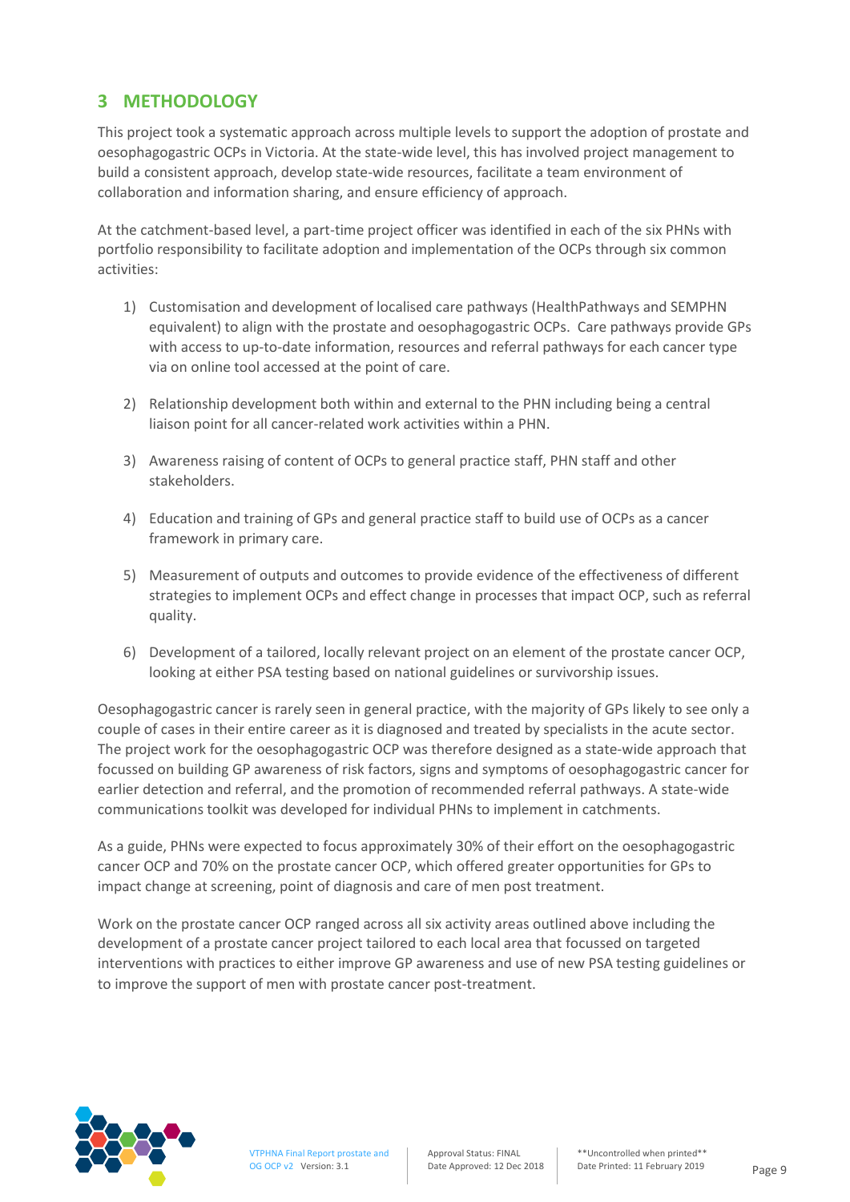## 3 METHODOLOGY

This project took a systematic approach across multiple levels to support the adoption of prostate and oesophagogastric OCPs in Victoria. At the state-wide level, this has involved project management to build a consistent approach, develop state-wide resources, facilitate a team environment of collaboration and information sharing, and ensure efficiency of approach.

At the catchment-based level, a part-time project officer was identified in each of the six PHNs with portfolio responsibility to facilitate adoption and implementation of the OCPs through six common activities:

1) Customisation and development of localised care pathways (HealthPathways and SEMPHN equivalent) to align with the prostate and oesophagogastric OCPs. Care pathways provide GPs with access to up-to-date information, resources and referral pathways for each cancer type via on online tool accessed at the point of care.

2) Relationship development both within and external to the PHN including being a central liaison point for all cancer-related work activities within a PHN.

3) Awareness raising of content of OCPs to general practice staff, PHN staff and other stakeholders.

4) Education and training of GPs and general practice staff to build use of OCPs as a cancer framework in primary care.

5) Measurement of outputs and outcomes to provide evidence of the effectiveness of different strategies to implement OCPs and effect change in processes that impact OCP, such as referral quality.

6) Development of a tailored, locally relevant project on an element of the prostate cancer OCP, looking at either PSA testing based on national guidelines or survivorship issues.

Oesophagogastric cancer is rarely seen in general practice, with the majority of GPs likely to see only a couple of cases in their entire career as it is diagnosed and treated by specialists in the acute sector. The project work for the oesophagogastric OCP was therefore designed as a state-wide approach that focussed on building GP awareness of risk factors, signs and symptoms of oesophagogastric cancer for earlier detection and referral, and the promotion of recommended referral pathways. A state-wide communications toolkit was developed for individual PHNs to implement in catchments.

As a guide, PHNs were expected to focus approximately 30% of their effort on the oesophagogastric cancer OCP and 70% on the prostate cancer OCP, which offered greater opportunities for GPs to impact change at screening, point of diagnosis and care of men post treatment.

Work on the prostate cancer OCP ranged across all six activity areas outlined above including the development of a prostate cancer project tailored to each local area that focussed on targeted interventions with practices to either improve GP awareness and use of new PSA testing guidelines or to improve the support of men with prostate cancer post-treatment.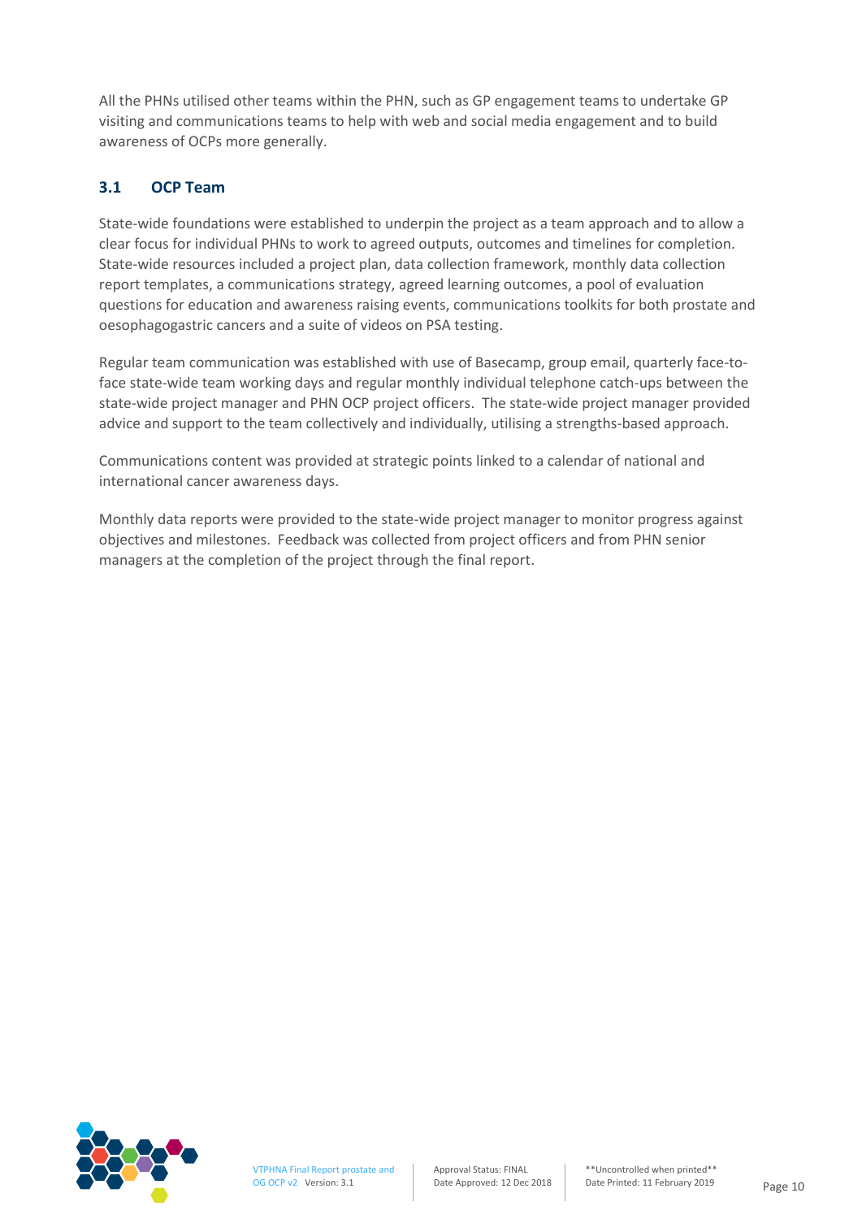All the PHNs utilised other teams within the PHN, such as GP engagement teams to undertake GP visiting and communications teams to help with web and social media engagement and to build awareness of OCPs more generally.

## 3.1 OCP Team

State-wide foundations were established to underpin the project as a team approach and to allow a clear focus for individual PHNs to work to agreed outputs, outcomes and timelines for completion. State-wide resources included a project plan, data collection framework, monthly data collection report templates, a communications strategy, agreed learning outcomes, a pool of evaluation questions for education and awareness raising events, communications toolkits for both prostate and oesophagogastric cancers and a suite of videos on PSA testing.

Regular team communication was established with use of Basecamp, group email, quarterly face-to-face state-wide team working days and regular monthly individual telephone catch-ups between the state-wide project manager and PHN OCP project officers. The state-wide project manager provided advice and support to the team collectively and individually, utilising a strengths-based approach.

Communications content was provided at strategic points linked to a calendar of national and international cancer awareness days.

Monthly data reports were provided to the state-wide project manager to monitor progress against objectives and milestones. Feedback was collected from project officers and from PHN senior managers at the completion of the project through the final report.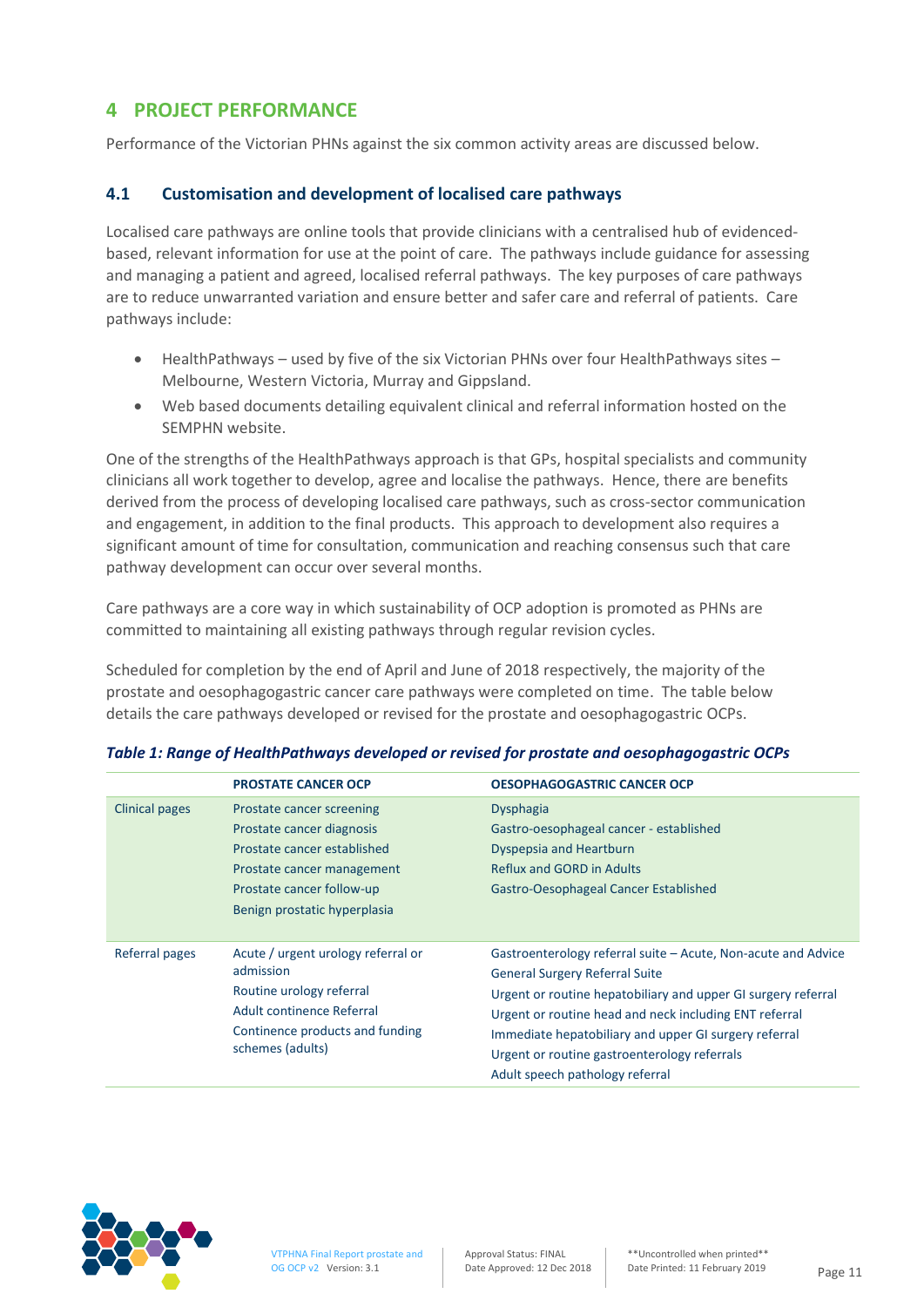## 4 PROJECT PERFORMANCE

Performance of the Victorian PHNs against the six common activity areas are discussed below.

### 4.1 Customisation and development of localised care pathways

Localised care pathways are online tools that provide clinicians with a centralised hub of evidenced-based, relevant information for use at the point of care. The pathways include guidance for assessing and managing a patient and agreed, localised referral pathways. The key purposes of care pathways are to reduce unwarranted variation and ensure better and safer care and referral of patients. Care pathways include:

- HealthPathways – used by five of the six Victorian PHNs over four HealthPathways sites – Melbourne, Western Victoria, Murray and Gippsland.
- Web based documents detailing equivalent clinical and referral information hosted on the SEMPHN website.

One of the strengths of the HealthPathways approach is that GPs, hospital specialists and community clinicians all work together to develop, agree and localise the pathways. Hence, there are benefits derived from the process of developing localised care pathways, such as cross-sector communication and engagement, in addition to the final products. This approach to development also requires a significant amount of time for consultation, communication and reaching consensus such that care pathway development can occur over several months.

Care pathways are a core way in which sustainability of OCP adoption is promoted as PHNs are committed to maintaining all existing pathways through regular revision cycles.

Scheduled for completion by the end of April and June of 2018 respectively, the majority of the prostate and oesophagogastric cancer care pathways were completed on time. The table below details the care pathways developed or revised for the prostate and oesophagogastric OCPs.

***Table 1: Range of HealthPathways developed or revised for prostate and oesophagogastric OCPs***

| | PROSTATE CANCER OCP | OESOPHAGOGASTRIC CANCER OCP |
|---|---|---|
| Clinical pages | Prostate cancer screening<br>Prostate cancer diagnosis<br>Prostate cancer established<br>Prostate cancer management<br>Prostate cancer follow-up<br>Benign prostatic hyperplasia | Dysphagia<br>Gastro-oesophageal cancer - established<br>Dyspepsia and Heartburn<br>Reflux and GORD in Adults<br>Gastro-Oesophageal Cancer Established |
| Referral pages | Acute / urgent urology referral or admission<br>Routine urology referral<br>Adult continence Referral<br>Continence products and funding schemes (adults) | Gastroenterology referral suite – Acute, Non-acute and Advice<br>General Surgery Referral Suite<br>Urgent or routine hepatobiliary and upper GI surgery referral<br>Urgent or routine head and neck including ENT referral<br>Immediate hepatobiliary and upper GI surgery referral<br>Urgent or routine gastroenterology referrals<br>Adult speech pathology referral |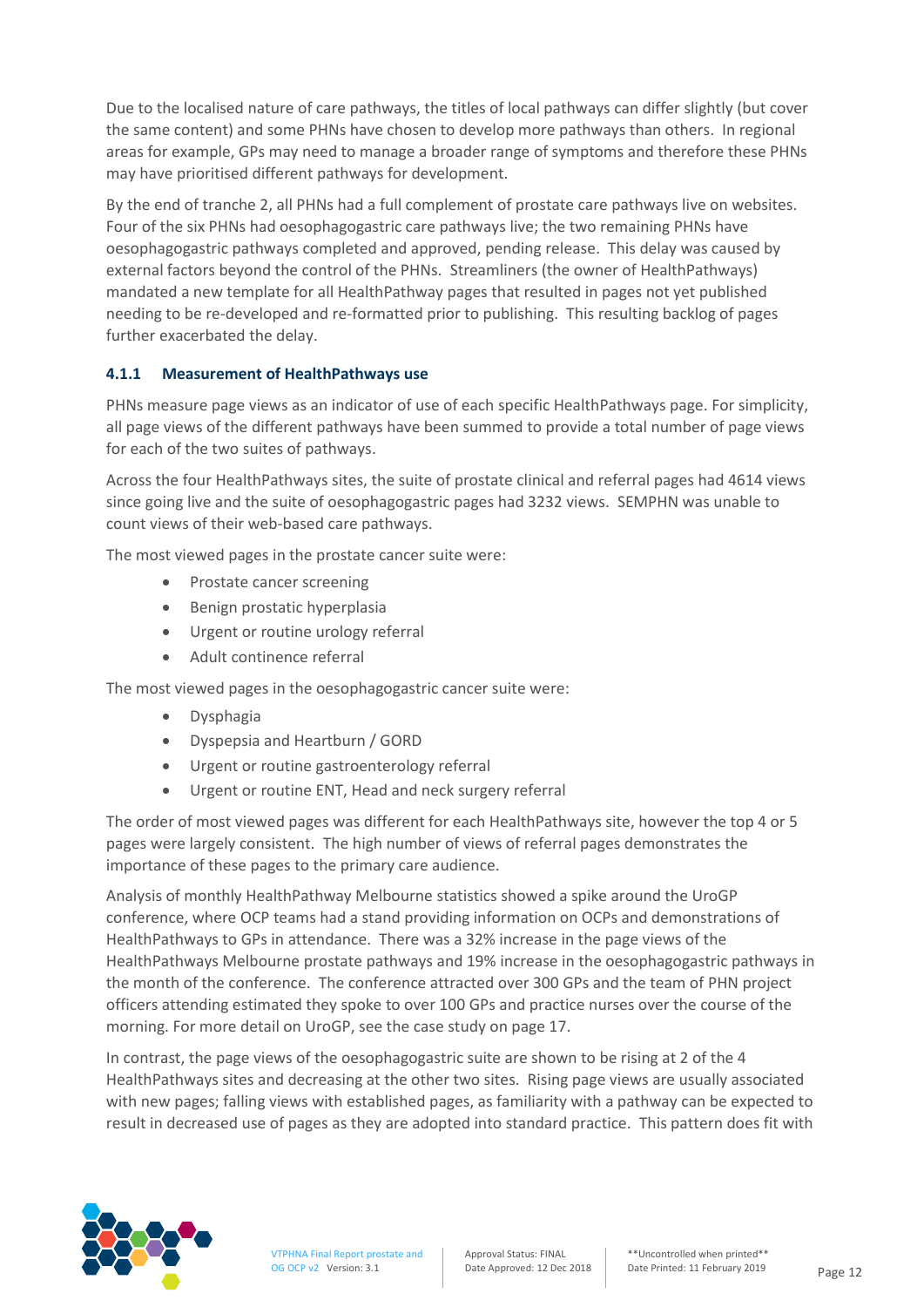Due to the localised nature of care pathways, the titles of local pathways can differ slightly (but cover the same content) and some PHNs have chosen to develop more pathways than others. In regional areas for example, GPs may need to manage a broader range of symptoms and therefore these PHNs may have prioritised different pathways for development.

By the end of tranche 2, all PHNs had a full complement of prostate care pathways live on websites. Four of the six PHNs had oesophagogastric care pathways live; the two remaining PHNs have oesophagogastric pathways completed and approved, pending release. This delay was caused by external factors beyond the control of the PHNs. Streamliners (the owner of HealthPathways) mandated a new template for all HealthPathway pages that resulted in pages not yet published needing to be re-developed and re-formatted prior to publishing. This resulting backlog of pages further exacerbated the delay.

### 4.1.1 Measurement of HealthPathways use

PHNs measure page views as an indicator of use of each specific HealthPathways page. For simplicity, all page views of the different pathways have been summed to provide a total number of page views for each of the two suites of pathways.

Across the four HealthPathways sites, the suite of prostate clinical and referral pages had 4614 views since going live and the suite of oesophagogastric pages had 3232 views. SEMPHN was unable to count views of their web-based care pathways.

The most viewed pages in the prostate cancer suite were:

- Prostate cancer screening
- Benign prostatic hyperplasia
- Urgent or routine urology referral
- Adult continence referral

The most viewed pages in the oesophagogastric cancer suite were:

- Dysphagia
- Dyspepsia and Heartburn / GORD
- Urgent or routine gastroenterology referral
- Urgent or routine ENT, Head and neck surgery referral

The order of most viewed pages was different for each HealthPathways site, however the top 4 or 5 pages were largely consistent. The high number of views of referral pages demonstrates the importance of these pages to the primary care audience.

Analysis of monthly HealthPathway Melbourne statistics showed a spike around the UroGP conference, where OCP teams had a stand providing information on OCPs and demonstrations of HealthPathways to GPs in attendance. There was a 32% increase in the page views of the HealthPathways Melbourne prostate pathways and 19% increase in the oesophagogastric pathways in the month of the conference. The conference attracted over 300 GPs and the team of PHN project officers attending estimated they spoke to over 100 GPs and practice nurses over the course of the morning. For more detail on UroGP, see the case study on page 17.

In contrast, the page views of the oesophagogastric suite are shown to be rising at 2 of the 4 HealthPathways sites and decreasing at the other two sites. Rising page views are usually associated with new pages; falling views with established pages, as familiarity with a pathway can be expected to result in decreased use of pages as they are adopted into standard practice. This pattern does fit with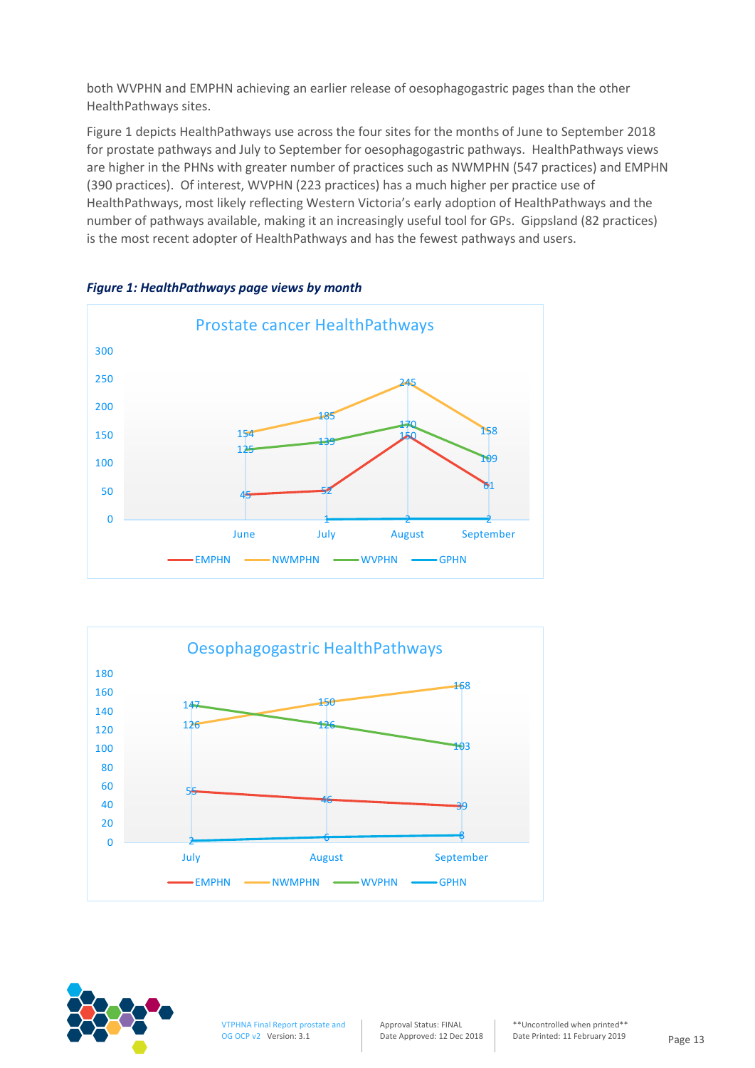both WVPHN and EMPHN achieving an earlier release of oesophagogastric pages than the other HealthPathways sites.

Figure 1 depicts HealthPathways use across the four sites for the months of June to September 2018 for prostate pathways and July to September for oesophagogastric pathways. HealthPathways views are higher in the PHNs with greater number of practices such as NWMPHN (547 practices) and EMPHN (390 practices). Of interest, WVPHN (223 practices) has a much higher per practice use of HealthPathways, most likely reflecting Western Victoria's early adoption of HealthPathways and the number of pathways available, making it an increasingly useful tool for GPs. Gippsland (82 practices) is the most recent adopter of HealthPathways and has the fewest pathways and users.

***Figure 1: HealthPathways page views by month***

**Prostate cancer HealthPathways**

| | June | July | August | September |
|---|---|---|---|---|
| EMPHN | 45 | 52 | 150 | 61 |
| NWMPHN | 154 | 185 | 245 | 158 |
| WVPHN | 125 | 139 | 170 | 109 |
| GPHN | | 1 | 2 | 2 |

**Oesophagogastric HealthPathways**

| | July | August | September |
|---|---|---|---|
| EMPHN | 55 | 46 | 39 |
| NWMPHN | 126 | 150 | 168 |
| WVPHN | 147 | 126 | 103 |
| GPHN | 2 | 6 | 8 |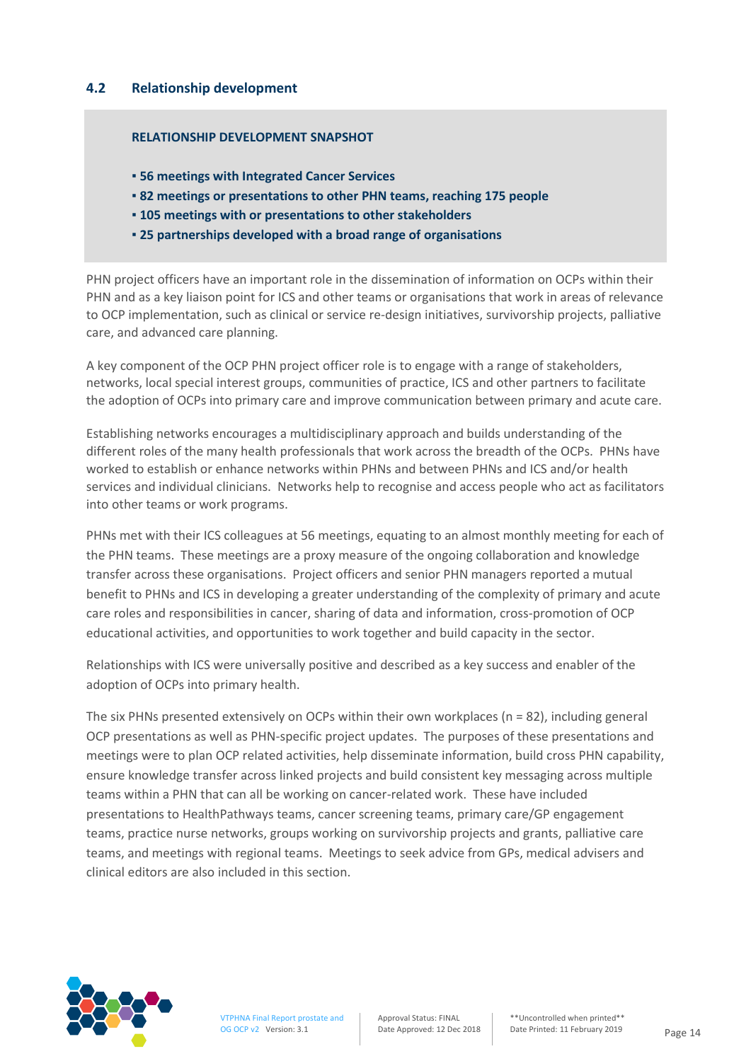### 4.2 Relationship development

**RELATIONSHIP DEVELOPMENT SNAPSHOT**

- **56 meetings with Integrated Cancer Services**
- **82 meetings or presentations to other PHN teams, reaching 175 people**
- **105 meetings with or presentations to other stakeholders**
- **25 partnerships developed with a broad range of organisations**

PHN project officers have an important role in the dissemination of information on OCPs within their PHN and as a key liaison point for ICS and other teams or organisations that work in areas of relevance to OCP implementation, such as clinical or service re-design initiatives, survivorship projects, palliative care, and advanced care planning.

A key component of the OCP PHN project officer role is to engage with a range of stakeholders, networks, local special interest groups, communities of practice, ICS and other partners to facilitate the adoption of OCPs into primary care and improve communication between primary and acute care.

Establishing networks encourages a multidisciplinary approach and builds understanding of the different roles of the many health professionals that work across the breadth of the OCPs. PHNs have worked to establish or enhance networks within PHNs and between PHNs and ICS and/or health services and individual clinicians. Networks help to recognise and access people who act as facilitators into other teams or work programs.

PHNs met with their ICS colleagues at 56 meetings, equating to an almost monthly meeting for each of the PHN teams. These meetings are a proxy measure of the ongoing collaboration and knowledge transfer across these organisations. Project officers and senior PHN managers reported a mutual benefit to PHNs and ICS in developing a greater understanding of the complexity of primary and acute care roles and responsibilities in cancer, sharing of data and information, cross-promotion of OCP educational activities, and opportunities to work together and build capacity in the sector.

Relationships with ICS were universally positive and described as a key success and enabler of the adoption of OCPs into primary health.

The six PHNs presented extensively on OCPs within their own workplaces (n = 82), including general OCP presentations as well as PHN-specific project updates. The purposes of these presentations and meetings were to plan OCP related activities, help disseminate information, build cross PHN capability, ensure knowledge transfer across linked projects and build consistent key messaging across multiple teams within a PHN that can all be working on cancer-related work. These have included presentations to HealthPathways teams, cancer screening teams, primary care/GP engagement teams, practice nurse networks, groups working on survivorship projects and grants, palliative care teams, and meetings with regional teams. Meetings to seek advice from GPs, medical advisers and clinical editors are also included in this section.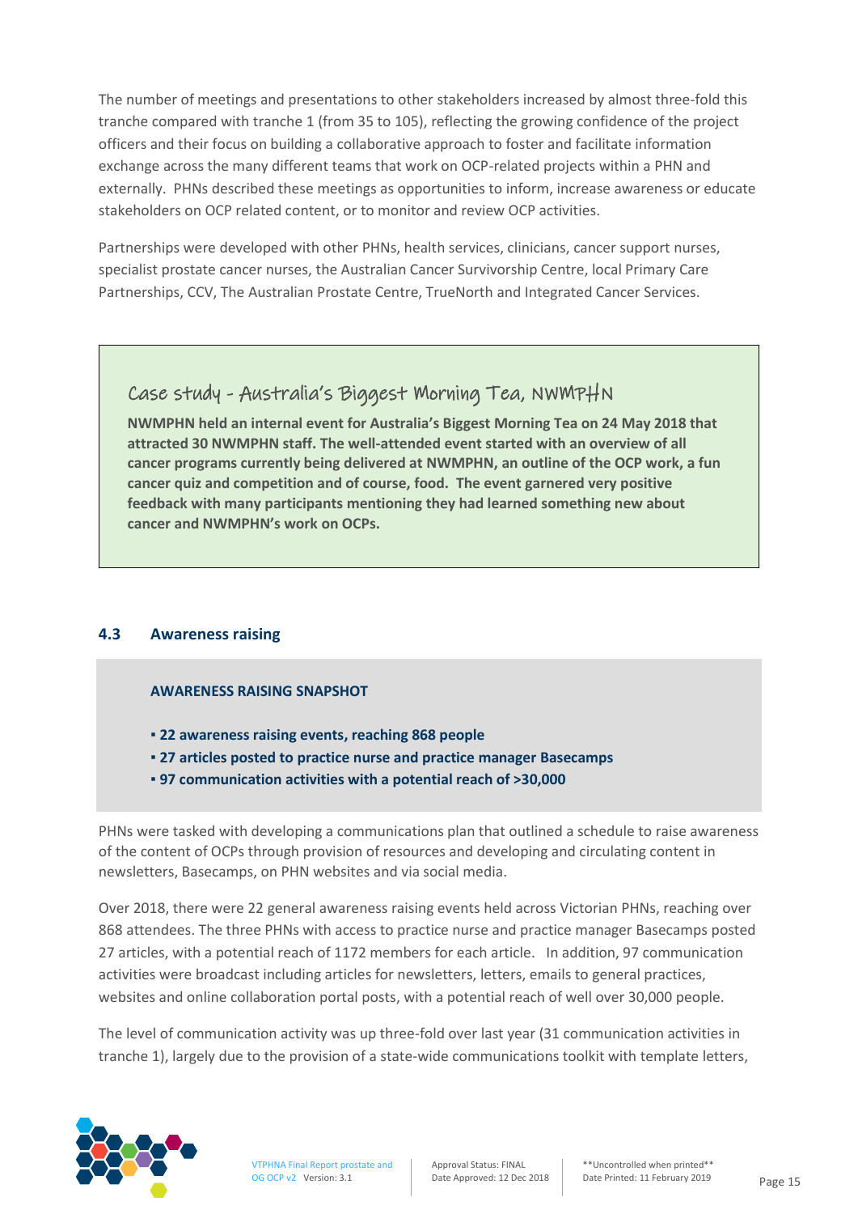The number of meetings and presentations to other stakeholders increased by almost three-fold this tranche compared with tranche 1 (from 35 to 105), reflecting the growing confidence of the project officers and their focus on building a collaborative approach to foster and facilitate information exchange across the many different teams that work on OCP-related projects within a PHN and externally. PHNs described these meetings as opportunities to inform, increase awareness or educate stakeholders on OCP related content, or to monitor and review OCP activities.

Partnerships were developed with other PHNs, health services, clinicians, cancer support nurses, specialist prostate cancer nurses, the Australian Cancer Survivorship Centre, local Primary Care Partnerships, CCV, The Australian Prostate Centre, TrueNorth and Integrated Cancer Services.

> **Case study - Australia's Biggest Morning Tea, NWMPHN**
>
> **NWMPHN held an internal event for Australia's Biggest Morning Tea on 24 May 2018 that attracted 30 NWMPHN staff. The well-attended event started with an overview of all cancer programs currently being delivered at NWMPHN, an outline of the OCP work, a fun cancer quiz and competition and of course, food. The event garnered very positive feedback with many participants mentioning they had learned something new about cancer and NWMPHN's work on OCPs.**

### 4.3 Awareness raising

> **AWARENESS RAISING SNAPSHOT**
>
> - **22 awareness raising events, reaching 868 people**
> - **27 articles posted to practice nurse and practice manager Basecamps**
> - **97 communication activities with a potential reach of >30,000**

PHNs were tasked with developing a communications plan that outlined a schedule to raise awareness of the content of OCPs through provision of resources and developing and circulating content in newsletters, Basecamps, on PHN websites and via social media.

Over 2018, there were 22 general awareness raising events held across Victorian PHNs, reaching over 868 attendees. The three PHNs with access to practice nurse and practice manager Basecamps posted 27 articles, with a potential reach of 1172 members for each article. In addition, 97 communication activities were broadcast including articles for newsletters, letters, emails to general practices, websites and online collaboration portal posts, with a potential reach of well over 30,000 people.

The level of communication activity was up three-fold over last year (31 communication activities in tranche 1), largely due to the provision of a state-wide communications toolkit with template letters,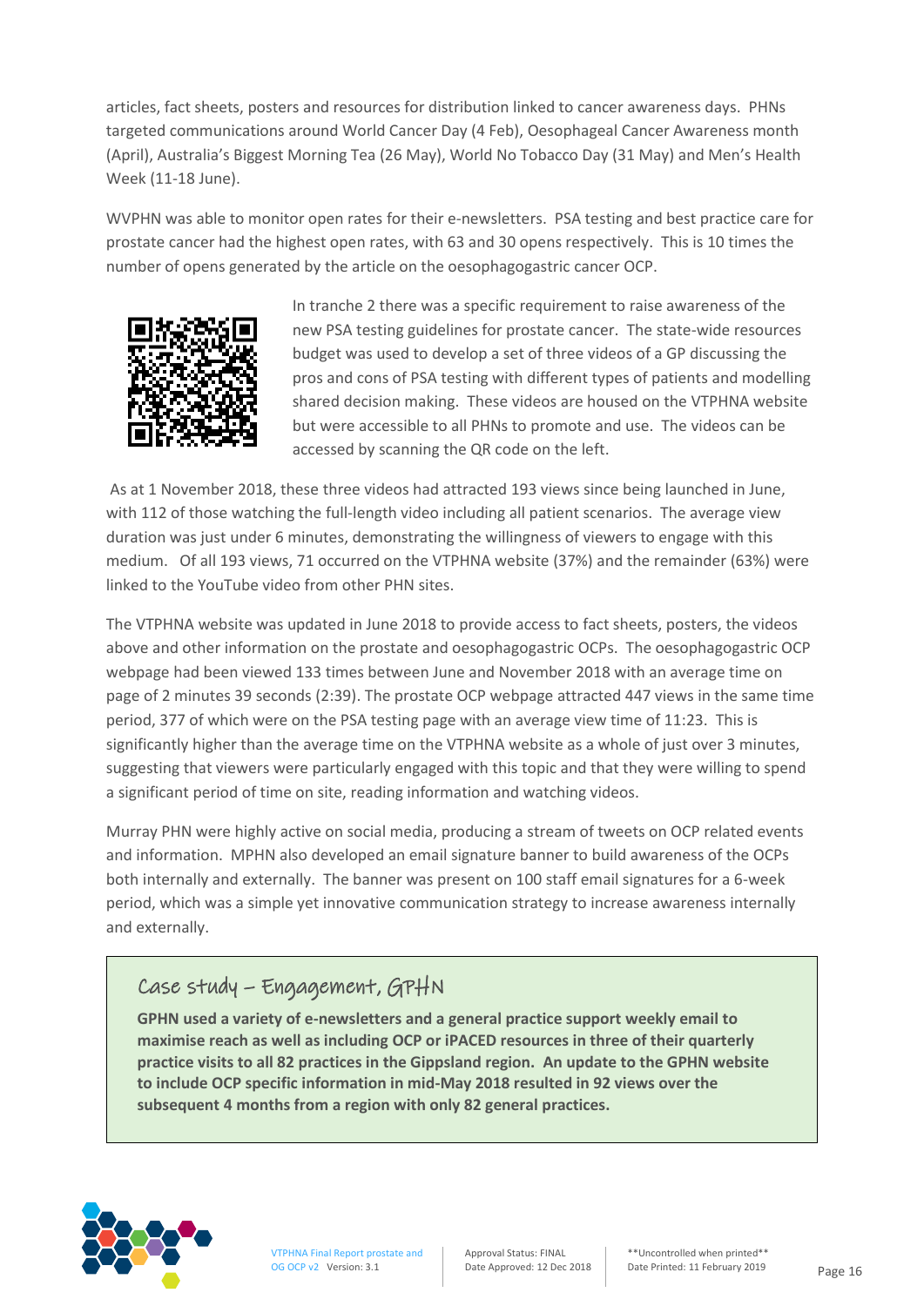articles, fact sheets, posters and resources for distribution linked to cancer awareness days. PHNs targeted communications around World Cancer Day (4 Feb), Oesophageal Cancer Awareness month (April), Australia's Biggest Morning Tea (26 May), World No Tobacco Day (31 May) and Men's Health Week (11-18 June).

WVPHN was able to monitor open rates for their e-newsletters. PSA testing and best practice care for prostate cancer had the highest open rates, with 63 and 30 opens respectively. This is 10 times the number of opens generated by the article on the oesophagogastric cancer OCP.

In tranche 2 there was a specific requirement to raise awareness of the new PSA testing guidelines for prostate cancer. The state-wide resources budget was used to develop a set of three videos of a GP discussing the pros and cons of PSA testing with different types of patients and modelling shared decision making. These videos are housed on the VTPHNA website but were accessible to all PHNs to promote and use. The videos can be accessed by scanning the QR code on the left.

As at 1 November 2018, these three videos had attracted 193 views since being launched in June, with 112 of those watching the full-length video including all patient scenarios. The average view duration was just under 6 minutes, demonstrating the willingness of viewers to engage with this medium. Of all 193 views, 71 occurred on the VTPHNA website (37%) and the remainder (63%) were linked to the YouTube video from other PHN sites.

The VTPHNA website was updated in June 2018 to provide access to fact sheets, posters, the videos above and other information on the prostate and oesophagogastric OCPs. The oesophagogastric OCP webpage had been viewed 133 times between June and November 2018 with an average time on page of 2 minutes 39 seconds (2:39). The prostate OCP webpage attracted 447 views in the same time period, 377 of which were on the PSA testing page with an average view time of 11:23. This is significantly higher than the average time on the VTPHNA website as a whole of just over 3 minutes, suggesting that viewers were particularly engaged with this topic and that they were willing to spend a significant period of time on site, reading information and watching videos.

Murray PHN were highly active on social media, producing a stream of tweets on OCP related events and information. MPHN also developed an email signature banner to build awareness of the OCPs both internally and externally. The banner was present on 100 staff email signatures for a 6-week period, which was a simple yet innovative communication strategy to increase awareness internally and externally.

> ### Case study – Engagement, GPHN
>
> **GPHN used a variety of e-newsletters and a general practice support weekly email to maximise reach as well as including OCP or iPACED resources in three of their quarterly practice visits to all 82 practices in the Gippsland region. An update to the GPHN website to include OCP specific information in mid-May 2018 resulted in 92 views over the subsequent 4 months from a region with only 82 general practices.**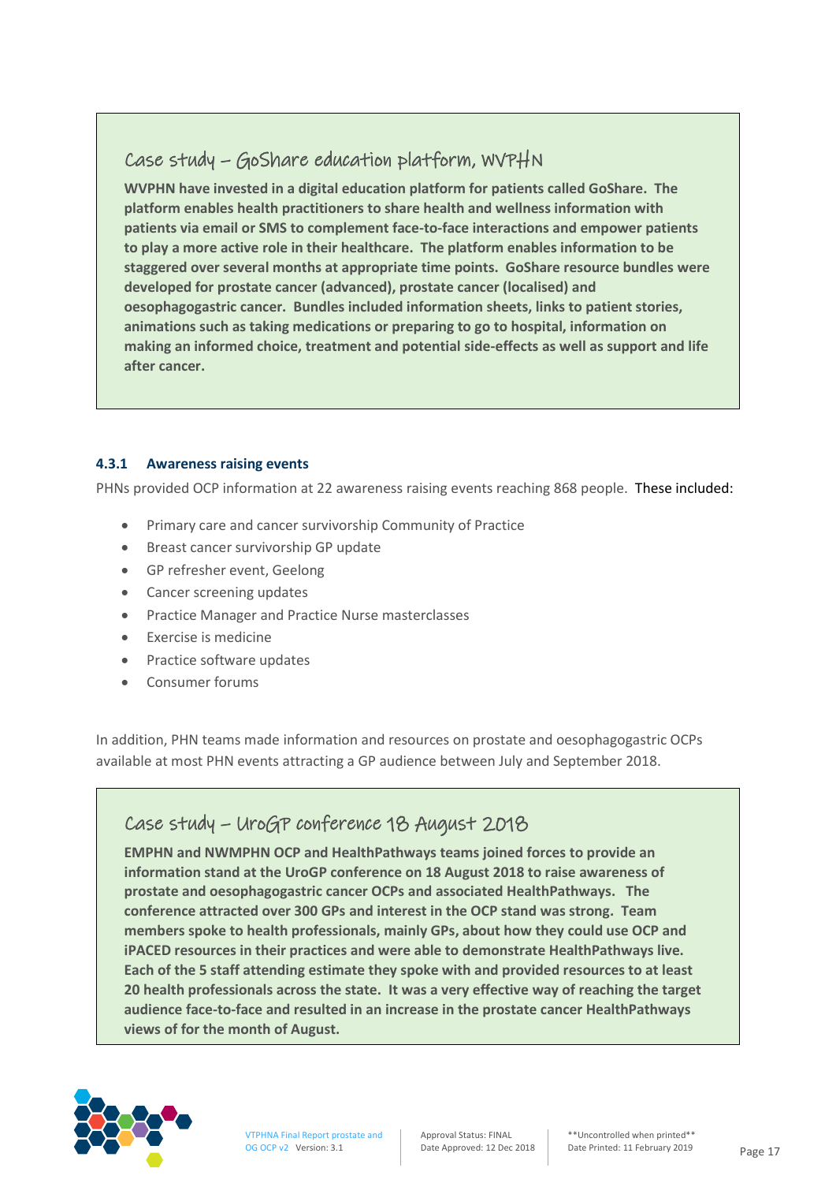### Case study – GoShare education platform, WVPHN

**WVPHN have invested in a digital education platform for patients called GoShare. The platform enables health practitioners to share health and wellness information with patients via email or SMS to complement face-to-face interactions and empower patients to play a more active role in their healthcare. The platform enables information to be staggered over several months at appropriate time points. GoShare resource bundles were developed for prostate cancer (advanced), prostate cancer (localised) and oesophagogastric cancer. Bundles included information sheets, links to patient stories, animations such as taking medications or preparing to go to hospital, information on making an informed choice, treatment and potential side-effects as well as support and life after cancer.**

#### 4.3.1 Awareness raising events

PHNs provided OCP information at 22 awareness raising events reaching 868 people. These included:

- Primary care and cancer survivorship Community of Practice
- Breast cancer survivorship GP update
- GP refresher event, Geelong
- Cancer screening updates
- Practice Manager and Practice Nurse masterclasses
- Exercise is medicine
- Practice software updates
- Consumer forums

In addition, PHN teams made information and resources on prostate and oesophagogastric OCPs available at most PHN events attracting a GP audience between July and September 2018.

### Case study – UroGP conference 18 August 2018

**EMPHN and NWMPHN OCP and HealthPathways teams joined forces to provide an information stand at the UroGP conference on 18 August 2018 to raise awareness of prostate and oesophagogastric cancer OCPs and associated HealthPathways. The conference attracted over 300 GPs and interest in the OCP stand was strong. Team members spoke to health professionals, mainly GPs, about how they could use OCP and iPACED resources in their practices and were able to demonstrate HealthPathways live. Each of the 5 staff attending estimate they spoke with and provided resources to at least 20 health professionals across the state. It was a very effective way of reaching the target audience face-to-face and resulted in an increase in the prostate cancer HealthPathways views of for the month of August.**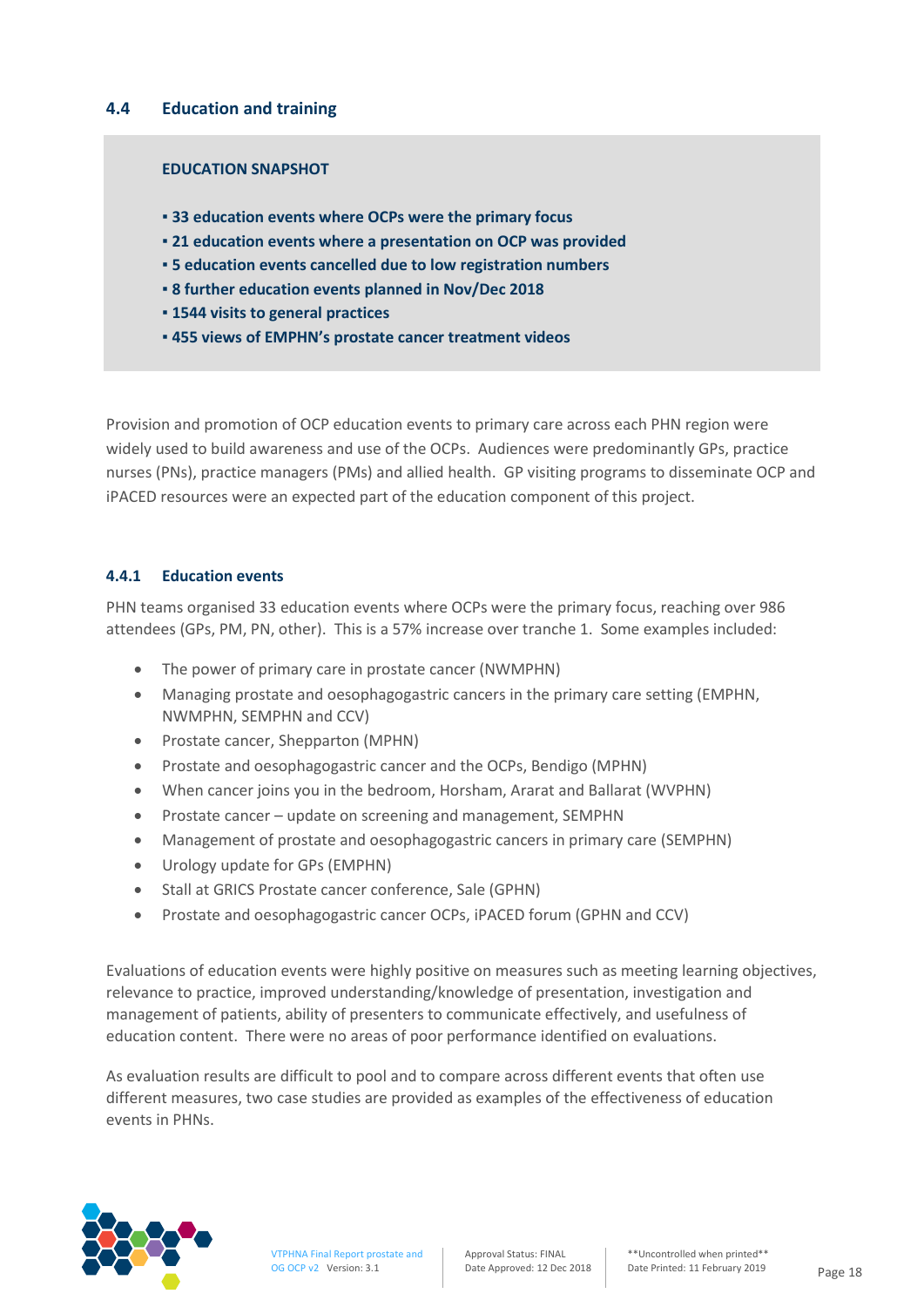### 4.4 Education and training

**EDUCATION SNAPSHOT**

- **33 education events where OCPs were the primary focus**
- **21 education events where a presentation on OCP was provided**
- **5 education events cancelled due to low registration numbers**
- **8 further education events planned in Nov/Dec 2018**
- **1544 visits to general practices**
- **455 views of EMPHN's prostate cancer treatment videos**

Provision and promotion of OCP education events to primary care across each PHN region were widely used to build awareness and use of the OCPs. Audiences were predominantly GPs, practice nurses (PNs), practice managers (PMs) and allied health. GP visiting programs to disseminate OCP and iPACED resources were an expected part of the education component of this project.

#### 4.4.1 Education events

PHN teams organised 33 education events where OCPs were the primary focus, reaching over 986 attendees (GPs, PM, PN, other). This is a 57% increase over tranche 1. Some examples included:

- The power of primary care in prostate cancer (NWMPHN)
- Managing prostate and oesophagogastric cancers in the primary care setting (EMPHN, NWMPHN, SEMPHN and CCV)
- Prostate cancer, Shepparton (MPHN)
- Prostate and oesophagogastric cancer and the OCPs, Bendigo (MPHN)
- When cancer joins you in the bedroom, Horsham, Ararat and Ballarat (WVPHN)
- Prostate cancer – update on screening and management, SEMPHN
- Management of prostate and oesophagogastric cancers in primary care (SEMPHN)
- Urology update for GPs (EMPHN)
- Stall at GRICS Prostate cancer conference, Sale (GPHN)
- Prostate and oesophagogastric cancer OCPs, iPACED forum (GPHN and CCV)

Evaluations of education events were highly positive on measures such as meeting learning objectives, relevance to practice, improved understanding/knowledge of presentation, investigation and management of patients, ability of presenters to communicate effectively, and usefulness of education content. There were no areas of poor performance identified on evaluations.

As evaluation results are difficult to pool and to compare across different events that often use different measures, two case studies are provided as examples of the effectiveness of education events in PHNs.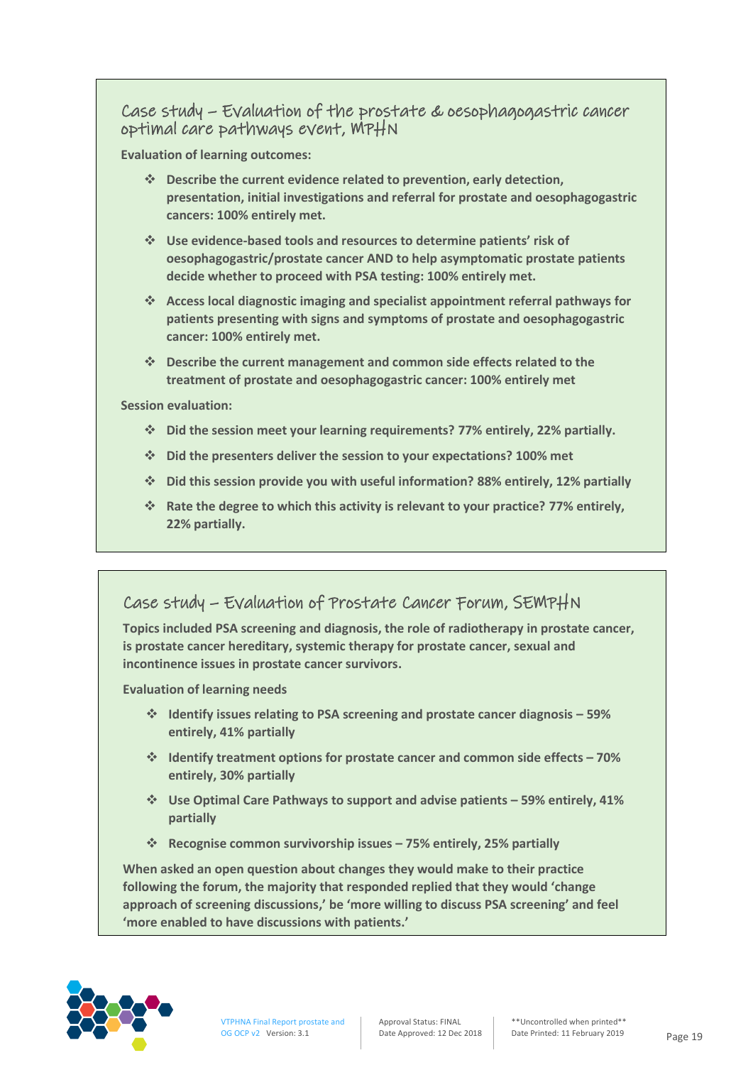## Case study – Evaluation of the prostate & oesophagogastric cancer optimal care pathways event, MPHN

**Evaluation of learning outcomes:**

- **Describe the current evidence related to prevention, early detection, presentation, initial investigations and referral for prostate and oesophagogastric cancers: 100% entirely met.**
- **Use evidence-based tools and resources to determine patients' risk of oesophagogastric/prostate cancer AND to help asymptomatic prostate patients decide whether to proceed with PSA testing: 100% entirely met.**
- **Access local diagnostic imaging and specialist appointment referral pathways for patients presenting with signs and symptoms of prostate and oesophagogastric cancer: 100% entirely met.**
- **Describe the current management and common side effects related to the treatment of prostate and oesophagogastric cancer: 100% entirely met**

**Session evaluation:**

- **Did the session meet your learning requirements? 77% entirely, 22% partially.**
- **Did the presenters deliver the session to your expectations? 100% met**
- **Did this session provide you with useful information? 88% entirely, 12% partially**
- **Rate the degree to which this activity is relevant to your practice? 77% entirely, 22% partially.**

## Case study – Evaluation of Prostate Cancer Forum, SEMPHN

**Topics included PSA screening and diagnosis, the role of radiotherapy in prostate cancer, is prostate cancer hereditary, systemic therapy for prostate cancer, sexual and incontinence issues in prostate cancer survivors.**

**Evaluation of learning needs**

- **Identify issues relating to PSA screening and prostate cancer diagnosis – 59% entirely, 41% partially**
- **Identify treatment options for prostate cancer and common side effects – 70% entirely, 30% partially**
- **Use Optimal Care Pathways to support and advise patients – 59% entirely, 41% partially**
- **Recognise common survivorship issues – 75% entirely, 25% partially**

**When asked an open question about changes they would make to their practice following the forum, the majority that responded replied that they would 'change approach of screening discussions,' be 'more willing to discuss PSA screening' and feel 'more enabled to have discussions with patients.'**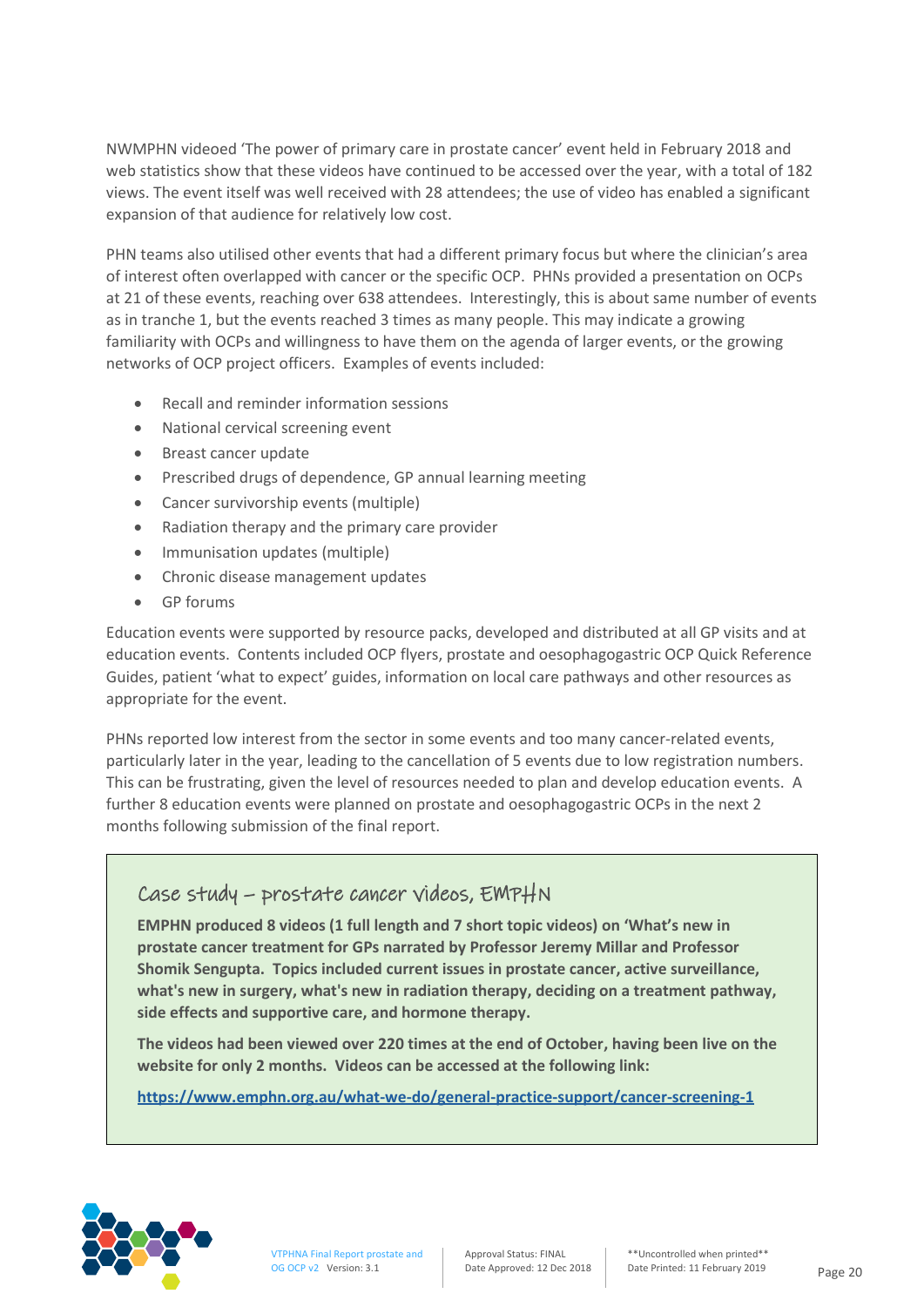NWMPHN videoed 'The power of primary care in prostate cancer' event held in February 2018 and web statistics show that these videos have continued to be accessed over the year, with a total of 182 views. The event itself was well received with 28 attendees; the use of video has enabled a significant expansion of that audience for relatively low cost.

PHN teams also utilised other events that had a different primary focus but where the clinician's area of interest often overlapped with cancer or the specific OCP. PHNs provided a presentation on OCPs at 21 of these events, reaching over 638 attendees. Interestingly, this is about same number of events as in tranche 1, but the events reached 3 times as many people. This may indicate a growing familiarity with OCPs and willingness to have them on the agenda of larger events, or the growing networks of OCP project officers. Examples of events included:

- Recall and reminder information sessions
- National cervical screening event
- Breast cancer update
- Prescribed drugs of dependence, GP annual learning meeting
- Cancer survivorship events (multiple)
- Radiation therapy and the primary care provider
- Immunisation updates (multiple)
- Chronic disease management updates
- GP forums

Education events were supported by resource packs, developed and distributed at all GP visits and at education events. Contents included OCP flyers, prostate and oesophagogastric OCP Quick Reference Guides, patient 'what to expect' guides, information on local care pathways and other resources as appropriate for the event.

PHNs reported low interest from the sector in some events and too many cancer-related events, particularly later in the year, leading to the cancellation of 5 events due to low registration numbers. This can be frustrating, given the level of resources needed to plan and develop education events. A further 8 education events were planned on prostate and oesophagogastric OCPs in the next 2 months following submission of the final report.

### Case study – prostate cancer videos, EMPHN

**EMPHN produced 8 videos (1 full length and 7 short topic videos) on 'What's new in prostate cancer treatment for GPs narrated by Professor Jeremy Millar and Professor Shomik Sengupta. Topics included current issues in prostate cancer, active surveillance, what's new in surgery, what's new in radiation therapy, deciding on a treatment pathway, side effects and supportive care, and hormone therapy.**

**The videos had been viewed over 220 times at the end of October, having been live on the website for only 2 months. Videos can be accessed at the following link:**

**https://www.emphn.org.au/what-we-do/general-practice-support/cancer-screening-1**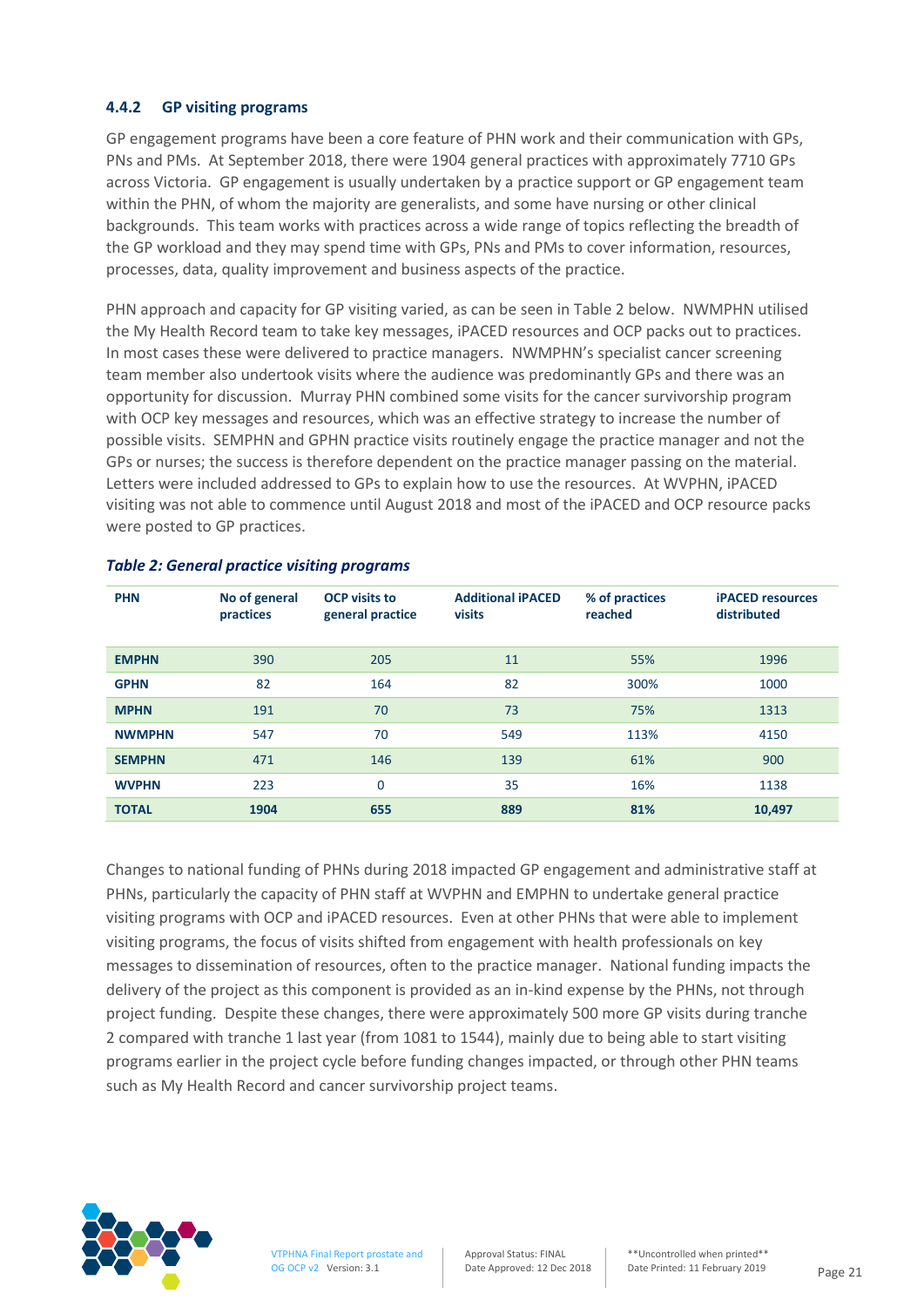### 4.4.2 GP visiting programs

GP engagement programs have been a core feature of PHN work and their communication with GPs, PNs and PMs. At September 2018, there were 1904 general practices with approximately 7710 GPs across Victoria. GP engagement is usually undertaken by a practice support or GP engagement team within the PHN, of whom the majority are generalists, and some have nursing or other clinical backgrounds. This team works with practices across a wide range of topics reflecting the breadth of the GP workload and they may spend time with GPs, PNs and PMs to cover information, resources, processes, data, quality improvement and business aspects of the practice.

PHN approach and capacity for GP visiting varied, as can be seen in Table 2 below. NWMPHN utilised the My Health Record team to take key messages, iPACED resources and OCP packs out to practices. In most cases these were delivered to practice managers. NWMPHN's specialist cancer screening team member also undertook visits where the audience was predominantly GPs and there was an opportunity for discussion. Murray PHN combined some visits for the cancer survivorship program with OCP key messages and resources, which was an effective strategy to increase the number of possible visits. SEMPHN and GPHN practice visits routinely engage the practice manager and not the GPs or nurses; the success is therefore dependent on the practice manager passing on the material. Letters were included addressed to GPs to explain how to use the resources. At WVPHN, iPACED visiting was not able to commence until August 2018 and most of the iPACED and OCP resource packs were posted to GP practices.

***Table 2: General practice visiting programs***

| PHN | No of general practices | OCP visits to general practice | Additional iPACED visits | % of practices reached | iPACED resources distributed |
|---|---|---|---|---|---|
| **EMPHN** | 390 | 205 | 11 | 55% | 1996 |
| **GPHN** | 82 | 164 | 82 | 300% | 1000 |
| **MPHN** | 191 | 70 | 73 | 75% | 1313 |
| **NWMPHN** | 547 | 70 | 549 | 113% | 4150 |
| **SEMPHN** | 471 | 146 | 139 | 61% | 900 |
| **WVPHN** | 223 | 0 | 35 | 16% | 1138 |
| **TOTAL** | **1904** | **655** | **889** | **81%** | **10,497** |

Changes to national funding of PHNs during 2018 impacted GP engagement and administrative staff at PHNs, particularly the capacity of PHN staff at WVPHN and EMPHN to undertake general practice visiting programs with OCP and iPACED resources. Even at other PHNs that were able to implement visiting programs, the focus of visits shifted from engagement with health professionals on key messages to dissemination of resources, often to the practice manager. National funding impacts the delivery of the project as this component is provided as an in-kind expense by the PHNs, not through project funding. Despite these changes, there were approximately 500 more GP visits during tranche 2 compared with tranche 1 last year (from 1081 to 1544), mainly due to being able to start visiting programs earlier in the project cycle before funding changes impacted, or through other PHN teams such as My Health Record and cancer survivorship project teams.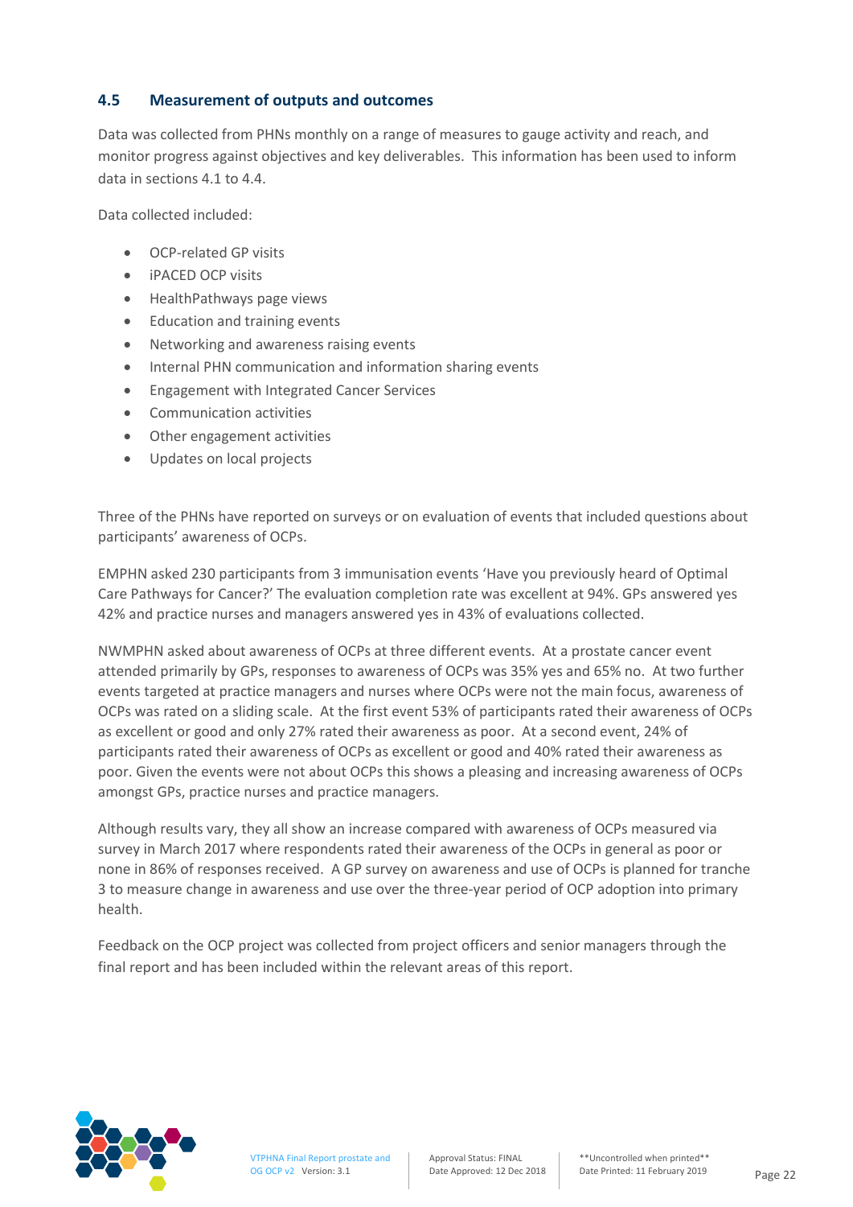## 4.5 Measurement of outputs and outcomes

Data was collected from PHNs monthly on a range of measures to gauge activity and reach, and monitor progress against objectives and key deliverables. This information has been used to inform data in sections 4.1 to 4.4.

Data collected included:

- OCP-related GP visits
- iPACED OCP visits
- HealthPathways page views
- Education and training events
- Networking and awareness raising events
- Internal PHN communication and information sharing events
- Engagement with Integrated Cancer Services
- Communication activities
- Other engagement activities
- Updates on local projects

Three of the PHNs have reported on surveys or on evaluation of events that included questions about participants' awareness of OCPs.

EMPHN asked 230 participants from 3 immunisation events 'Have you previously heard of Optimal Care Pathways for Cancer?' The evaluation completion rate was excellent at 94%. GPs answered yes 42% and practice nurses and managers answered yes in 43% of evaluations collected.

NWMPHN asked about awareness of OCPs at three different events. At a prostate cancer event attended primarily by GPs, responses to awareness of OCPs was 35% yes and 65% no. At two further events targeted at practice managers and nurses where OCPs were not the main focus, awareness of OCPs was rated on a sliding scale. At the first event 53% of participants rated their awareness of OCPs as excellent or good and only 27% rated their awareness as poor. At a second event, 24% of participants rated their awareness of OCPs as excellent or good and 40% rated their awareness as poor. Given the events were not about OCPs this shows a pleasing and increasing awareness of OCPs amongst GPs, practice nurses and practice managers.

Although results vary, they all show an increase compared with awareness of OCPs measured via survey in March 2017 where respondents rated their awareness of the OCPs in general as poor or none in 86% of responses received. A GP survey on awareness and use of OCPs is planned for tranche 3 to measure change in awareness and use over the three-year period of OCP adoption into primary health.

Feedback on the OCP project was collected from project officers and senior managers through the final report and has been included within the relevant areas of this report.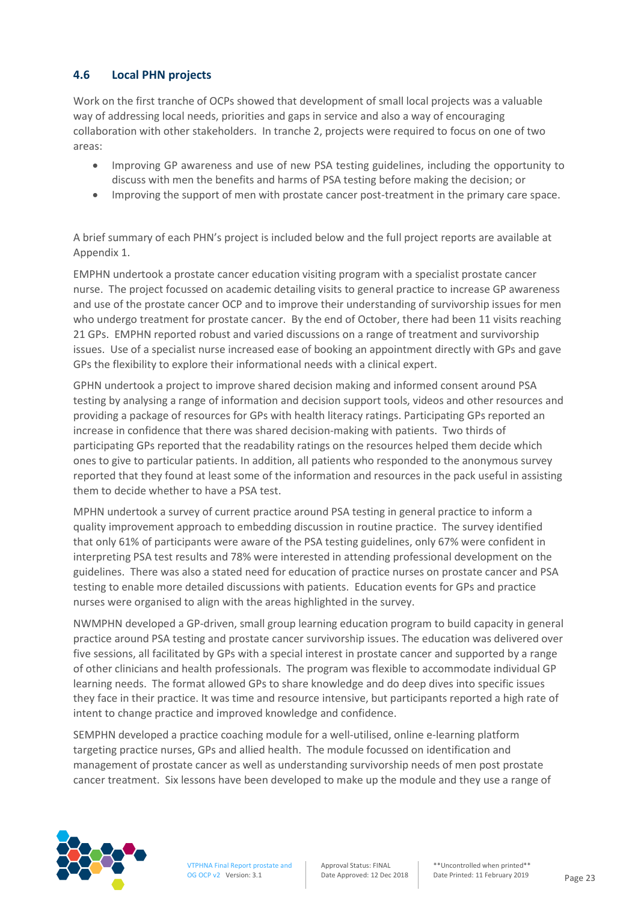## 4.6 Local PHN projects

Work on the first tranche of OCPs showed that development of small local projects was a valuable way of addressing local needs, priorities and gaps in service and also a way of encouraging collaboration with other stakeholders. In tranche 2, projects were required to focus on one of two areas:

- Improving GP awareness and use of new PSA testing guidelines, including the opportunity to discuss with men the benefits and harms of PSA testing before making the decision; or
- Improving the support of men with prostate cancer post-treatment in the primary care space.

A brief summary of each PHN's project is included below and the full project reports are available at Appendix 1.

EMPHN undertook a prostate cancer education visiting program with a specialist prostate cancer nurse. The project focussed on academic detailing visits to general practice to increase GP awareness and use of the prostate cancer OCP and to improve their understanding of survivorship issues for men who undergo treatment for prostate cancer. By the end of October, there had been 11 visits reaching 21 GPs. EMPHN reported robust and varied discussions on a range of treatment and survivorship issues. Use of a specialist nurse increased ease of booking an appointment directly with GPs and gave GPs the flexibility to explore their informational needs with a clinical expert.

GPHN undertook a project to improve shared decision making and informed consent around PSA testing by analysing a range of information and decision support tools, videos and other resources and providing a package of resources for GPs with health literacy ratings. Participating GPs reported an increase in confidence that there was shared decision-making with patients. Two thirds of participating GPs reported that the readability ratings on the resources helped them decide which ones to give to particular patients. In addition, all patients who responded to the anonymous survey reported that they found at least some of the information and resources in the pack useful in assisting them to decide whether to have a PSA test.

MPHN undertook a survey of current practice around PSA testing in general practice to inform a quality improvement approach to embedding discussion in routine practice. The survey identified that only 61% of participants were aware of the PSA testing guidelines, only 67% were confident in interpreting PSA test results and 78% were interested in attending professional development on the guidelines. There was also a stated need for education of practice nurses on prostate cancer and PSA testing to enable more detailed discussions with patients. Education events for GPs and practice nurses were organised to align with the areas highlighted in the survey.

NWMPHN developed a GP-driven, small group learning education program to build capacity in general practice around PSA testing and prostate cancer survivorship issues. The education was delivered over five sessions, all facilitated by GPs with a special interest in prostate cancer and supported by a range of other clinicians and health professionals. The program was flexible to accommodate individual GP learning needs. The format allowed GPs to share knowledge and do deep dives into specific issues they face in their practice. It was time and resource intensive, but participants reported a high rate of intent to change practice and improved knowledge and confidence.

SEMPHN developed a practice coaching module for a well-utilised, online e-learning platform targeting practice nurses, GPs and allied health. The module focussed on identification and management of prostate cancer as well as understanding survivorship needs of men post prostate cancer treatment. Six lessons have been developed to make up the module and they use a range of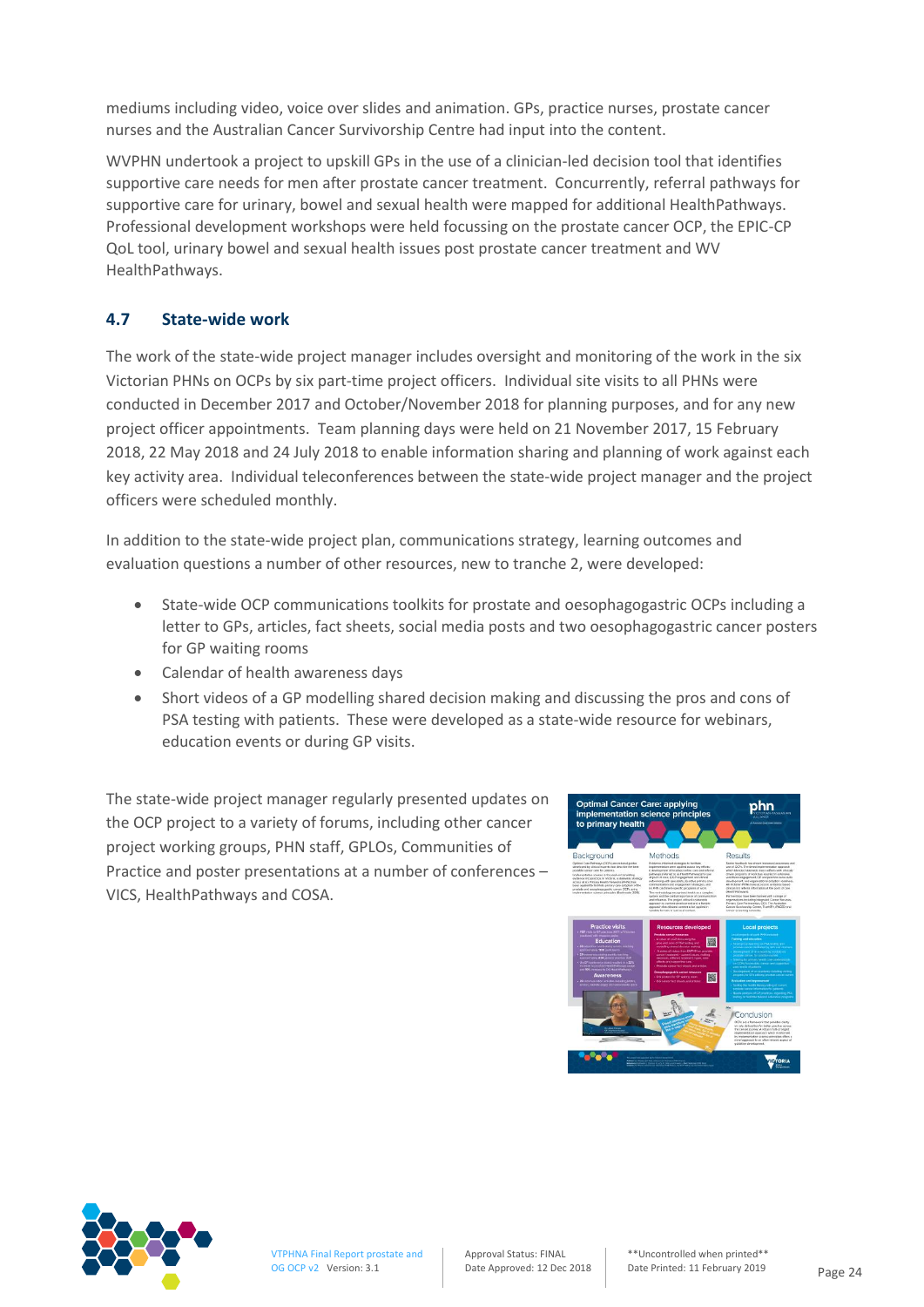mediums including video, voice over slides and animation. GPs, practice nurses, prostate cancer nurses and the Australian Cancer Survivorship Centre had input into the content.

WVPHN undertook a project to upskill GPs in the use of a clinician-led decision tool that identifies supportive care needs for men after prostate cancer treatment. Concurrently, referral pathways for supportive care for urinary, bowel and sexual health were mapped for additional HealthPathways. Professional development workshops were held focussing on the prostate cancer OCP, the EPIC-CP QoL tool, urinary bowel and sexual health issues post prostate cancer treatment and WV HealthPathways.

## 4.7 State-wide work

The work of the state-wide project manager includes oversight and monitoring of the work in the six Victorian PHNs on OCPs by six part-time project officers. Individual site visits to all PHNs were conducted in December 2017 and October/November 2018 for planning purposes, and for any new project officer appointments. Team planning days were held on 21 November 2017, 15 February 2018, 22 May 2018 and 24 July 2018 to enable information sharing and planning of work against each key activity area. Individual teleconferences between the state-wide project manager and the project officers were scheduled monthly.

In addition to the state-wide project plan, communications strategy, learning outcomes and evaluation questions a number of other resources, new to tranche 2, were developed:

- State-wide OCP communications toolkits for prostate and oesophagogastric OCPs including a letter to GPs, articles, fact sheets, social media posts and two oesophagogastric cancer posters for GP waiting rooms
- Calendar of health awareness days
- Short videos of a GP modelling shared decision making and discussing the pros and cons of PSA testing with patients. These were developed as a state-wide resource for webinars, education events or during GP visits.

The state-wide project manager regularly presented updates on the OCP project to a variety of forums, including other cancer project working groups, PHN staff, GPLOs, Communities of Practice and poster presentations at a number of conferences – VICS, HealthPathways and COSA.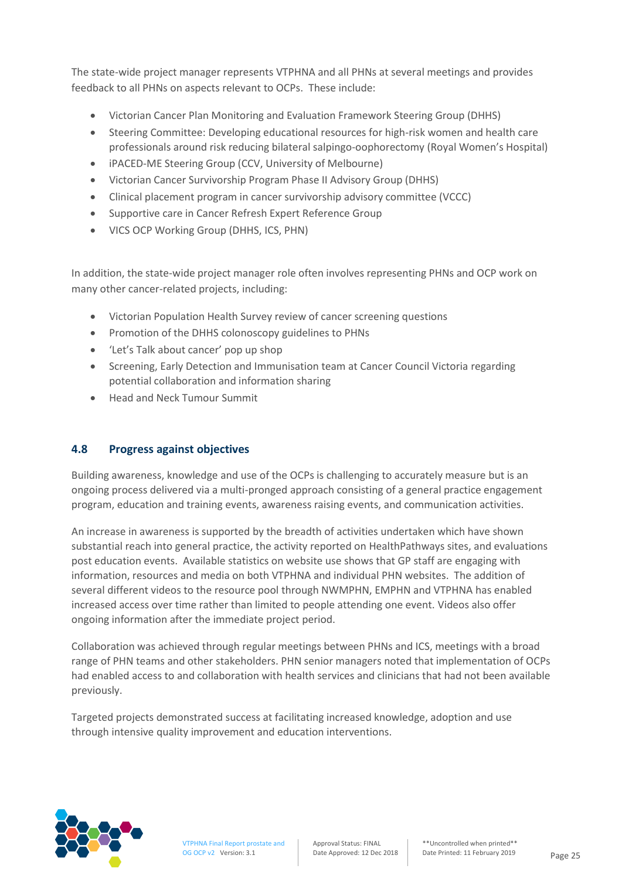The state-wide project manager represents VTPHNA and all PHNs at several meetings and provides feedback to all PHNs on aspects relevant to OCPs. These include:

- Victorian Cancer Plan Monitoring and Evaluation Framework Steering Group (DHHS)
- Steering Committee: Developing educational resources for high-risk women and health care professionals around risk reducing bilateral salpingo-oophorectomy (Royal Women's Hospital)
- iPACED-ME Steering Group (CCV, University of Melbourne)
- Victorian Cancer Survivorship Program Phase II Advisory Group (DHHS)
- Clinical placement program in cancer survivorship advisory committee (VCCC)
- Supportive care in Cancer Refresh Expert Reference Group
- VICS OCP Working Group (DHHS, ICS, PHN)

In addition, the state-wide project manager role often involves representing PHNs and OCP work on many other cancer-related projects, including:

- Victorian Population Health Survey review of cancer screening questions
- Promotion of the DHHS colonoscopy guidelines to PHNs
- 'Let's Talk about cancer' pop up shop
- Screening, Early Detection and Immunisation team at Cancer Council Victoria regarding potential collaboration and information sharing
- Head and Neck Tumour Summit

### 4.8 Progress against objectives

Building awareness, knowledge and use of the OCPs is challenging to accurately measure but is an ongoing process delivered via a multi-pronged approach consisting of a general practice engagement program, education and training events, awareness raising events, and communication activities.

An increase in awareness is supported by the breadth of activities undertaken which have shown substantial reach into general practice, the activity reported on HealthPathways sites, and evaluations post education events. Available statistics on website use shows that GP staff are engaging with information, resources and media on both VTPHNA and individual PHN websites. The addition of several different videos to the resource pool through NWMPHN, EMPHN and VTPHNA has enabled increased access over time rather than limited to people attending one event. Videos also offer ongoing information after the immediate project period.

Collaboration was achieved through regular meetings between PHNs and ICS, meetings with a broad range of PHN teams and other stakeholders. PHN senior managers noted that implementation of OCPs had enabled access to and collaboration with health services and clinicians that had not been available previously.

Targeted projects demonstrated success at facilitating increased knowledge, adoption and use through intensive quality improvement and education interventions.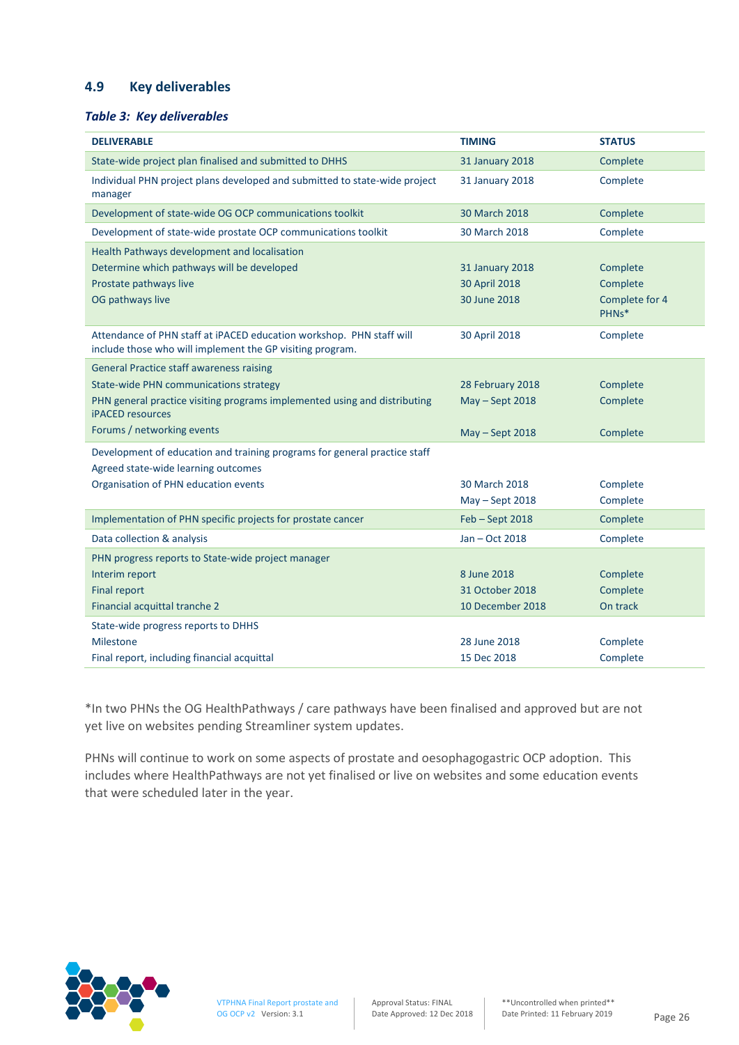## 4.9 Key deliverables

***Table 3: Key deliverables***

| DELIVERABLE | TIMING | STATUS |
|---|---|---|
| State-wide project plan finalised and submitted to DHHS | 31 January 2018 | Complete |
| Individual PHN project plans developed and submitted to state-wide project manager | 31 January 2018 | Complete |
| Development of state-wide OG OCP communications toolkit | 30 March 2018 | Complete |
| Development of state-wide prostate OCP communications toolkit | 30 March 2018 | Complete |
| Health Pathways development and localisation | | |
| Determine which pathways will be developed | 31 January 2018 | Complete |
| Prostate pathways live | 30 April 2018 | Complete |
| OG pathways live | 30 June 2018 | Complete for 4 PHNs* |
| Attendance of PHN staff at iPACED education workshop. PHN staff will include those who will implement the GP visiting program. | 30 April 2018 | Complete |
| General Practice staff awareness raising | | |
| State-wide PHN communications strategy | 28 February 2018 | Complete |
| PHN general practice visiting programs implemented using and distributing iPACED resources | May – Sept 2018 | Complete |
| Forums / networking events | May – Sept 2018 | Complete |
| Development of education and training programs for general practice staff | | |
| Agreed state-wide learning outcomes | 30 March 2018 | Complete |
| Organisation of PHN education events | May – Sept 2018 | Complete |
| Implementation of PHN specific projects for prostate cancer | Feb – Sept 2018 | Complete |
| Data collection & analysis | Jan – Oct 2018 | Complete |
| PHN progress reports to State-wide project manager | | |
| Interim report | 8 June 2018 | Complete |
| Final report | 31 October 2018 | Complete |
| Financial acquittal tranche 2 | 10 December 2018 | On track |
| State-wide progress reports to DHHS | | |
| Milestone | 28 June 2018 | Complete |
| Final report, including financial acquittal | 15 Dec 2018 | Complete |

*In two PHNs the OG HealthPathways / care pathways have been finalised and approved but are not yet live on websites pending Streamliner system updates.

PHNs will continue to work on some aspects of prostate and oesophagogastric OCP adoption. This includes where HealthPathways are not yet finalised or live on websites and some education events that were scheduled later in the year.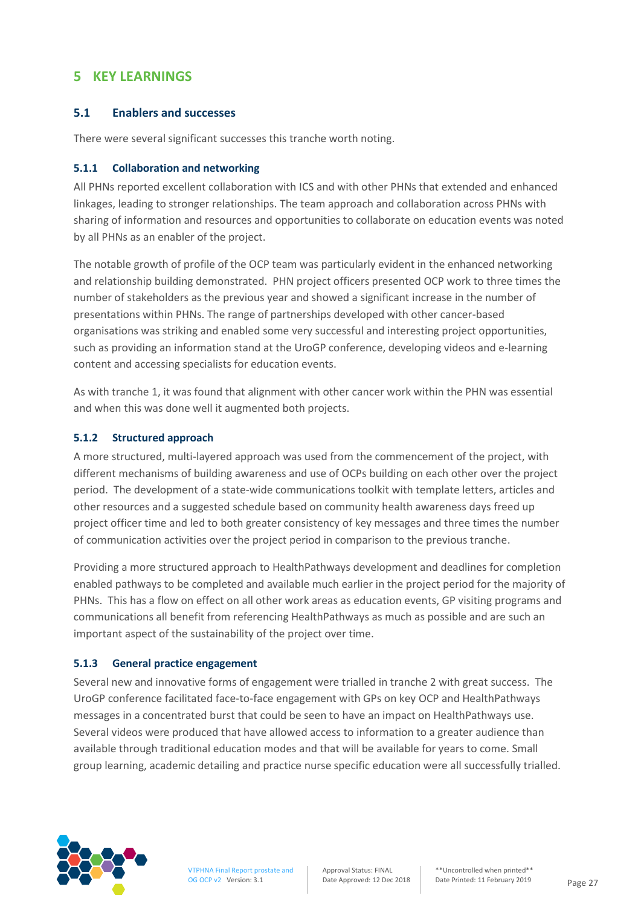# 5 KEY LEARNINGS

## 5.1 Enablers and successes

There were several significant successes this tranche worth noting.

### 5.1.1 Collaboration and networking

All PHNs reported excellent collaboration with ICS and with other PHNs that extended and enhanced linkages, leading to stronger relationships. The team approach and collaboration across PHNs with sharing of information and resources and opportunities to collaborate on education events was noted by all PHNs as an enabler of the project.

The notable growth of profile of the OCP team was particularly evident in the enhanced networking and relationship building demonstrated. PHN project officers presented OCP work to three times the number of stakeholders as the previous year and showed a significant increase in the number of presentations within PHNs. The range of partnerships developed with other cancer-based organisations was striking and enabled some very successful and interesting project opportunities, such as providing an information stand at the UroGP conference, developing videos and e-learning content and accessing specialists for education events.

As with tranche 1, it was found that alignment with other cancer work within the PHN was essential and when this was done well it augmented both projects.

### 5.1.2 Structured approach

A more structured, multi-layered approach was used from the commencement of the project, with different mechanisms of building awareness and use of OCPs building on each other over the project period. The development of a state-wide communications toolkit with template letters, articles and other resources and a suggested schedule based on community health awareness days freed up project officer time and led to both greater consistency of key messages and three times the number of communication activities over the project period in comparison to the previous tranche.

Providing a more structured approach to HealthPathways development and deadlines for completion enabled pathways to be completed and available much earlier in the project period for the majority of PHNs. This has a flow on effect on all other work areas as education events, GP visiting programs and communications all benefit from referencing HealthPathways as much as possible and are such an important aspect of the sustainability of the project over time.

### 5.1.3 General practice engagement

Several new and innovative forms of engagement were trialled in tranche 2 with great success. The UroGP conference facilitated face-to-face engagement with GPs on key OCP and HealthPathways messages in a concentrated burst that could be seen to have an impact on HealthPathways use. Several videos were produced that have allowed access to information to a greater audience than available through traditional education modes and that will be available for years to come. Small group learning, academic detailing and practice nurse specific education were all successfully trialled.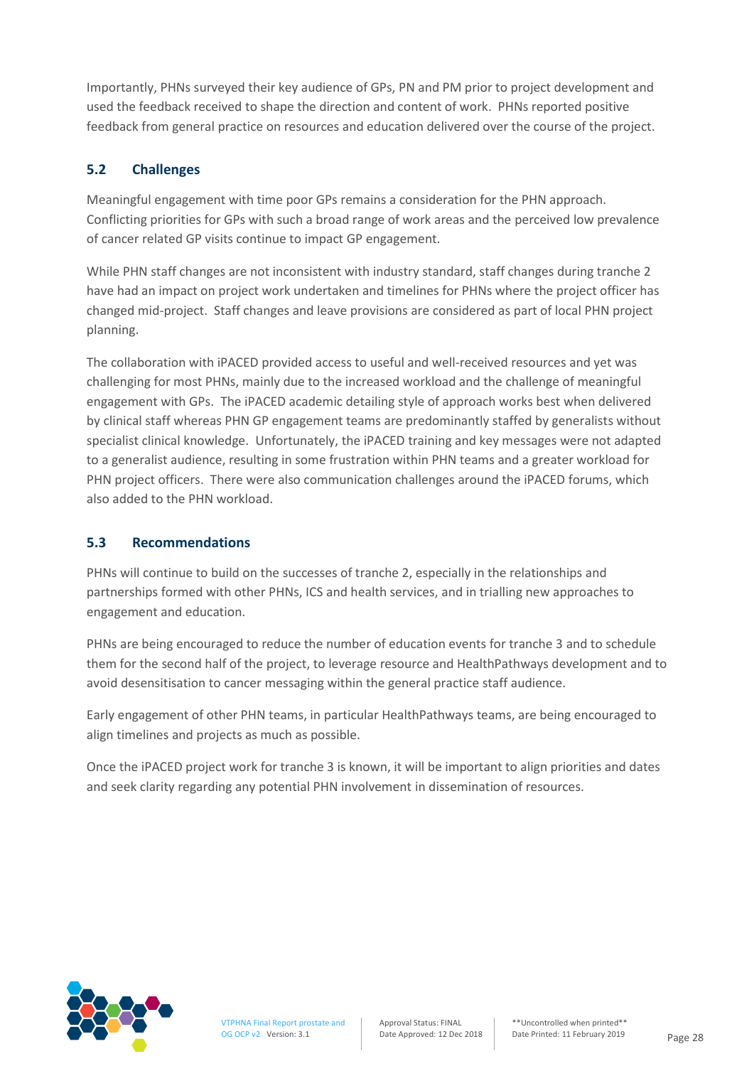Importantly, PHNs surveyed their key audience of GPs, PN and PM prior to project development and used the feedback received to shape the direction and content of work. PHNs reported positive feedback from general practice on resources and education delivered over the course of the project.

### 5.2 Challenges

Meaningful engagement with time poor GPs remains a consideration for the PHN approach. Conflicting priorities for GPs with such a broad range of work areas and the perceived low prevalence of cancer related GP visits continue to impact GP engagement.

While PHN staff changes are not inconsistent with industry standard, staff changes during tranche 2 have had an impact on project work undertaken and timelines for PHNs where the project officer has changed mid-project. Staff changes and leave provisions are considered as part of local PHN project planning.

The collaboration with iPACED provided access to useful and well-received resources and yet was challenging for most PHNs, mainly due to the increased workload and the challenge of meaningful engagement with GPs. The iPACED academic detailing style of approach works best when delivered by clinical staff whereas PHN GP engagement teams are predominantly staffed by generalists without specialist clinical knowledge. Unfortunately, the iPACED training and key messages were not adapted to a generalist audience, resulting in some frustration within PHN teams and a greater workload for PHN project officers. There were also communication challenges around the iPACED forums, which also added to the PHN workload.

### 5.3 Recommendations

PHNs will continue to build on the successes of tranche 2, especially in the relationships and partnerships formed with other PHNs, ICS and health services, and in trialling new approaches to engagement and education.

PHNs are being encouraged to reduce the number of education events for tranche 3 and to schedule them for the second half of the project, to leverage resource and HealthPathways development and to avoid desensitisation to cancer messaging within the general practice staff audience.

Early engagement of other PHN teams, in particular HealthPathways teams, are being encouraged to align timelines and projects as much as possible.

Once the iPACED project work for tranche 3 is known, it will be important to align priorities and dates and seek clarity regarding any potential PHN involvement in dissemination of resources.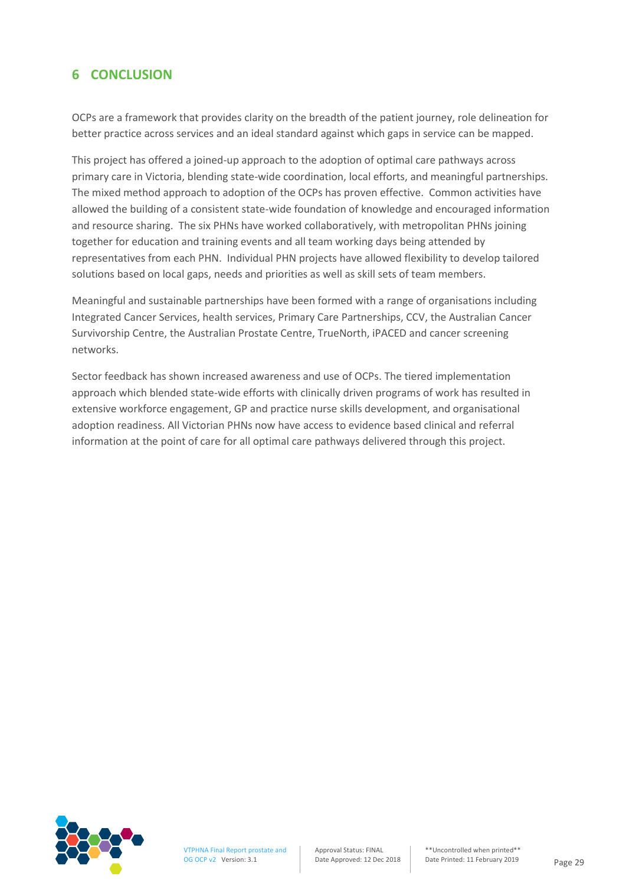# 6 CONCLUSION

OCPs are a framework that provides clarity on the breadth of the patient journey, role delineation for better practice across services and an ideal standard against which gaps in service can be mapped.

This project has offered a joined-up approach to the adoption of optimal care pathways across primary care in Victoria, blending state-wide coordination, local efforts, and meaningful partnerships. The mixed method approach to adoption of the OCPs has proven effective. Common activities have allowed the building of a consistent state-wide foundation of knowledge and encouraged information and resource sharing. The six PHNs have worked collaboratively, with metropolitan PHNs joining together for education and training events and all team working days being attended by representatives from each PHN. Individual PHN projects have allowed flexibility to develop tailored solutions based on local gaps, needs and priorities as well as skill sets of team members.

Meaningful and sustainable partnerships have been formed with a range of organisations including Integrated Cancer Services, health services, Primary Care Partnerships, CCV, the Australian Cancer Survivorship Centre, the Australian Prostate Centre, TrueNorth, iPACED and cancer screening networks.

Sector feedback has shown increased awareness and use of OCPs. The tiered implementation approach which blended state-wide efforts with clinically driven programs of work has resulted in extensive workforce engagement, GP and practice nurse skills development, and organisational adoption readiness. All Victorian PHNs now have access to evidence based clinical and referral information at the point of care for all optimal care pathways delivered through this project.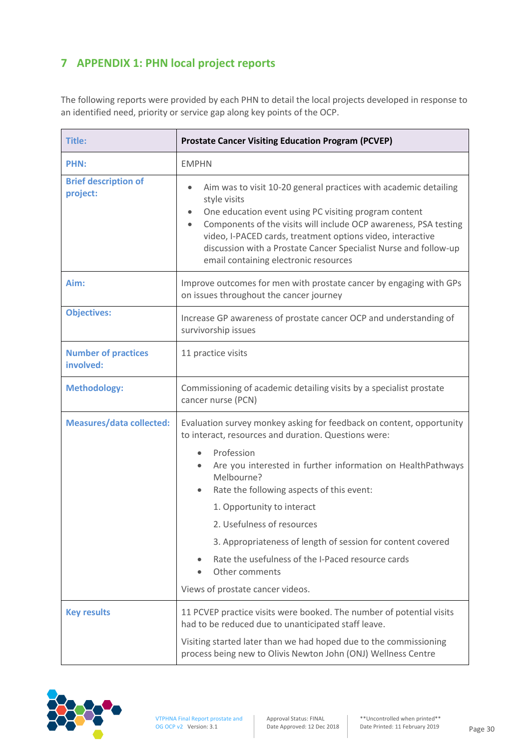# 7 APPENDIX 1: PHN local project reports

The following reports were provided by each PHN to detail the local projects developed in response to an identified need, priority or service gap along key points of the OCP.

| **Title:** | **Prostate Cancer Visiting Education Program (PCVEP)** |
|---|---|
| **PHN:** | EMPHN |
| **Brief description of project:** | • Aim was to visit 10-20 general practices with academic detailing style visits<br>• One education event using PC visiting program content<br>• Components of the visits will include OCP awareness, PSA testing video, I-PACED cards, treatment options video, interactive discussion with a Prostate Cancer Specialist Nurse and follow-up email containing electronic resources |
| **Aim:** | Improve outcomes for men with prostate cancer by engaging with GPs on issues throughout the cancer journey |
| **Objectives:** | Increase GP awareness of prostate cancer OCP and understanding of survivorship issues |
| **Number of practices involved:** | 11 practice visits |
| **Methodology:** | Commissioning of academic detailing visits by a specialist prostate cancer nurse (PCN) |
| **Measures/data collected:** | Evaluation survey monkey asking for feedback on content, opportunity to interact, resources and duration. Questions were:<br>• Profession<br>• Are you interested in further information on HealthPathways Melbourne?<br>• Rate the following aspects of this event:<br>1. Opportunity to interact<br>2. Usefulness of resources<br>3. Appropriateness of length of session for content covered<br>• Rate the usefulness of the I-Paced resource cards<br>• Other comments<br>Views of prostate cancer videos. |
| **Key results** | 11 PCVEP practice visits were booked. The number of potential visits had to be reduced due to unanticipated staff leave.<br>Visiting started later than we had hoped due to the commissioning process being new to Olivis Newton John (ONJ) Wellness Centre |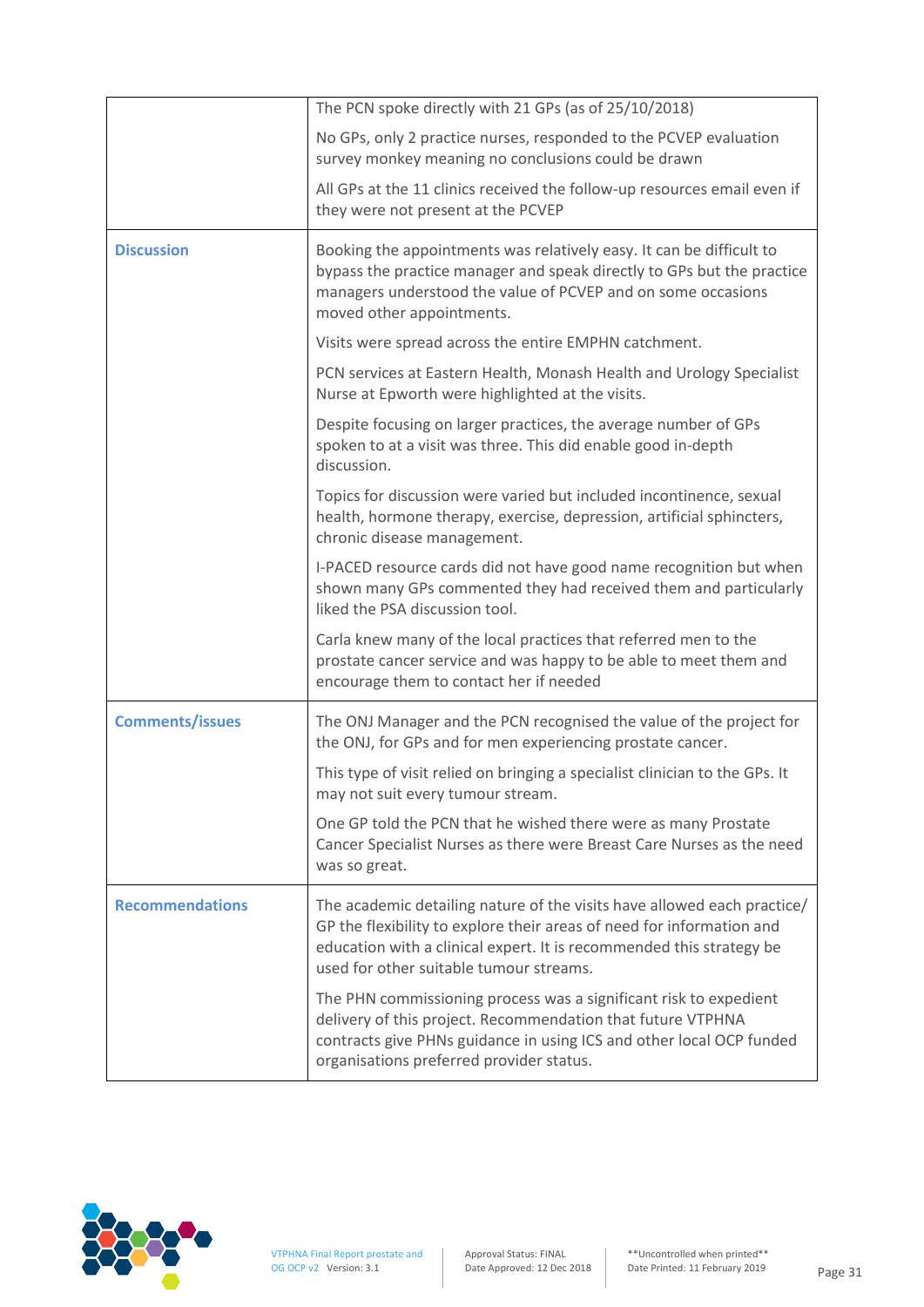| | |
|---|---|
| | The PCN spoke directly with 21 GPs (as of 25/10/2018)<br><br>No GPs, only 2 practice nurses, responded to the PCVEP evaluation survey monkey meaning no conclusions could be drawn<br><br>All GPs at the 11 clinics received the follow-up resources email even if they were not present at the PCVEP |
| **Discussion** | Booking the appointments was relatively easy. It can be difficult to bypass the practice manager and speak directly to GPs but the practice managers understood the value of PCVEP and on some occasions moved other appointments.<br><br>Visits were spread across the entire EMPHN catchment.<br><br>PCN services at Eastern Health, Monash Health and Urology Specialist Nurse at Epworth were highlighted at the visits.<br><br>Despite focusing on larger practices, the average number of GPs spoken to at a visit was three. This did enable good in-depth discussion.<br><br>Topics for discussion were varied but included incontinence, sexual health, hormone therapy, exercise, depression, artificial sphincters, chronic disease management.<br><br>I-PACED resource cards did not have good name recognition but when shown many GPs commented they had received them and particularly liked the PSA discussion tool.<br><br>Carla knew many of the local practices that referred men to the prostate cancer service and was happy to be able to meet them and encourage them to contact her if needed |
| **Comments/issues** | The ONJ Manager and the PCN recognised the value of the project for the ONJ, for GPs and for men experiencing prostate cancer.<br><br>This type of visit relied on bringing a specialist clinician to the GPs. It may not suit every tumour stream.<br><br>One GP told the PCN that he wished there were as many Prostate Cancer Specialist Nurses as there were Breast Care Nurses as the need was so great. |
| **Recommendations** | The academic detailing nature of the visits have allowed each practice/ GP the flexibility to explore their areas of need for information and education with a clinical expert. It is recommended this strategy be used for other suitable tumour streams.<br><br>The PHN commissioning process was a significant risk to expedient delivery of this project. Recommendation that future VTPHNA contracts give PHNs guidance in using ICS and other local OCP funded organisations preferred provider status. |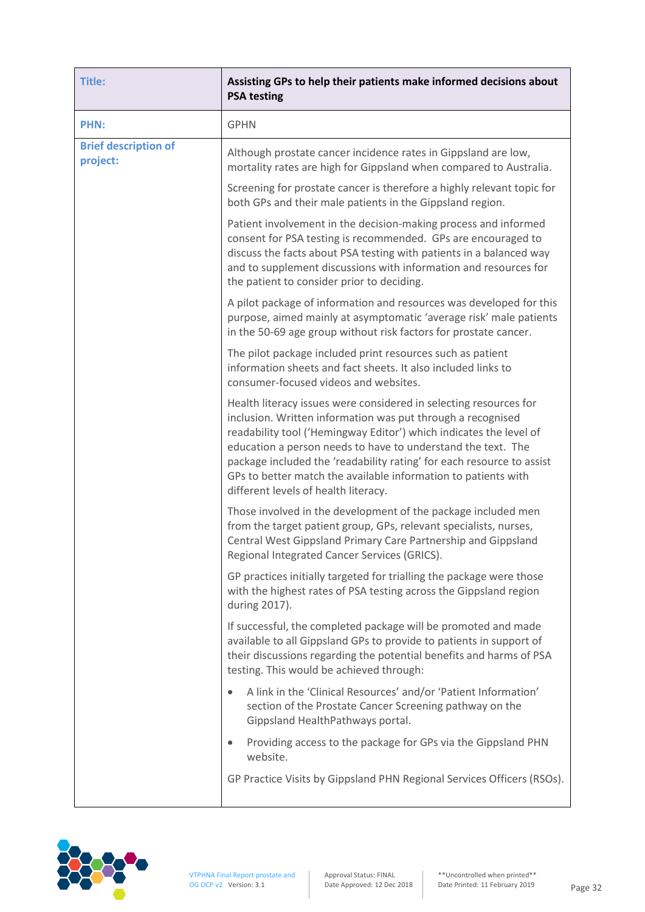| **Title:** | **Assisting GPs to help their patients make informed decisions about PSA testing** |
|---|---|
| **PHN:** | GPHN |
| **Brief description of project:** | Although prostate cancer incidence rates in Gippsland are low, mortality rates are high for Gippsland when compared to Australia.<br><br>Screening for prostate cancer is therefore a highly relevant topic for both GPs and their male patients in the Gippsland region.<br><br>Patient involvement in the decision-making process and informed consent for PSA testing is recommended. GPs are encouraged to discuss the facts about PSA testing with patients in a balanced way and to supplement discussions with information and resources for the patient to consider prior to deciding.<br><br>A pilot package of information and resources was developed for this purpose, aimed mainly at asymptomatic 'average risk' male patients in the 50-69 age group without risk factors for prostate cancer.<br><br>The pilot package included print resources such as patient information sheets and fact sheets. It also included links to consumer-focused videos and websites.<br><br>Health literacy issues were considered in selecting resources for inclusion. Written information was put through a recognised readability tool ('Hemingway Editor') which indicates the level of education a person needs to have to understand the text. The package included the 'readability rating' for each resource to assist GPs to better match the available information to patients with different levels of health literacy.<br><br>Those involved in the development of the package included men from the target patient group, GPs, relevant specialists, nurses, Central West Gippsland Primary Care Partnership and Gippsland Regional Integrated Cancer Services (GRICS).<br><br>GP practices initially targeted for trialling the package were those with the highest rates of PSA testing across the Gippsland region during 2017).<br><br>If successful, the completed package will be promoted and made available to all Gippsland GPs to provide to patients in support of their discussions regarding the potential benefits and harms of PSA testing. This would be achieved through:<br><br>• A link in the 'Clinical Resources' and/or 'Patient Information' section of the Prostate Cancer Screening pathway on the Gippsland HealthPathways portal.<br>• Providing access to the package for GPs via the Gippsland PHN website.<br><br>GP Practice Visits by Gippsland PHN Regional Services Officers (RSOs). |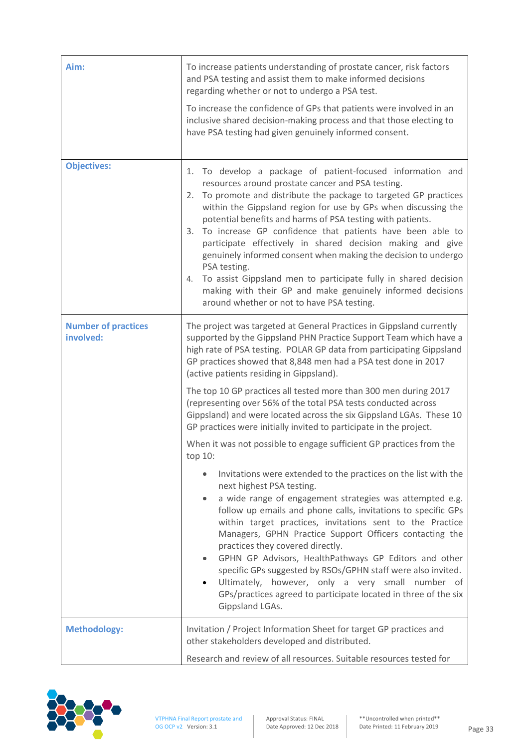| | |
|---|---|
| **Aim:** | To increase patients understanding of prostate cancer, risk factors and PSA testing and assist them to make informed decisions regarding whether or not to undergo a PSA test.<br><br>To increase the confidence of GPs that patients were involved in an inclusive shared decision-making process and that those electing to have PSA testing had given genuinely informed consent. |
| **Objectives:** | 1. To develop a package of patient-focused information and resources around prostate cancer and PSA testing.<br>2. To promote and distribute the package to targeted GP practices within the Gippsland region for use by GPs when discussing the potential benefits and harms of PSA testing with patients.<br>3. To increase GP confidence that patients have been able to participate effectively in shared decision making and give genuinely informed consent when making the decision to undergo PSA testing.<br>4. To assist Gippsland men to participate fully in shared decision making with their GP and make genuinely informed decisions around whether or not to have PSA testing. |
| **Number of practices involved:** | The project was targeted at General Practices in Gippsland currently supported by the Gippsland PHN Practice Support Team which have a high rate of PSA testing. POLAR GP data from participating Gippsland GP practices showed that 8,848 men had a PSA test done in 2017 (active patients residing in Gippsland).<br><br>The top 10 GP practices all tested more than 300 men during 2017 (representing over 56% of the total PSA tests conducted across Gippsland) and were located across the six Gippsland LGAs. These 10 GP practices were initially invited to participate in the project.<br><br>When it was not possible to engage sufficient GP practices from the top 10:<br><br>• Invitations were extended to the practices on the list with the next highest PSA testing.<br>• a wide range of engagement strategies was attempted e.g. follow up emails and phone calls, invitations to specific GPs within target practices, invitations sent to the Practice Managers, GPHN Practice Support Officers contacting the practices they covered directly.<br>• GPHN GP Advisors, HealthPathways GP Editors and other specific GPs suggested by RSOs/GPHN staff were also invited.<br>• Ultimately, however, only a very small number of GPs/practices agreed to participate located in three of the six Gippsland LGAs. |
| **Methodology:** | Invitation / Project Information Sheet for target GP practices and other stakeholders developed and distributed.<br><br>Research and review of all resources. Suitable resources tested for |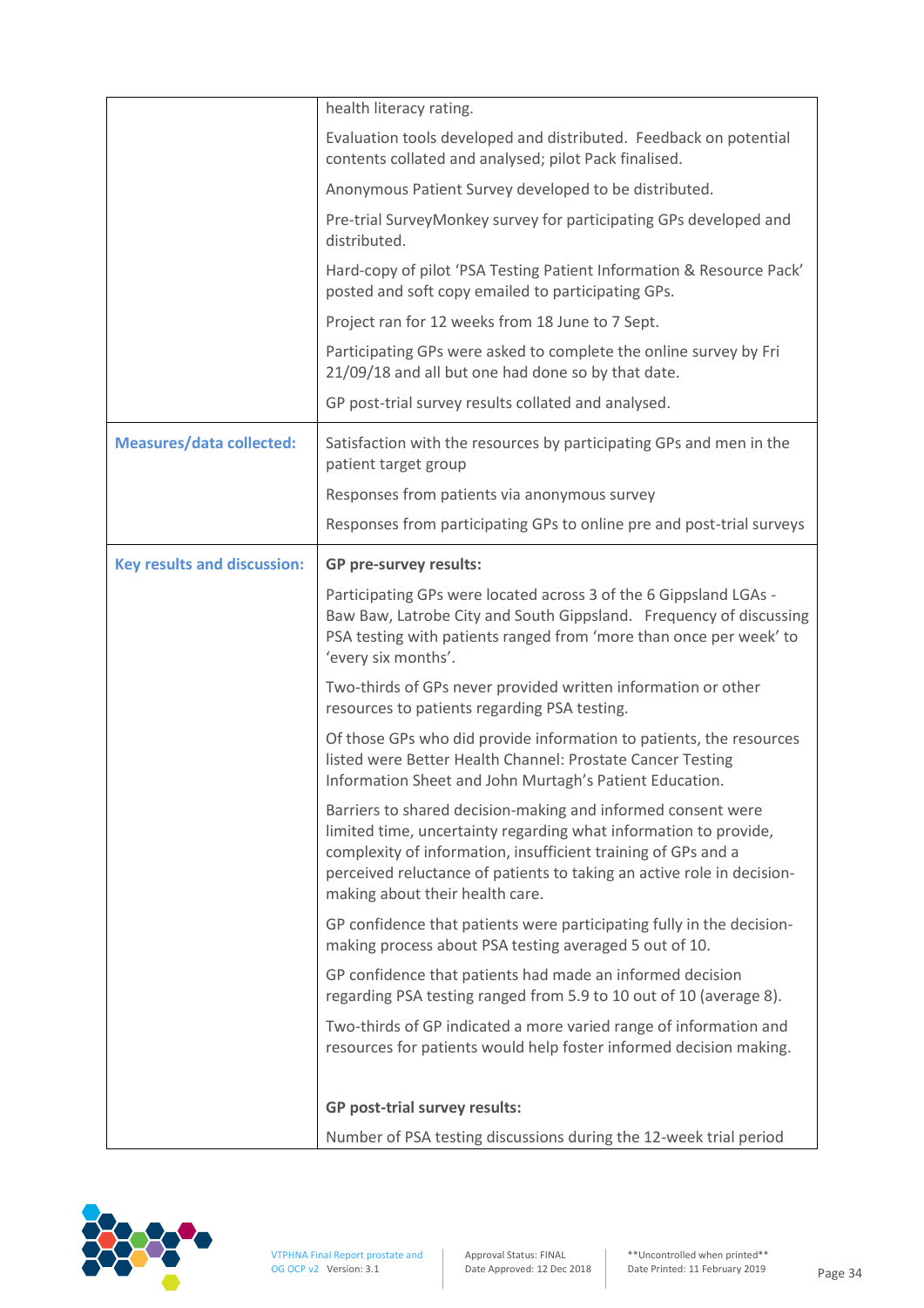| | |
|---|---|
| | health literacy rating.<br><br>Evaluation tools developed and distributed. Feedback on potential contents collated and analysed; pilot Pack finalised.<br><br>Anonymous Patient Survey developed to be distributed.<br><br>Pre-trial SurveyMonkey survey for participating GPs developed and distributed.<br><br>Hard-copy of pilot 'PSA Testing Patient Information & Resource Pack' posted and soft copy emailed to participating GPs.<br><br>Project ran for 12 weeks from 18 June to 7 Sept.<br><br>Participating GPs were asked to complete the online survey by Fri 21/09/18 and all but one had done so by that date.<br><br>GP post-trial survey results collated and analysed. |
| **Measures/data collected:** | Satisfaction with the resources by participating GPs and men in the patient target group<br><br>Responses from patients via anonymous survey<br><br>Responses from participating GPs to online pre and post-trial surveys |
| **Key results and discussion:** | **GP pre-survey results:**<br><br>Participating GPs were located across 3 of the 6 Gippsland LGAs - Baw Baw, Latrobe City and South Gippsland. Frequency of discussing PSA testing with patients ranged from 'more than once per week' to 'every six months'.<br><br>Two-thirds of GPs never provided written information or other resources to patients regarding PSA testing.<br><br>Of those GPs who did provide information to patients, the resources listed were Better Health Channel: Prostate Cancer Testing Information Sheet and John Murtagh's Patient Education.<br><br>Barriers to shared decision-making and informed consent were limited time, uncertainty regarding what information to provide, complexity of information, insufficient training of GPs and a perceived reluctance of patients to taking an active role in decision-making about their health care.<br><br>GP confidence that patients were participating fully in the decision-making process about PSA testing averaged 5 out of 10.<br><br>GP confidence that patients had made an informed decision regarding PSA testing ranged from 5.9 to 10 out of 10 (average 8).<br><br>Two-thirds of GP indicated a more varied range of information and resources for patients would help foster informed decision making.<br><br>**GP post-trial survey results:**<br><br>Number of PSA testing discussions during the 12-week trial period |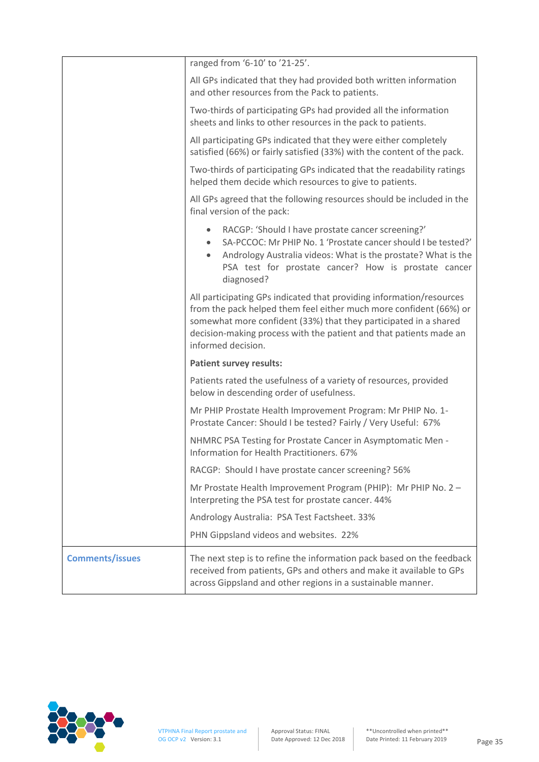| | |
|---|---|
| | ranged from '6-10' to '21-25'.<br><br>All GPs indicated that they had provided both written information and other resources from the Pack to patients.<br><br>Two-thirds of participating GPs had provided all the information sheets and links to other resources in the pack to patients.<br><br>All participating GPs indicated that they were either completely satisfied (66%) or fairly satisfied (33%) with the content of the pack.<br><br>Two-thirds of participating GPs indicated that the readability ratings helped them decide which resources to give to patients.<br><br>All GPs agreed that the following resources should be included in the final version of the pack:<br><br>• RACGP: 'Should I have prostate cancer screening?'<br>• SA-PCCOC: Mr PHIP No. 1 'Prostate cancer should I be tested?'<br>• Andrology Australia videos: What is the prostate? What is the PSA test for prostate cancer? How is prostate cancer diagnosed?<br><br>All participating GPs indicated that providing information/resources from the pack helped them feel either much more confident (66%) or somewhat more confident (33%) that they participated in a shared decision-making process with the patient and that patients made an informed decision.<br><br>**Patient survey results:**<br><br>Patients rated the usefulness of a variety of resources, provided below in descending order of usefulness.<br><br>Mr PHIP Prostate Health Improvement Program: Mr PHIP No. 1- Prostate Cancer: Should I be tested? Fairly / Very Useful: 67%<br><br>NHMRC PSA Testing for Prostate Cancer in Asymptomatic Men - Information for Health Practitioners. 67%<br><br>RACGP: Should I have prostate cancer screening? 56%<br><br>Mr Prostate Health Improvement Program (PHIP): Mr PHIP No. 2 – Interpreting the PSA test for prostate cancer. 44%<br><br>Andrology Australia: PSA Test Factsheet. 33%<br><br>PHN Gippsland videos and websites. 22% |
| **Comments/issues** | The next step is to refine the information pack based on the feedback received from patients, GPs and others and make it available to GPs across Gippsland and other regions in a sustainable manner. |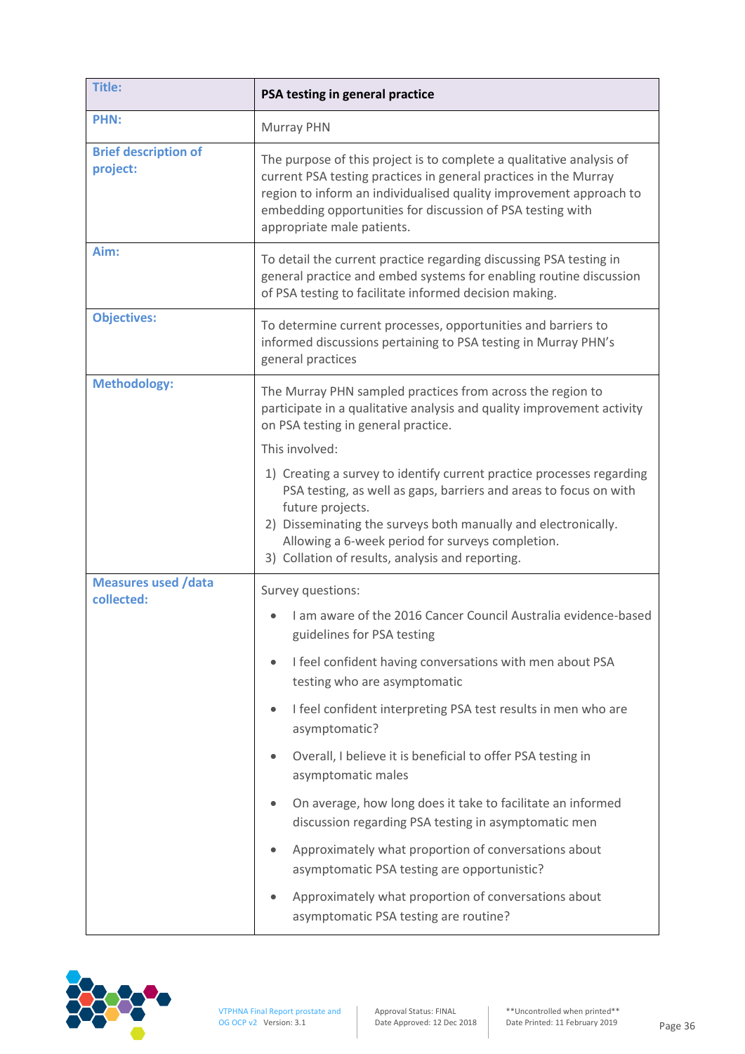| Title: | PSA testing in general practice |
|---|---|
| PHN: | Murray PHN |
| Brief description of project: | The purpose of this project is to complete a qualitative analysis of current PSA testing practices in general practices in the Murray region to inform an individualised quality improvement approach to embedding opportunities for discussion of PSA testing with appropriate male patients. |
| Aim: | To detail the current practice regarding discussing PSA testing in general practice and embed systems for enabling routine discussion of PSA testing to facilitate informed decision making. |
| Objectives: | To determine current processes, opportunities and barriers to informed discussions pertaining to PSA testing in Murray PHN's general practices |
| Methodology: | The Murray PHN sampled practices from across the region to participate in a qualitative analysis and quality improvement activity on PSA testing in general practice.<br><br>This involved:<br><br>1) Creating a survey to identify current practice processes regarding PSA testing, as well as gaps, barriers and areas to focus on with future projects.<br>2) Disseminating the surveys both manually and electronically. Allowing a 6-week period for surveys completion.<br>3) Collation of results, analysis and reporting. |
| Measures used /data collected: | Survey questions:<br><br>• I am aware of the 2016 Cancer Council Australia evidence-based guidelines for PSA testing<br>• I feel confident having conversations with men about PSA testing who are asymptomatic<br>• I feel confident interpreting PSA test results in men who are asymptomatic?<br>• Overall, I believe it is beneficial to offer PSA testing in asymptomatic males<br>• On average, how long does it take to facilitate an informed discussion regarding PSA testing in asymptomatic men<br>• Approximately what proportion of conversations about asymptomatic PSA testing are opportunistic?<br>• Approximately what proportion of conversations about asymptomatic PSA testing are routine? |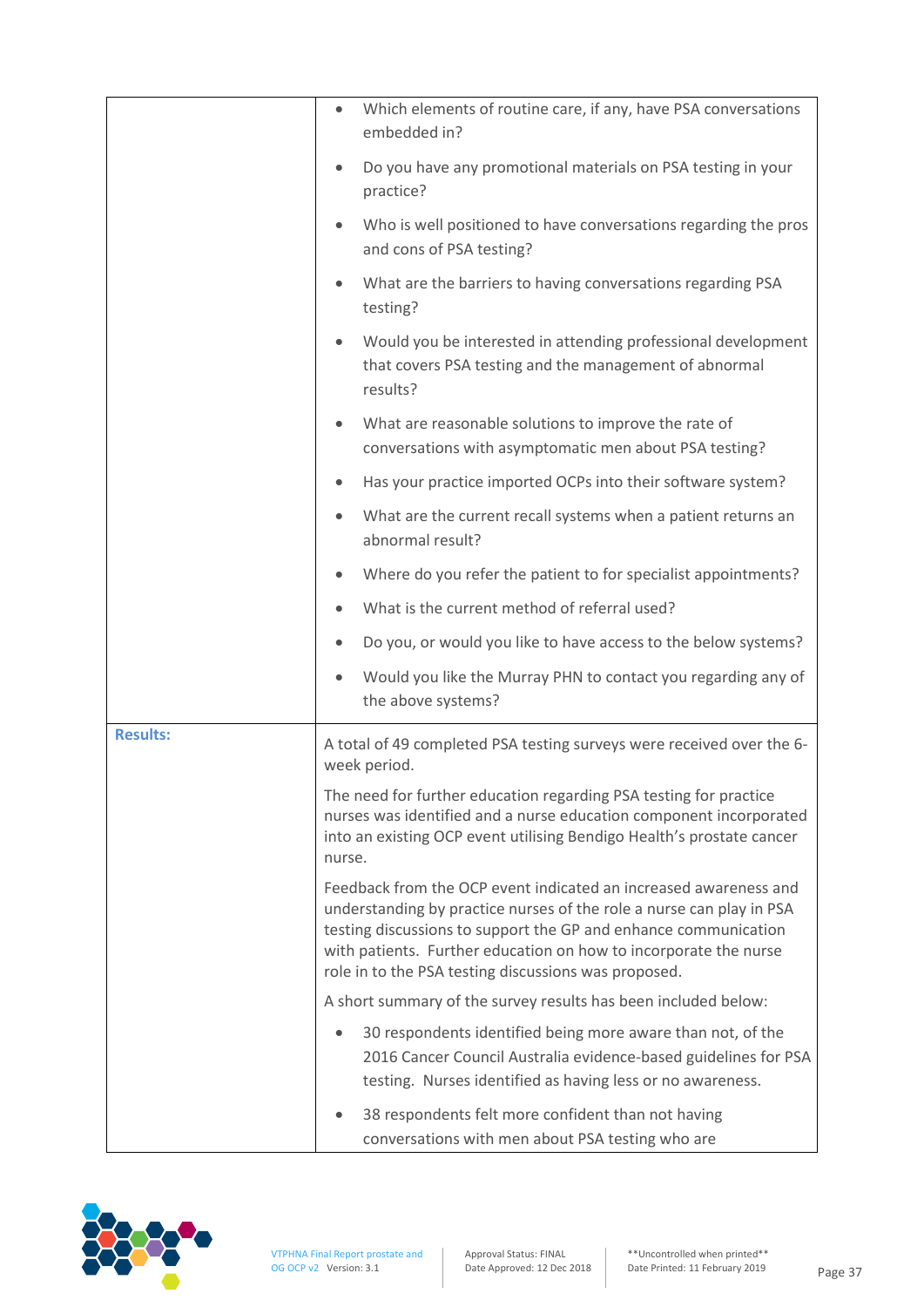| | |
|---|---|
| | • Which elements of routine care, if any, have PSA conversations embedded in?<br>• Do you have any promotional materials on PSA testing in your practice?<br>• Who is well positioned to have conversations regarding the pros and cons of PSA testing?<br>• What are the barriers to having conversations regarding PSA testing?<br>• Would you be interested in attending professional development that covers PSA testing and the management of abnormal results?<br>• What are reasonable solutions to improve the rate of conversations with asymptomatic men about PSA testing?<br>• Has your practice imported OCPs into their software system?<br>• What are the current recall systems when a patient returns an abnormal result?<br>• Where do you refer the patient to for specialist appointments?<br>• What is the current method of referral used?<br>• Do you, or would you like to have access to the below systems?<br>• Would you like the Murray PHN to contact you regarding any of the above systems? |
| **Results:** | A total of 49 completed PSA testing surveys were received over the 6-week period.<br><br>The need for further education regarding PSA testing for practice nurses was identified and a nurse education component incorporated into an existing OCP event utilising Bendigo Health's prostate cancer nurse.<br><br>Feedback from the OCP event indicated an increased awareness and understanding by practice nurses of the role a nurse can play in PSA testing discussions to support the GP and enhance communication with patients. Further education on how to incorporate the nurse role in to the PSA testing discussions was proposed.<br><br>A short summary of the survey results has been included below:<br><br>• 30 respondents identified being more aware than not, of the 2016 Cancer Council Australia evidence-based guidelines for PSA testing. Nurses identified as having less or no awareness.<br>• 38 respondents felt more confident than not having conversations with men about PSA testing who are |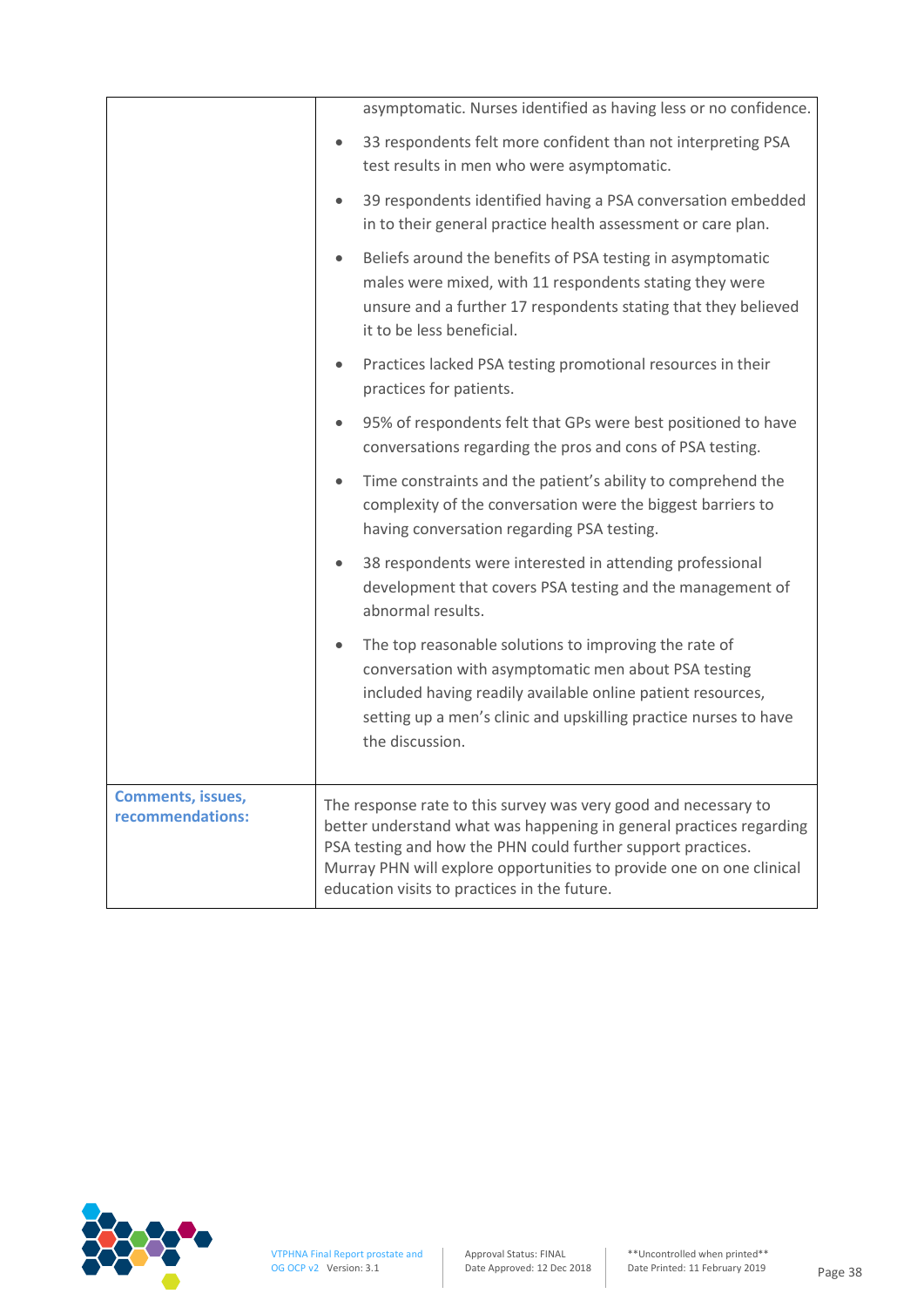| | |
|---|---|
| | asymptomatic. Nurses identified as having less or no confidence.<br>• 33 respondents felt more confident than not interpreting PSA test results in men who were asymptomatic.<br>• 39 respondents identified having a PSA conversation embedded in to their general practice health assessment or care plan.<br>• Beliefs around the benefits of PSA testing in asymptomatic males were mixed, with 11 respondents stating they were unsure and a further 17 respondents stating that they believed it to be less beneficial.<br>• Practices lacked PSA testing promotional resources in their practices for patients.<br>• 95% of respondents felt that GPs were best positioned to have conversations regarding the pros and cons of PSA testing.<br>• Time constraints and the patient's ability to comprehend the complexity of the conversation were the biggest barriers to having conversation regarding PSA testing.<br>• 38 respondents were interested in attending professional development that covers PSA testing and the management of abnormal results.<br>• The top reasonable solutions to improving the rate of conversation with asymptomatic men about PSA testing included having readily available online patient resources, setting up a men's clinic and upskilling practice nurses to have the discussion. |
| **Comments, issues, recommendations:** | The response rate to this survey was very good and necessary to better understand what was happening in general practices regarding PSA testing and how the PHN could further support practices. Murray PHN will explore opportunities to provide one on one clinical education visits to practices in the future. |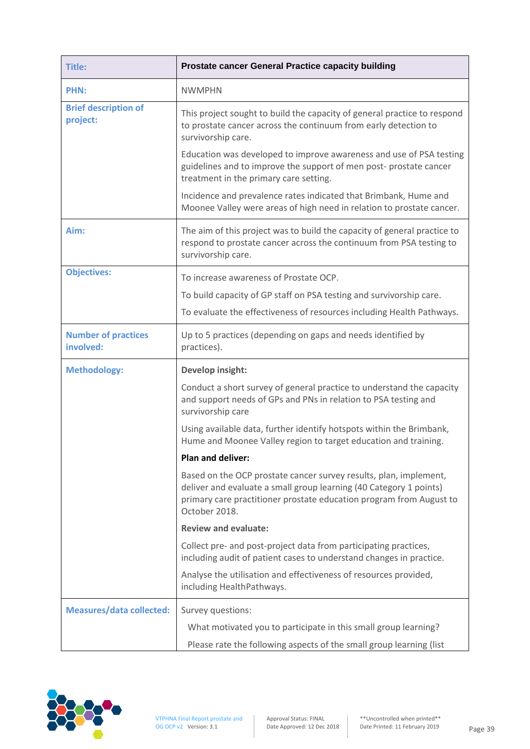| Title: | Prostate cancer General Practice capacity building |
|---|---|
| PHN: | NWMPHN |
| Brief description of project: | This project sought to build the capacity of general practice to respond to prostate cancer across the continuum from early detection to survivorship care.<br><br>Education was developed to improve awareness and use of PSA testing guidelines and to improve the support of men post- prostate cancer treatment in the primary care setting.<br><br>Incidence and prevalence rates indicated that Brimbank, Hume and Moonee Valley were areas of high need in relation to prostate cancer. |
| Aim: | The aim of this project was to build the capacity of general practice to respond to prostate cancer across the continuum from PSA testing to survivorship care. |
| Objectives: | To increase awareness of Prostate OCP.<br><br>To build capacity of GP staff on PSA testing and survivorship care.<br><br>To evaluate the effectiveness of resources including Health Pathways. |
| Number of practices involved: | Up to 5 practices (depending on gaps and needs identified by practices). |
| Methodology: | **Develop insight:**<br><br>Conduct a short survey of general practice to understand the capacity and support needs of GPs and PNs in relation to PSA testing and survivorship care<br><br>Using available data, further identify hotspots within the Brimbank, Hume and Moonee Valley region to target education and training.<br><br>**Plan and deliver:**<br><br>Based on the OCP prostate cancer survey results, plan, implement, deliver and evaluate a small group learning (40 Category 1 points) primary care practitioner prostate education program from August to October 2018.<br><br>**Review and evaluate:**<br><br>Collect pre- and post-project data from participating practices, including audit of patient cases to understand changes in practice.<br><br>Analyse the utilisation and effectiveness of resources provided, including HealthPathways. |
| Measures/data collected: | Survey questions:<br><br>What motivated you to participate in this small group learning?<br><br>Please rate the following aspects of the small group learning (list |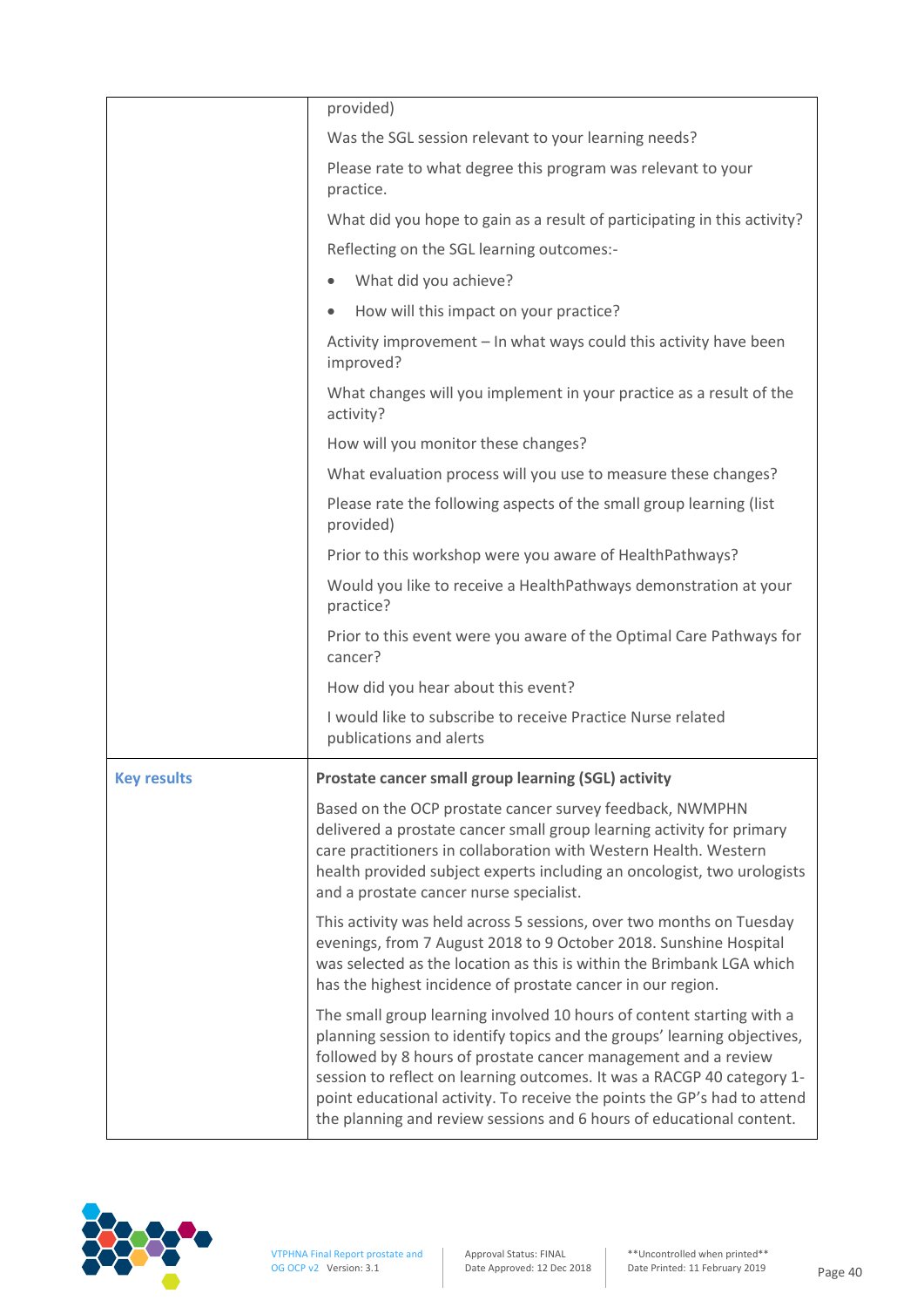| | |
|---|---|
| | provided)<br><br>Was the SGL session relevant to your learning needs?<br><br>Please rate to what degree this program was relevant to your practice.<br><br>What did you hope to gain as a result of participating in this activity?<br><br>Reflecting on the SGL learning outcomes:-<br><br>• What did you achieve?<br><br>• How will this impact on your practice?<br><br>Activity improvement – In what ways could this activity have been improved?<br><br>What changes will you implement in your practice as a result of the activity?<br><br>How will you monitor these changes?<br><br>What evaluation process will you use to measure these changes?<br><br>Please rate the following aspects of the small group learning (list provided)<br><br>Prior to this workshop were you aware of HealthPathways?<br><br>Would you like to receive a HealthPathways demonstration at your practice?<br><br>Prior to this event were you aware of the Optimal Care Pathways for cancer?<br><br>How did you hear about this event?<br><br>I would like to subscribe to receive Practice Nurse related publications and alerts |
| **Key results** | **Prostate cancer small group learning (SGL) activity**<br><br>Based on the OCP prostate cancer survey feedback, NWMPHN delivered a prostate cancer small group learning activity for primary care practitioners in collaboration with Western Health. Western health provided subject experts including an oncologist, two urologists and a prostate cancer nurse specialist.<br><br>This activity was held across 5 sessions, over two months on Tuesday evenings, from 7 August 2018 to 9 October 2018. Sunshine Hospital was selected as the location as this is within the Brimbank LGA which has the highest incidence of prostate cancer in our region.<br><br>The small group learning involved 10 hours of content starting with a planning session to identify topics and the groups' learning objectives, followed by 8 hours of prostate cancer management and a review session to reflect on learning outcomes. It was a RACGP 40 category 1-point educational activity. To receive the points the GP's had to attend the planning and review sessions and 6 hours of educational content. |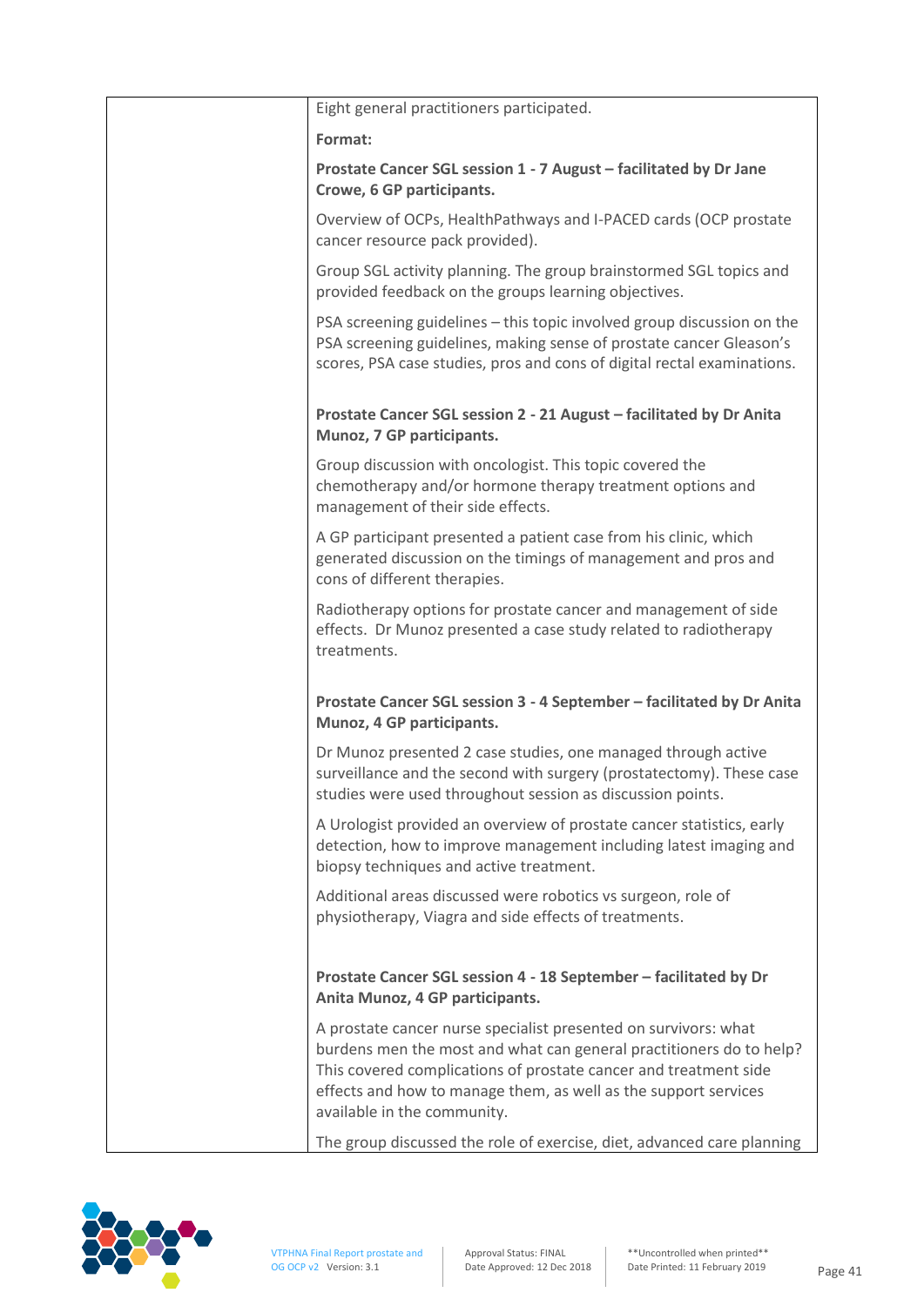| | Eight general practitioners participated.<br><br>**Format:**<br><br>**Prostate Cancer SGL session 1 - 7 August – facilitated by Dr Jane Crowe, 6 GP participants.**<br><br>Overview of OCPs, HealthPathways and I-PACED cards (OCP prostate cancer resource pack provided).<br><br>Group SGL activity planning. The group brainstormed SGL topics and provided feedback on the groups learning objectives.<br><br>PSA screening guidelines – this topic involved group discussion on the PSA screening guidelines, making sense of prostate cancer Gleason's scores, PSA case studies, pros and cons of digital rectal examinations.<br><br>**Prostate Cancer SGL session 2 - 21 August – facilitated by Dr Anita Munoz, 7 GP participants.**<br><br>Group discussion with oncologist. This topic covered the chemotherapy and/or hormone therapy treatment options and management of their side effects.<br><br>A GP participant presented a patient case from his clinic, which generated discussion on the timings of management and pros and cons of different therapies.<br><br>Radiotherapy options for prostate cancer and management of side effects. Dr Munoz presented a case study related to radiotherapy treatments.<br><br>**Prostate Cancer SGL session 3 - 4 September – facilitated by Dr Anita Munoz, 4 GP participants.**<br><br>Dr Munoz presented 2 case studies, one managed through active surveillance and the second with surgery (prostatectomy). These case studies were used throughout session as discussion points.<br><br>A Urologist provided an overview of prostate cancer statistics, early detection, how to improve management including latest imaging and biopsy techniques and active treatment.<br><br>Additional areas discussed were robotics vs surgeon, role of physiotherapy, Viagra and side effects of treatments.<br><br>**Prostate Cancer SGL session 4 - 18 September – facilitated by Dr Anita Munoz, 4 GP participants.**<br><br>A prostate cancer nurse specialist presented on survivors: what burdens men the most and what can general practitioners do to help? This covered complications of prostate cancer and treatment side effects and how to manage them, as well as the support services available in the community.<br><br>The group discussed the role of exercise, diet, advanced care planning |
|---|---|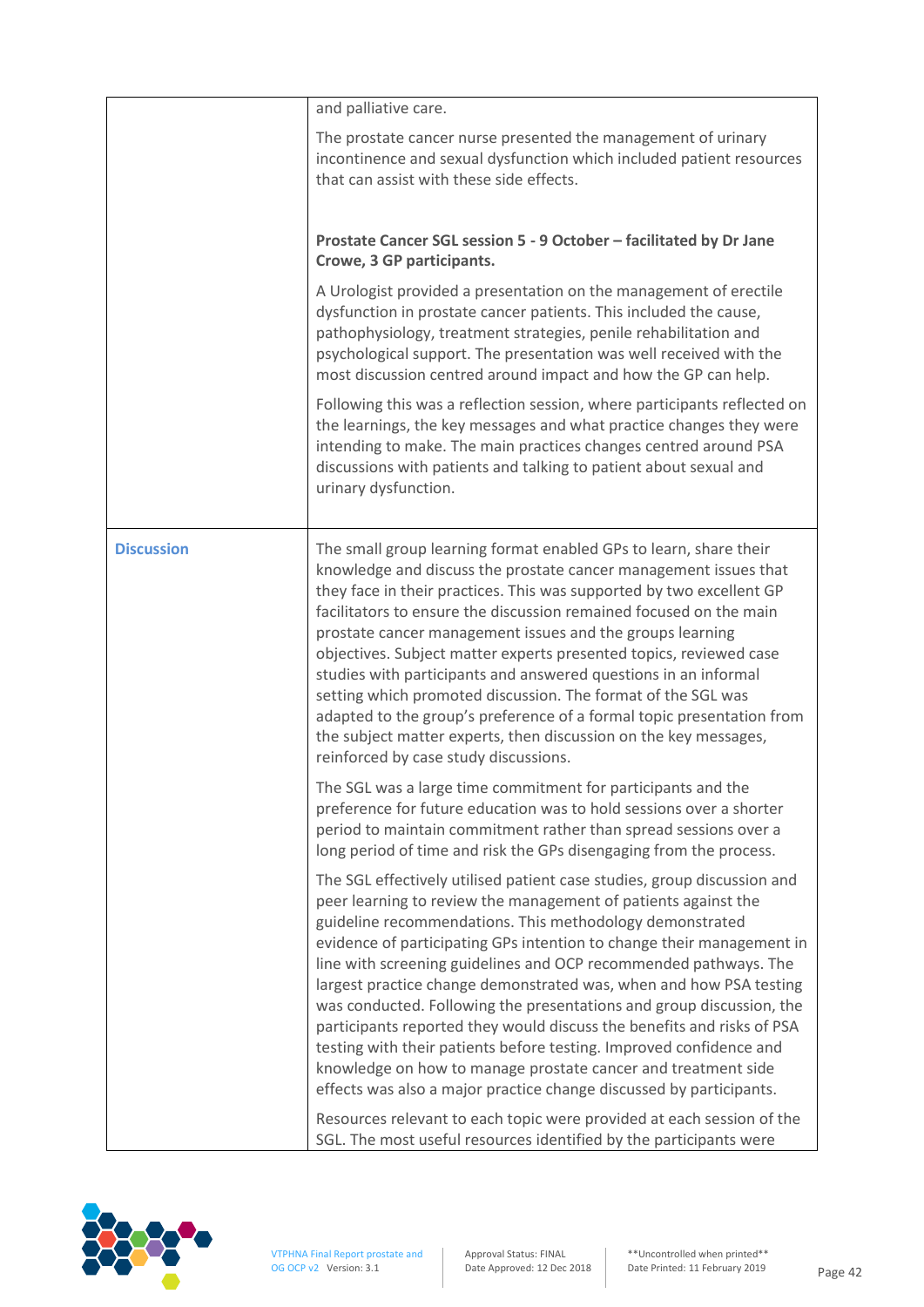| | |
|---|---|
| | and palliative care.<br><br>The prostate cancer nurse presented the management of urinary incontinence and sexual dysfunction which included patient resources that can assist with these side effects.<br><br>**Prostate Cancer SGL session 5 - 9 October – facilitated by Dr Jane Crowe, 3 GP participants.**<br><br>A Urologist provided a presentation on the management of erectile dysfunction in prostate cancer patients. This included the cause, pathophysiology, treatment strategies, penile rehabilitation and psychological support. The presentation was well received with the most discussion centred around impact and how the GP can help.<br><br>Following this was a reflection session, where participants reflected on the learnings, the key messages and what practice changes they were intending to make. The main practices changes centred around PSA discussions with patients and talking to patient about sexual and urinary dysfunction. |
| **Discussion** | The small group learning format enabled GPs to learn, share their knowledge and discuss the prostate cancer management issues that they face in their practices. This was supported by two excellent GP facilitators to ensure the discussion remained focused on the main prostate cancer management issues and the groups learning objectives. Subject matter experts presented topics, reviewed case studies with participants and answered questions in an informal setting which promoted discussion. The format of the SGL was adapted to the group's preference of a formal topic presentation from the subject matter experts, then discussion on the key messages, reinforced by case study discussions.<br><br>The SGL was a large time commitment for participants and the preference for future education was to hold sessions over a shorter period to maintain commitment rather than spread sessions over a long period of time and risk the GPs disengaging from the process.<br><br>The SGL effectively utilised patient case studies, group discussion and peer learning to review the management of patients against the guideline recommendations. This methodology demonstrated evidence of participating GPs intention to change their management in line with screening guidelines and OCP recommended pathways. The largest practice change demonstrated was, when and how PSA testing was conducted. Following the presentations and group discussion, the participants reported they would discuss the benefits and risks of PSA testing with their patients before testing. Improved confidence and knowledge on how to manage prostate cancer and treatment side effects was also a major practice change discussed by participants.<br><br>Resources relevant to each topic were provided at each session of the SGL. The most useful resources identified by the participants were |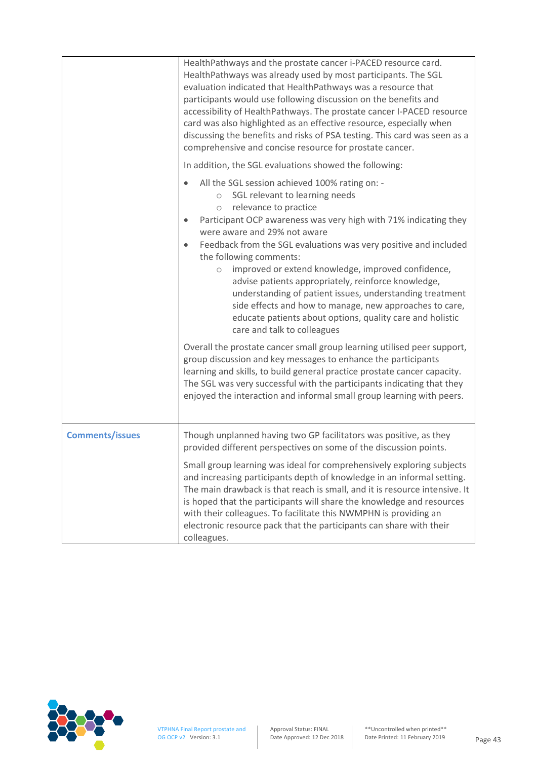| | |
|---|---|
| | HealthPathways and the prostate cancer i-PACED resource card. HealthPathways was already used by most participants. The SGL evaluation indicated that HealthPathways was a resource that participants would use following discussion on the benefits and accessibility of HealthPathways. The prostate cancer I-PACED resource card was also highlighted as an effective resource, especially when discussing the benefits and risks of PSA testing. This card was seen as a comprehensive and concise resource for prostate cancer.<br><br>In addition, the SGL evaluations showed the following:<br><br>• All the SGL session achieved 100% rating on: -<br>&nbsp;&nbsp;&nbsp;&nbsp;○ SGL relevant to learning needs<br>&nbsp;&nbsp;&nbsp;&nbsp;○ relevance to practice<br>• Participant OCP awareness was very high with 71% indicating they were aware and 29% not aware<br>• Feedback from the SGL evaluations was very positive and included the following comments:<br>&nbsp;&nbsp;&nbsp;&nbsp;○ improved or extend knowledge, improved confidence, advise patients appropriately, reinforce knowledge, understanding of patient issues, understanding treatment side effects and how to manage, new approaches to care, educate patients about options, quality care and holistic care and talk to colleagues<br><br>Overall the prostate cancer small group learning utilised peer support, group discussion and key messages to enhance the participants learning and skills, to build general practice prostate cancer capacity. The SGL was very successful with the participants indicating that they enjoyed the interaction and informal small group learning with peers. |
| **Comments/issues** | Though unplanned having two GP facilitators was positive, as they provided different perspectives on some of the discussion points.<br><br>Small group learning was ideal for comprehensively exploring subjects and increasing participants depth of knowledge in an informal setting. The main drawback is that reach is small, and it is resource intensive. It is hoped that the participants will share the knowledge and resources with their colleagues. To facilitate this NWMPHN is providing an electronic resource pack that the participants can share with their colleagues. |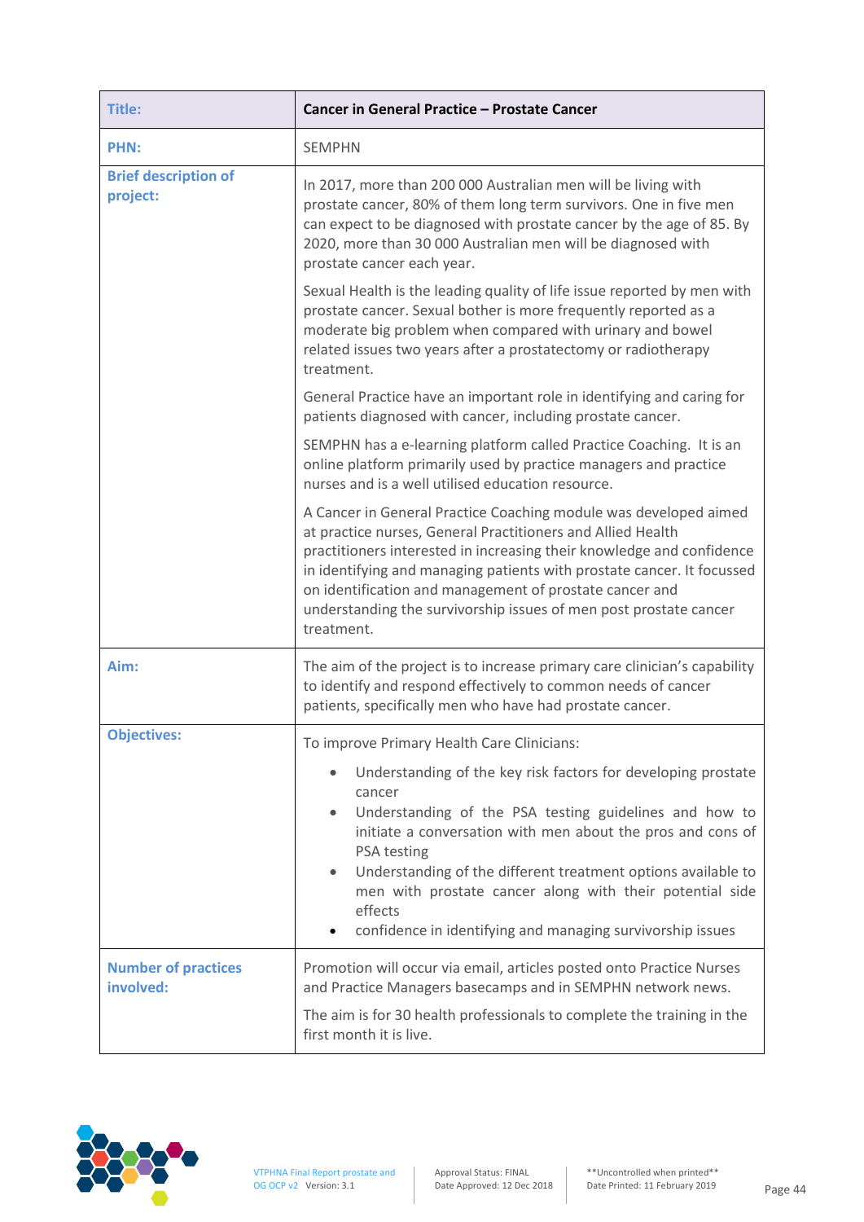| Title: | Cancer in General Practice – Prostate Cancer |
|---|---|
| PHN: | SEMPHN |
| Brief description of project: | In 2017, more than 200 000 Australian men will be living with prostate cancer, 80% of them long term survivors. One in five men can expect to be diagnosed with prostate cancer by the age of 85. By 2020, more than 30 000 Australian men will be diagnosed with prostate cancer each year.<br><br>Sexual Health is the leading quality of life issue reported by men with prostate cancer. Sexual bother is more frequently reported as a moderate big problem when compared with urinary and bowel related issues two years after a prostatectomy or radiotherapy treatment.<br><br>General Practice have an important role in identifying and caring for patients diagnosed with cancer, including prostate cancer.<br><br>SEMPHN has a e-learning platform called Practice Coaching. It is an online platform primarily used by practice managers and practice nurses and is a well utilised education resource.<br><br>A Cancer in General Practice Coaching module was developed aimed at practice nurses, General Practitioners and Allied Health practitioners interested in increasing their knowledge and confidence in identifying and managing patients with prostate cancer. It focussed on identification and management of prostate cancer and understanding the survivorship issues of men post prostate cancer treatment. |
| Aim: | The aim of the project is to increase primary care clinician's capability to identify and respond effectively to common needs of cancer patients, specifically men who have had prostate cancer. |
| Objectives: | To improve Primary Health Care Clinicians:<br><br>• Understanding of the key risk factors for developing prostate cancer<br>• Understanding of the PSA testing guidelines and how to initiate a conversation with men about the pros and cons of PSA testing<br>• Understanding of the different treatment options available to men with prostate cancer along with their potential side effects<br>• confidence in identifying and managing survivorship issues |
| Number of practices involved: | Promotion will occur via email, articles posted onto Practice Nurses and Practice Managers basecamps and in SEMPHN network news.<br><br>The aim is for 30 health professionals to complete the training in the first month it is live. |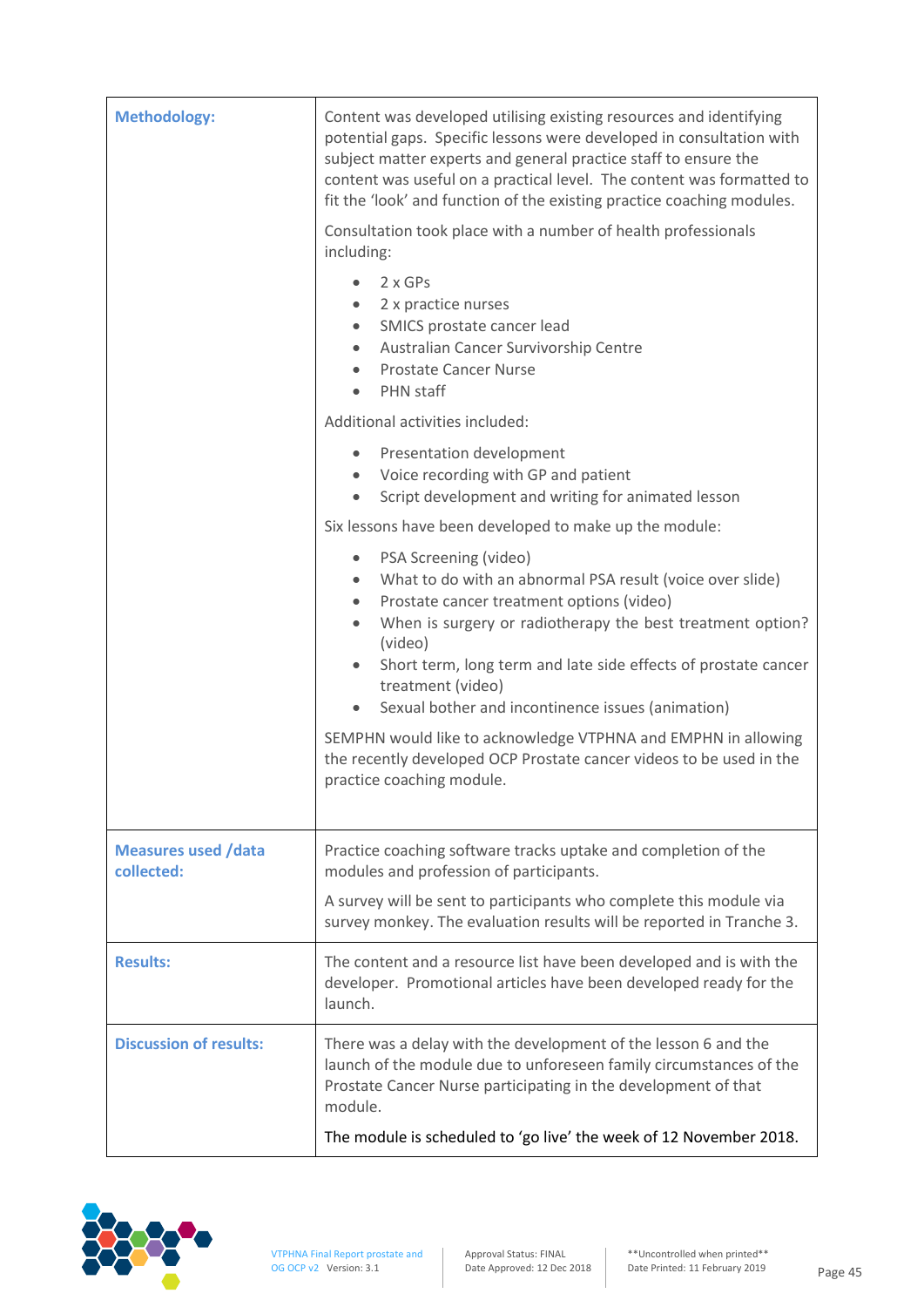| | |
|---|---|
| **Methodology:** | Content was developed utilising existing resources and identifying potential gaps. Specific lessons were developed in consultation with subject matter experts and general practice staff to ensure the content was useful on a practical level. The content was formatted to fit the 'look' and function of the existing practice coaching modules.<br><br>Consultation took place with a number of health professionals including:<br>• 2 x GPs<br>• 2 x practice nurses<br>• SMICS prostate cancer lead<br>• Australian Cancer Survivorship Centre<br>• Prostate Cancer Nurse<br>• PHN staff<br><br>Additional activities included:<br>• Presentation development<br>• Voice recording with GP and patient<br>• Script development and writing for animated lesson<br><br>Six lessons have been developed to make up the module:<br>• PSA Screening (video)<br>• What to do with an abnormal PSA result (voice over slide)<br>• Prostate cancer treatment options (video)<br>• When is surgery or radiotherapy the best treatment option? (video)<br>• Short term, long term and late side effects of prostate cancer treatment (video)<br>• Sexual bother and incontinence issues (animation)<br><br>SEMPHN would like to acknowledge VTPHNA and EMPHN in allowing the recently developed OCP Prostate cancer videos to be used in the practice coaching module. |
| **Measures used /data collected:** | Practice coaching software tracks uptake and completion of the modules and profession of participants.<br><br>A survey will be sent to participants who complete this module via survey monkey. The evaluation results will be reported in Tranche 3. |
| **Results:** | The content and a resource list have been developed and is with the developer. Promotional articles have been developed ready for the launch. |
| **Discussion of results:** | There was a delay with the development of the lesson 6 and the launch of the module due to unforeseen family circumstances of the Prostate Cancer Nurse participating in the development of that module.<br><br>The module is scheduled to 'go live' the week of 12 November 2018. |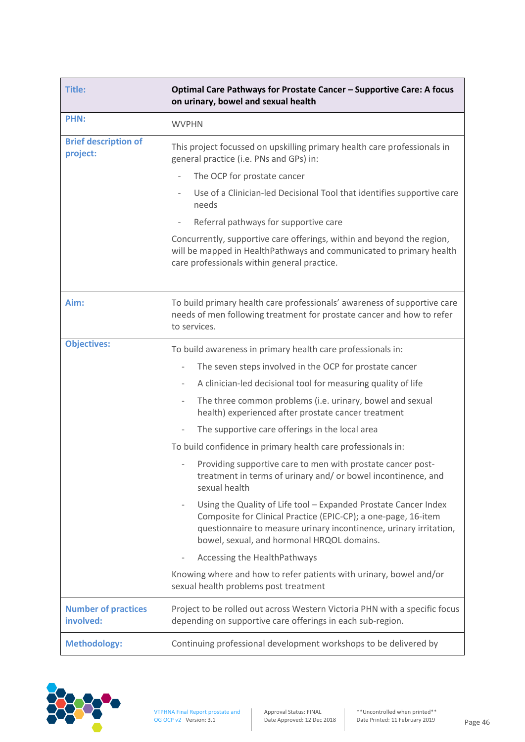| Title: | Optimal Care Pathways for Prostate Cancer – Supportive Care: A focus on urinary, bowel and sexual health |
|---|---|
| PHN: | WVPHN |
| Brief description of project: | This project focussed on upskilling primary health care professionals in general practice (i.e. PNs and GPs) in:<br>- The OCP for prostate cancer<br>- Use of a Clinician-led Decisional Tool that identifies supportive care needs<br>- Referral pathways for supportive care<br><br>Concurrently, supportive care offerings, within and beyond the region, will be mapped in HealthPathways and communicated to primary health care professionals within general practice. |
| Aim: | To build primary health care professionals' awareness of supportive care needs of men following treatment for prostate cancer and how to refer to services. |
| Objectives: | To build awareness in primary health care professionals in:<br>- The seven steps involved in the OCP for prostate cancer<br>- A clinician-led decisional tool for measuring quality of life<br>- The three common problems (i.e. urinary, bowel and sexual health) experienced after prostate cancer treatment<br>- The supportive care offerings in the local area<br><br>To build confidence in primary health care professionals in:<br>- Providing supportive care to men with prostate cancer post-treatment in terms of urinary and/ or bowel incontinence, and sexual health<br>- Using the Quality of Life tool – Expanded Prostate Cancer Index Composite for Clinical Practice (EPIC-CP); a one-page, 16-item questionnaire to measure urinary incontinence, urinary irritation, bowel, sexual, and hormonal HRQOL domains.<br>- Accessing the HealthPathways<br><br>Knowing where and how to refer patients with urinary, bowel and/or sexual health problems post treatment |
| Number of practices involved: | Project to be rolled out across Western Victoria PHN with a specific focus depending on supportive care offerings in each sub-region. |
| Methodology: | Continuing professional development workshops to be delivered by |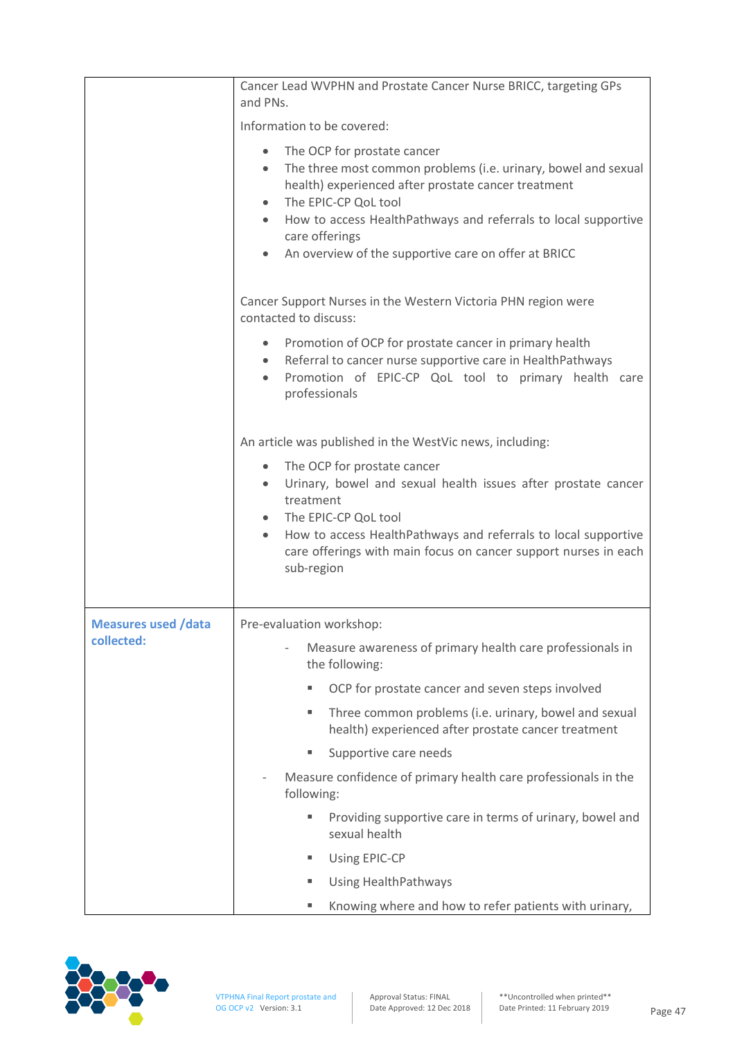| | |
|---|---|
| | Cancer Lead WVPHN and Prostate Cancer Nurse BRICC, targeting GPs and PNs.<br><br>Information to be covered:<br><br>• The OCP for prostate cancer<br>• The three most common problems (i.e. urinary, bowel and sexual health) experienced after prostate cancer treatment<br>• The EPIC-CP QoL tool<br>• How to access HealthPathways and referrals to local supportive care offerings<br>• An overview of the supportive care on offer at BRICC<br><br>Cancer Support Nurses in the Western Victoria PHN region were contacted to discuss:<br><br>• Promotion of OCP for prostate cancer in primary health<br>• Referral to cancer nurse supportive care in HealthPathways<br>• Promotion of EPIC-CP QoL tool to primary health care professionals<br><br>An article was published in the WestVic news, including:<br><br>• The OCP for prostate cancer<br>• Urinary, bowel and sexual health issues after prostate cancer treatment<br>• The EPIC-CP QoL tool<br>• How to access HealthPathways and referrals to local supportive care offerings with main focus on cancer support nurses in each sub-region |
| **Measures used /data collected:** | Pre-evaluation workshop:<br><br>- Measure awareness of primary health care professionals in the following:<br>  ▪ OCP for prostate cancer and seven steps involved<br>  ▪ Three common problems (i.e. urinary, bowel and sexual health) experienced after prostate cancer treatment<br>  ▪ Supportive care needs<br><br>- Measure confidence of primary health care professionals in the following:<br>  ▪ Providing supportive care in terms of urinary, bowel and sexual health<br>  ▪ Using EPIC-CP<br>  ▪ Using HealthPathways<br>  ▪ Knowing where and how to refer patients with urinary, |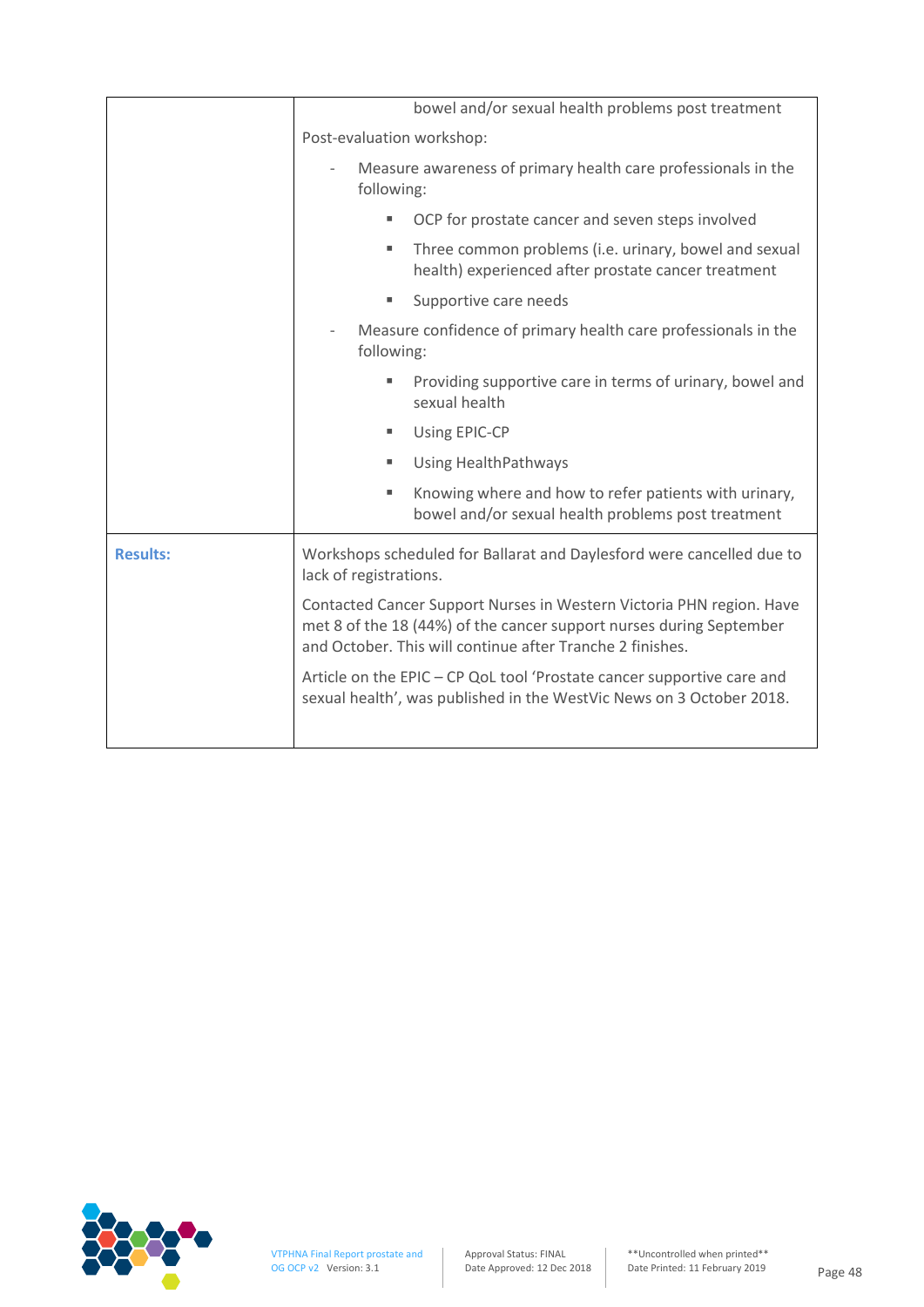| | |
|---|---|
| | bowel and/or sexual health problems post treatment<br><br>Post-evaluation workshop:<br><br>- Measure awareness of primary health care professionals in the following:<br>    - OCP for prostate cancer and seven steps involved<br>    - Three common problems (i.e. urinary, bowel and sexual health) experienced after prostate cancer treatment<br>    - Supportive care needs<br>- Measure confidence of primary health care professionals in the following:<br>    - Providing supportive care in terms of urinary, bowel and sexual health<br>    - Using EPIC-CP<br>    - Using HealthPathways<br>    - Knowing where and how to refer patients with urinary, bowel and/or sexual health problems post treatment |
| **Results:** | Workshops scheduled for Ballarat and Daylesford were cancelled due to lack of registrations.<br><br>Contacted Cancer Support Nurses in Western Victoria PHN region. Have met 8 of the 18 (44%) of the cancer support nurses during September and October. This will continue after Tranche 2 finishes.<br><br>Article on the EPIC – CP QoL tool 'Prostate cancer supportive care and sexual health', was published in the WestVic News on 3 October 2018. |